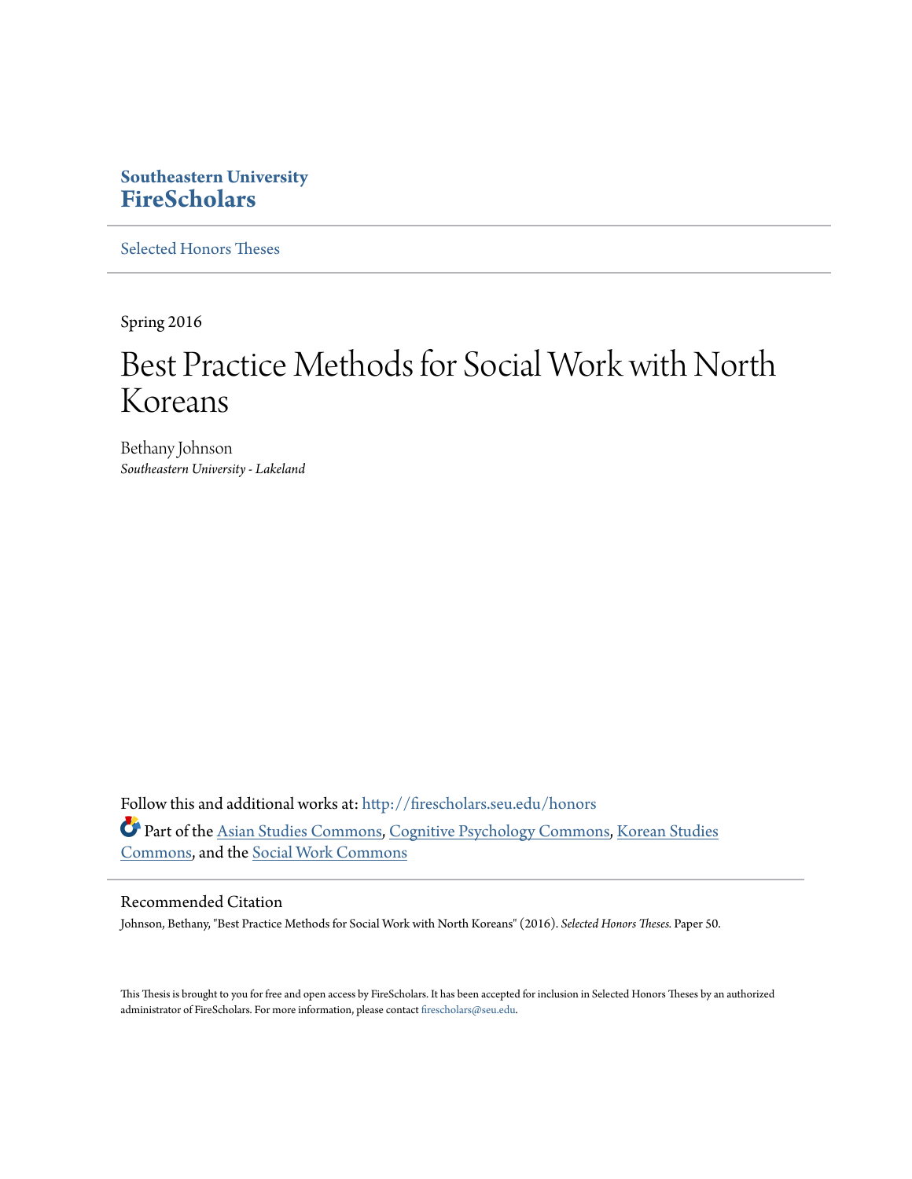Southeastern University
**FireScholars**

Selected Honors Theses

---

Spring 2016

# Best Practice Methods for Social Work with North Koreans

Bethany Johnson
*Southeastern University - Lakeland*

Follow this and additional works at: http://firescholars.seu.edu/honors

Part of the Asian Studies Commons, Cognitive Psychology Commons, Korean Studies Commons, and the Social Work Commons

## Recommended Citation

Johnson, Bethany, "Best Practice Methods for Social Work with North Koreans" (2016). *Selected Honors Theses.* Paper 50.

This Thesis is brought to you for free and open access by FireScholars. It has been accepted for inclusion in Selected Honors Theses by an authorized administrator of FireScholars. For more information, please contact firescholars@seu.edu.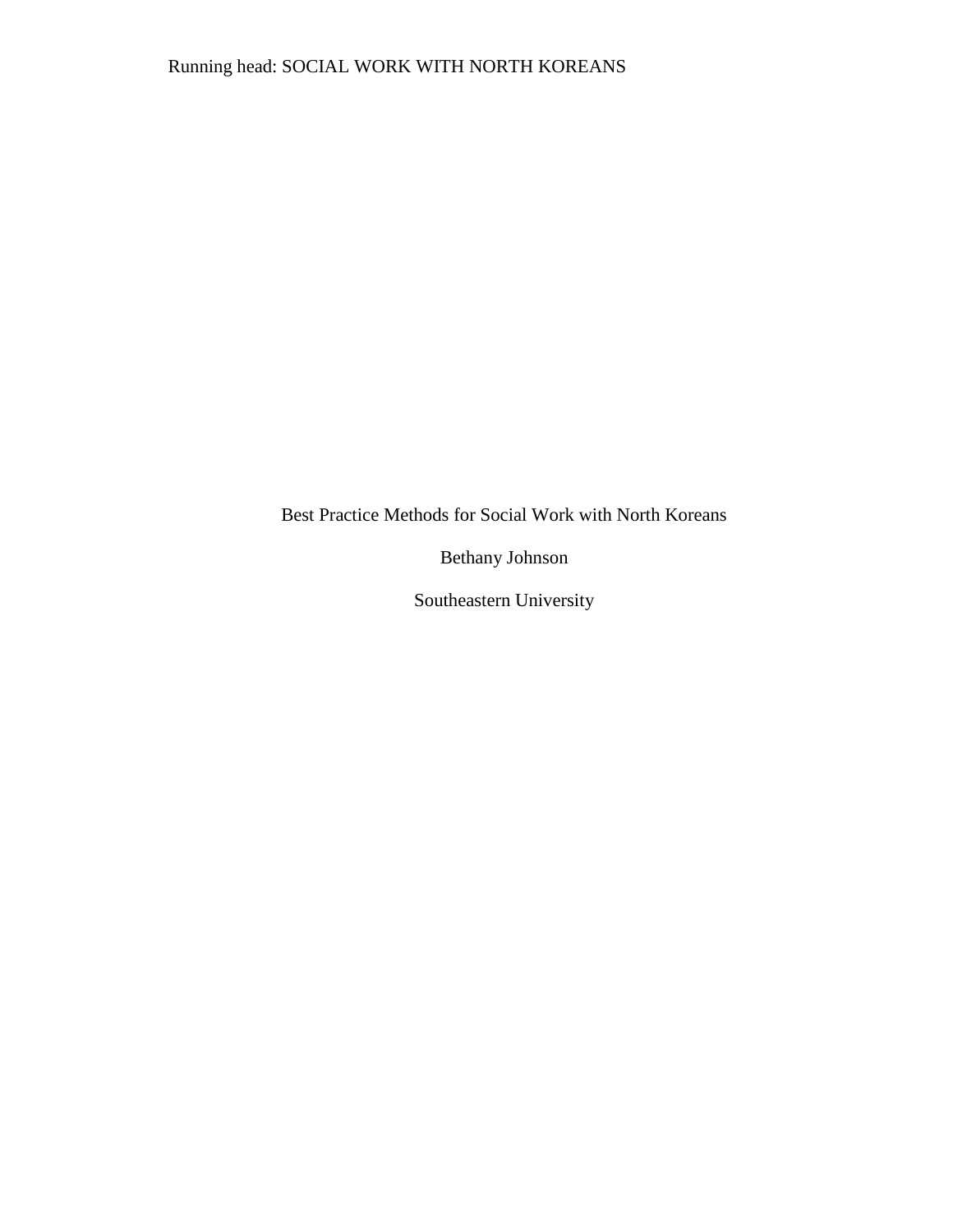# Best Practice Methods for Social Work with North Koreans

Bethany Johnson

Southeastern University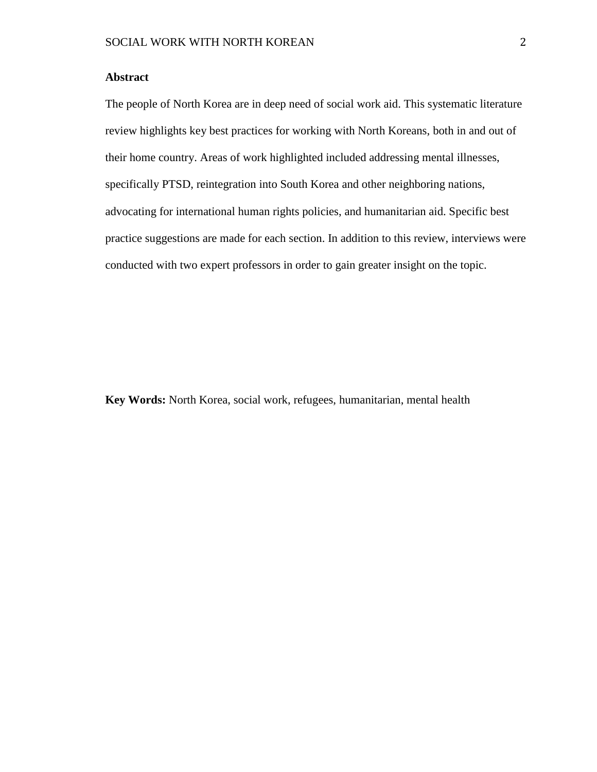## Abstract

The people of North Korea are in deep need of social work aid. This systematic literature review highlights key best practices for working with North Koreans, both in and out of their home country. Areas of work highlighted included addressing mental illnesses, specifically PTSD, reintegration into South Korea and other neighboring nations, advocating for international human rights policies, and humanitarian aid. Specific best practice suggestions are made for each section. In addition to this review, interviews were conducted with two expert professors in order to gain greater insight on the topic.

**Key Words:** North Korea, social work, refugees, humanitarian, mental health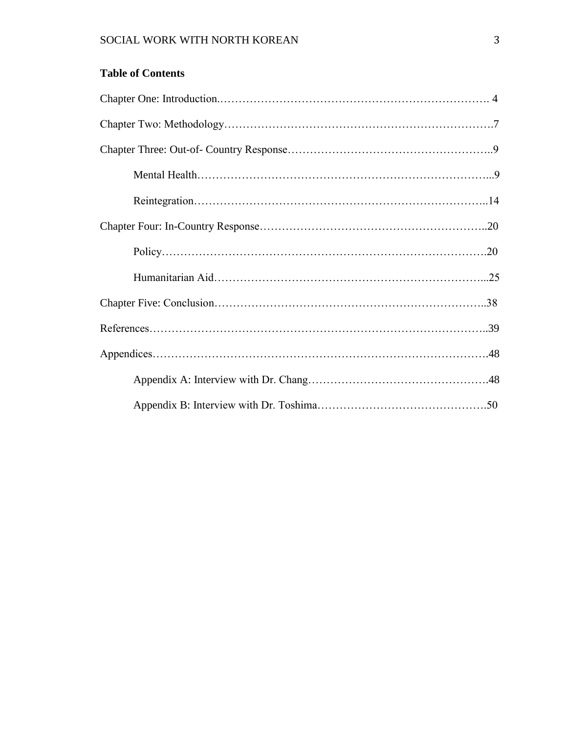**Table of Contents**

Chapter One: Introduction.……………………………………………………………… 4

Chapter Two: Methodology……………………………………………………………….7

Chapter Three: Out-of- Country Response………………………………………………..9

Mental Health……………………………………………………………………...9

Reintegration……………………………………………………………………..14

Chapter Four: In-Country Response……………………………………………………..20

Policy…………………………………………………………………………….20

Humanitarian Aid………………………………………………………………...25

Chapter Five: Conclusion………………………………………………………………..38

References………………………………………………………………………………..39

Appendices………………………………………………………………………………48

Appendix A: Interview with Dr. Chang………………………………………….48

Appendix B: Interview with Dr. Toshima……………………………….……….50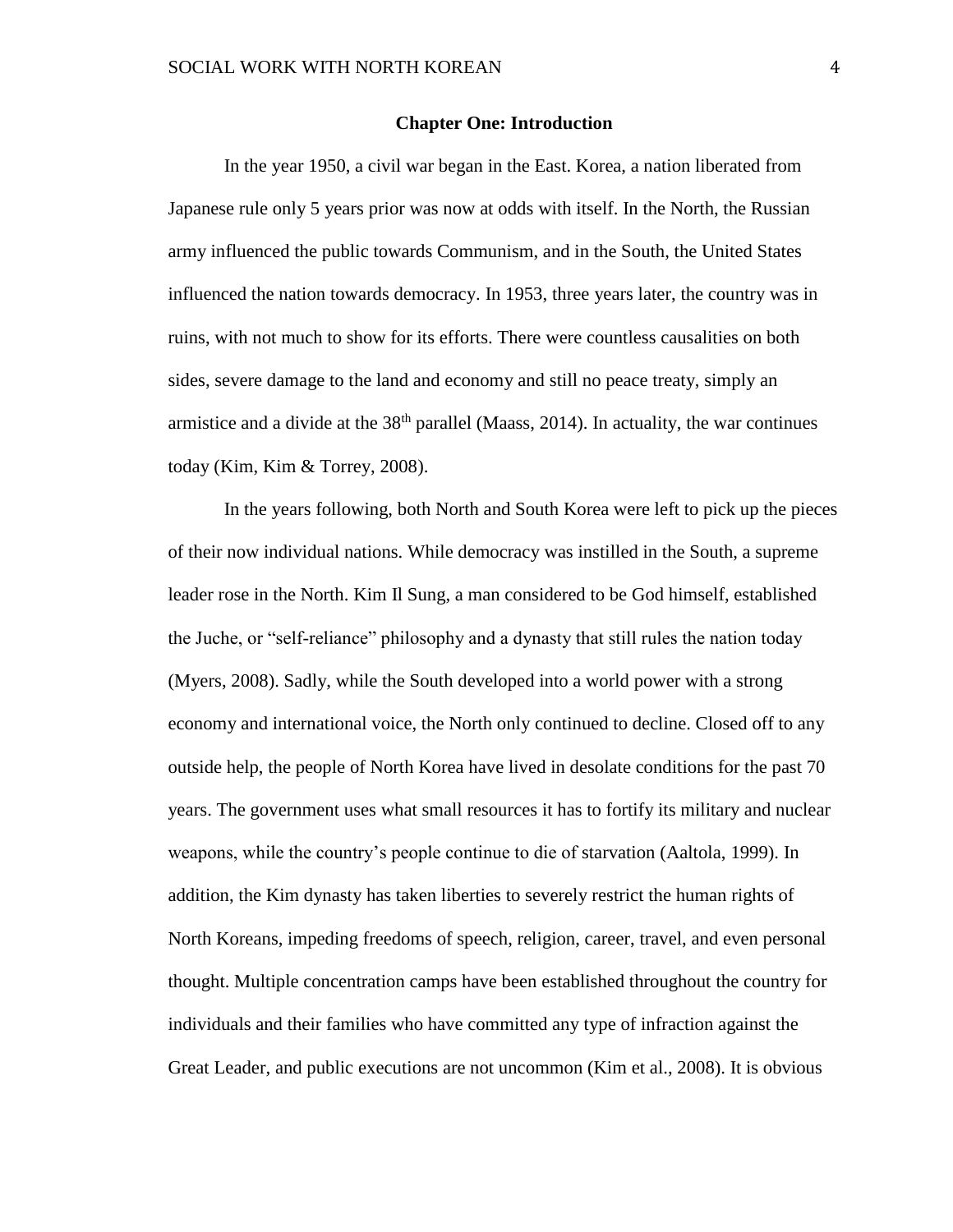## Chapter One: Introduction

In the year 1950, a civil war began in the East. Korea, a nation liberated from Japanese rule only 5 years prior was now at odds with itself. In the North, the Russian army influenced the public towards Communism, and in the South, the United States influenced the nation towards democracy. In 1953, three years later, the country was in ruins, with not much to show for its efforts. There were countless causalities on both sides, severe damage to the land and economy and still no peace treaty, simply an armistice and a divide at the 38th parallel (Maass, 2014). In actuality, the war continues today (Kim, Kim & Torrey, 2008).

In the years following, both North and South Korea were left to pick up the pieces of their now individual nations. While democracy was instilled in the South, a supreme leader rose in the North. Kim Il Sung, a man considered to be God himself, established the Juche, or "self-reliance" philosophy and a dynasty that still rules the nation today (Myers, 2008). Sadly, while the South developed into a world power with a strong economy and international voice, the North only continued to decline. Closed off to any outside help, the people of North Korea have lived in desolate conditions for the past 70 years. The government uses what small resources it has to fortify its military and nuclear weapons, while the country's people continue to die of starvation (Aaltola, 1999). In addition, the Kim dynasty has taken liberties to severely restrict the human rights of North Koreans, impeding freedoms of speech, religion, career, travel, and even personal thought. Multiple concentration camps have been established throughout the country for individuals and their families who have committed any type of infraction against the Great Leader, and public executions are not uncommon (Kim et al., 2008). It is obvious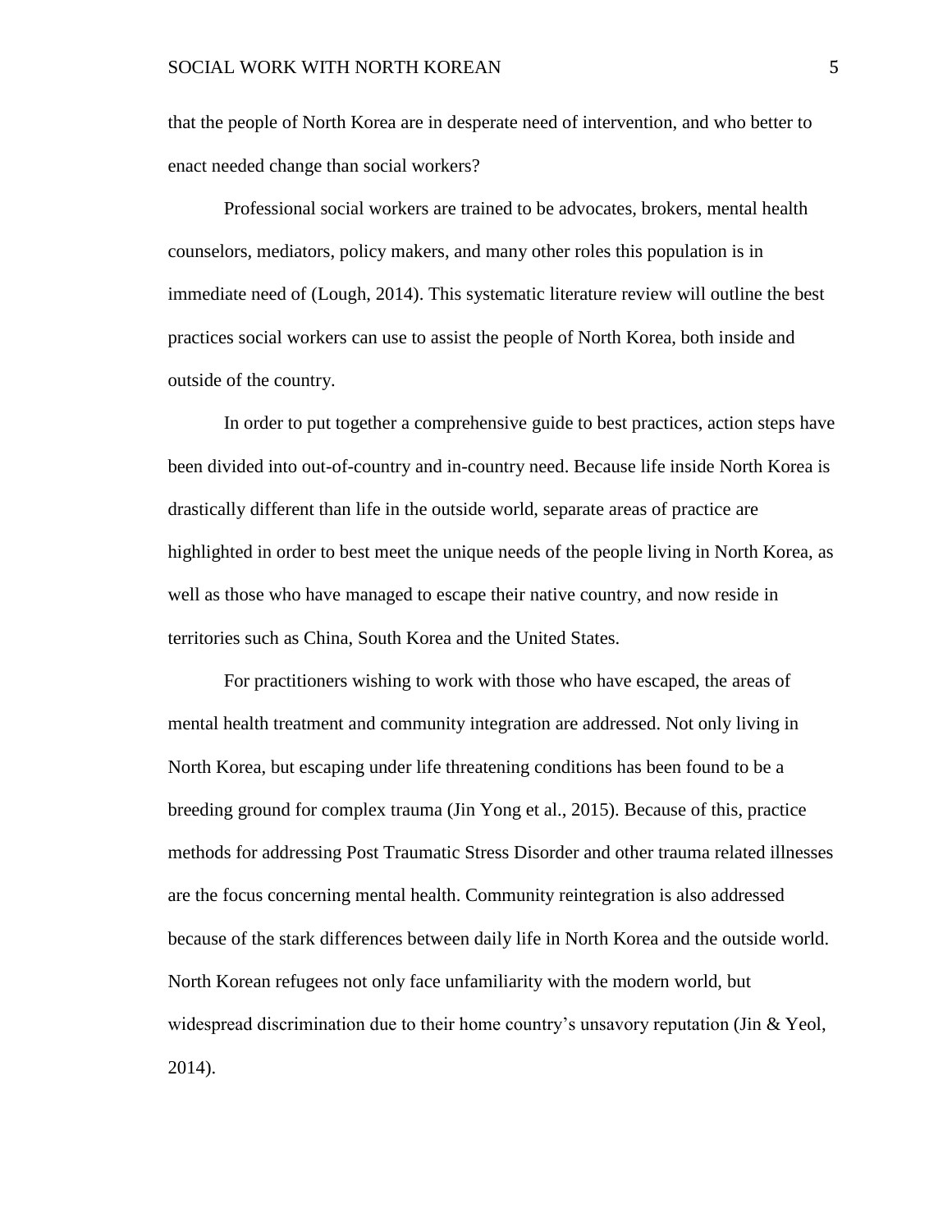that the people of North Korea are in desperate need of intervention, and who better to enact needed change than social workers?

Professional social workers are trained to be advocates, brokers, mental health counselors, mediators, policy makers, and many other roles this population is in immediate need of (Lough, 2014). This systematic literature review will outline the best practices social workers can use to assist the people of North Korea, both inside and outside of the country.

In order to put together a comprehensive guide to best practices, action steps have been divided into out-of-country and in-country need. Because life inside North Korea is drastically different than life in the outside world, separate areas of practice are highlighted in order to best meet the unique needs of the people living in North Korea, as well as those who have managed to escape their native country, and now reside in territories such as China, South Korea and the United States.

For practitioners wishing to work with those who have escaped, the areas of mental health treatment and community integration are addressed. Not only living in North Korea, but escaping under life threatening conditions has been found to be a breeding ground for complex trauma (Jin Yong et al., 2015). Because of this, practice methods for addressing Post Traumatic Stress Disorder and other trauma related illnesses are the focus concerning mental health. Community reintegration is also addressed because of the stark differences between daily life in North Korea and the outside world. North Korean refugees not only face unfamiliarity with the modern world, but widespread discrimination due to their home country's unsavory reputation (Jin & Yeol, 2014).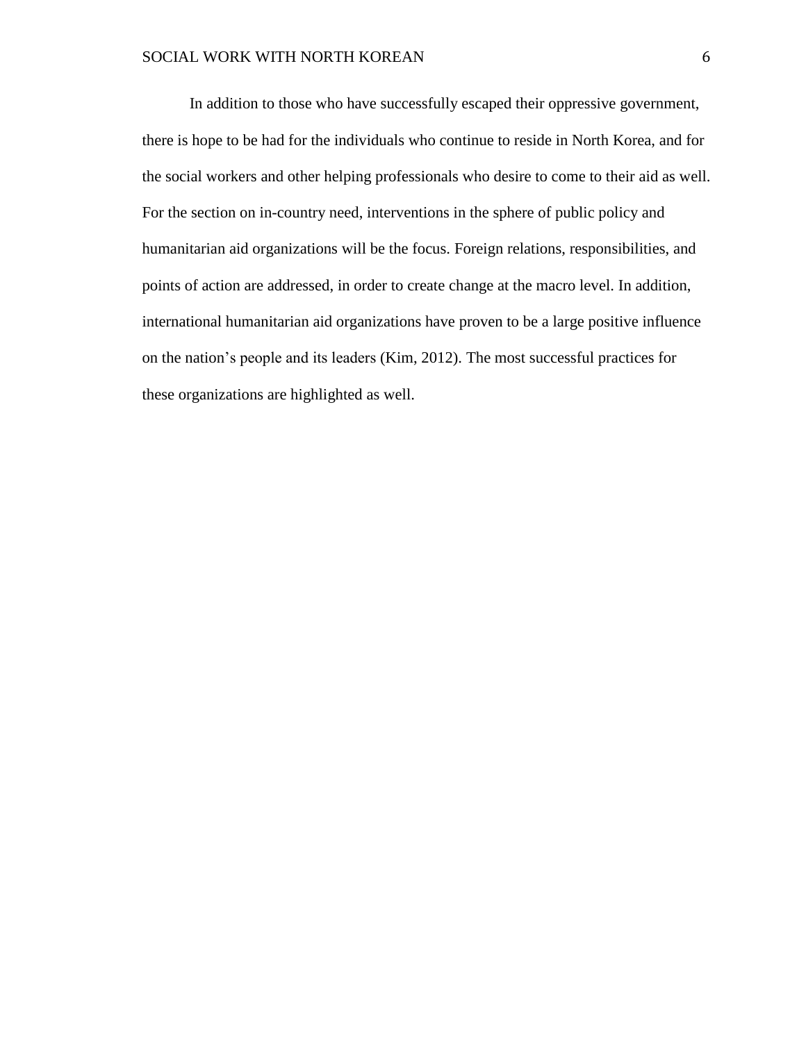In addition to those who have successfully escaped their oppressive government, there is hope to be had for the individuals who continue to reside in North Korea, and for the social workers and other helping professionals who desire to come to their aid as well. For the section on in-country need, interventions in the sphere of public policy and humanitarian aid organizations will be the focus. Foreign relations, responsibilities, and points of action are addressed, in order to create change at the macro level. In addition, international humanitarian aid organizations have proven to be a large positive influence on the nation's people and its leaders (Kim, 2012). The most successful practices for these organizations are highlighted as well.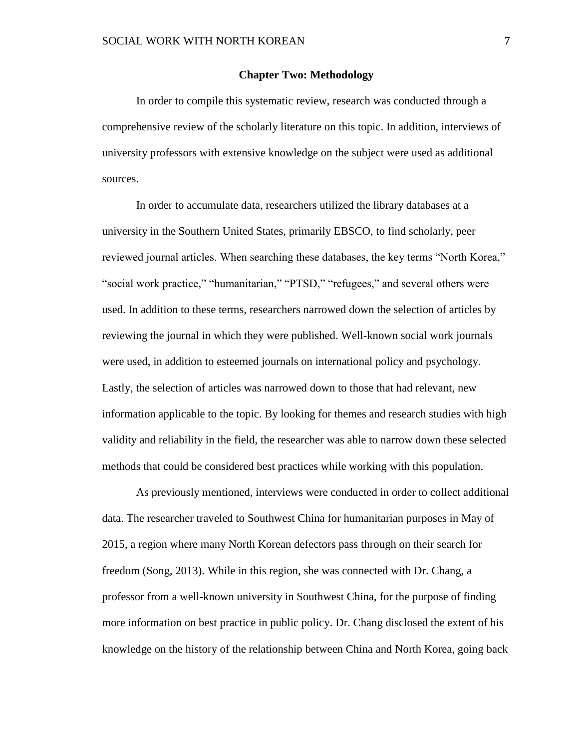## Chapter Two: Methodology

In order to compile this systematic review, research was conducted through a comprehensive review of the scholarly literature on this topic. In addition, interviews of university professors with extensive knowledge on the subject were used as additional sources.

In order to accumulate data, researchers utilized the library databases at a university in the Southern United States, primarily EBSCO, to find scholarly, peer reviewed journal articles. When searching these databases, the key terms "North Korea," "social work practice," "humanitarian," "PTSD," "refugees," and several others were used. In addition to these terms, researchers narrowed down the selection of articles by reviewing the journal in which they were published. Well-known social work journals were used, in addition to esteemed journals on international policy and psychology. Lastly, the selection of articles was narrowed down to those that had relevant, new information applicable to the topic. By looking for themes and research studies with high validity and reliability in the field, the researcher was able to narrow down these selected methods that could be considered best practices while working with this population.

As previously mentioned, interviews were conducted in order to collect additional data. The researcher traveled to Southwest China for humanitarian purposes in May of 2015, a region where many North Korean defectors pass through on their search for freedom (Song, 2013). While in this region, she was connected with Dr. Chang, a professor from a well-known university in Southwest China, for the purpose of finding more information on best practice in public policy. Dr. Chang disclosed the extent of his knowledge on the history of the relationship between China and North Korea, going back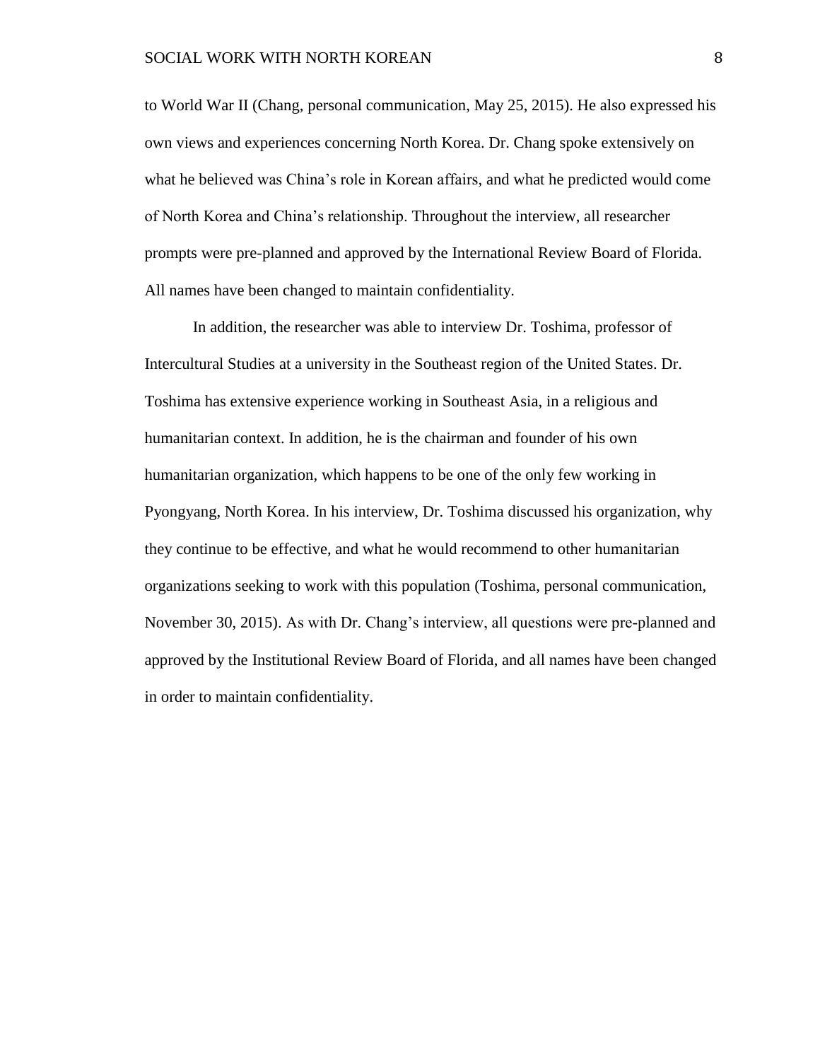to World War II (Chang, personal communication, May 25, 2015). He also expressed his own views and experiences concerning North Korea. Dr. Chang spoke extensively on what he believed was China's role in Korean affairs, and what he predicted would come of North Korea and China's relationship. Throughout the interview, all researcher prompts were pre-planned and approved by the International Review Board of Florida. All names have been changed to maintain confidentiality.

In addition, the researcher was able to interview Dr. Toshima, professor of Intercultural Studies at a university in the Southeast region of the United States. Dr. Toshima has extensive experience working in Southeast Asia, in a religious and humanitarian context. In addition, he is the chairman and founder of his own humanitarian organization, which happens to be one of the only few working in Pyongyang, North Korea. In his interview, Dr. Toshima discussed his organization, why they continue to be effective, and what he would recommend to other humanitarian organizations seeking to work with this population (Toshima, personal communication, November 30, 2015). As with Dr. Chang's interview, all questions were pre-planned and approved by the Institutional Review Board of Florida, and all names have been changed in order to maintain confidentiality.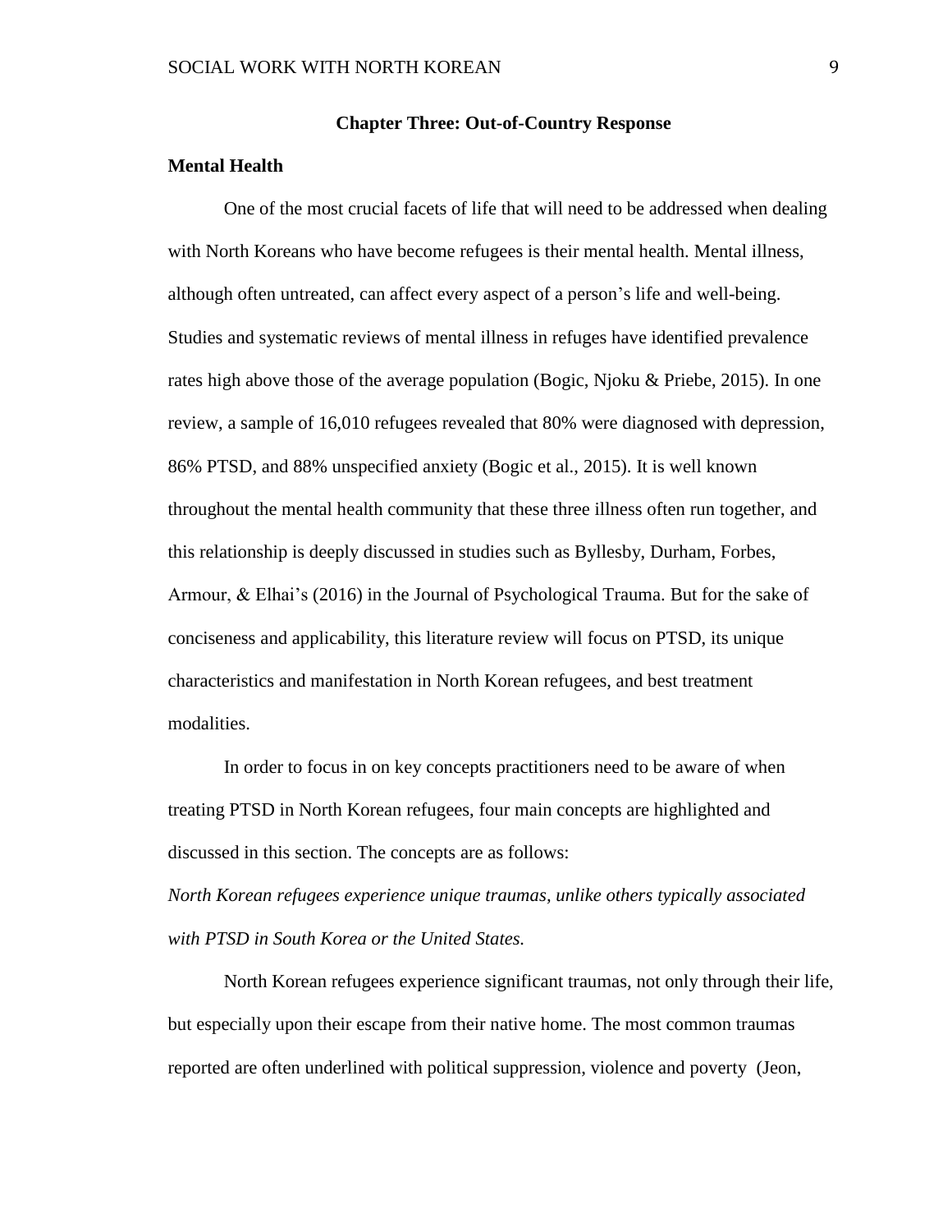## Chapter Three: Out-of-Country Response

### Mental Health

One of the most crucial facets of life that will need to be addressed when dealing with North Koreans who have become refugees is their mental health. Mental illness, although often untreated, can affect every aspect of a person's life and well-being. Studies and systematic reviews of mental illness in refuges have identified prevalence rates high above those of the average population (Bogic, Njoku & Priebe, 2015). In one review, a sample of 16,010 refugees revealed that 80% were diagnosed with depression, 86% PTSD, and 88% unspecified anxiety (Bogic et al., 2015). It is well known throughout the mental health community that these three illness often run together, and this relationship is deeply discussed in studies such as Byllesby, Durham, Forbes, Armour, & Elhai's (2016) in the Journal of Psychological Trauma. But for the sake of conciseness and applicability, this literature review will focus on PTSD, its unique characteristics and manifestation in North Korean refugees, and best treatment modalities.

In order to focus in on key concepts practitioners need to be aware of when treating PTSD in North Korean refugees, four main concepts are highlighted and discussed in this section. The concepts are as follows:

*North Korean refugees experience unique traumas, unlike others typically associated with PTSD in South Korea or the United States.*

North Korean refugees experience significant traumas, not only through their life, but especially upon their escape from their native home. The most common traumas reported are often underlined with political suppression, violence and poverty (Jeon,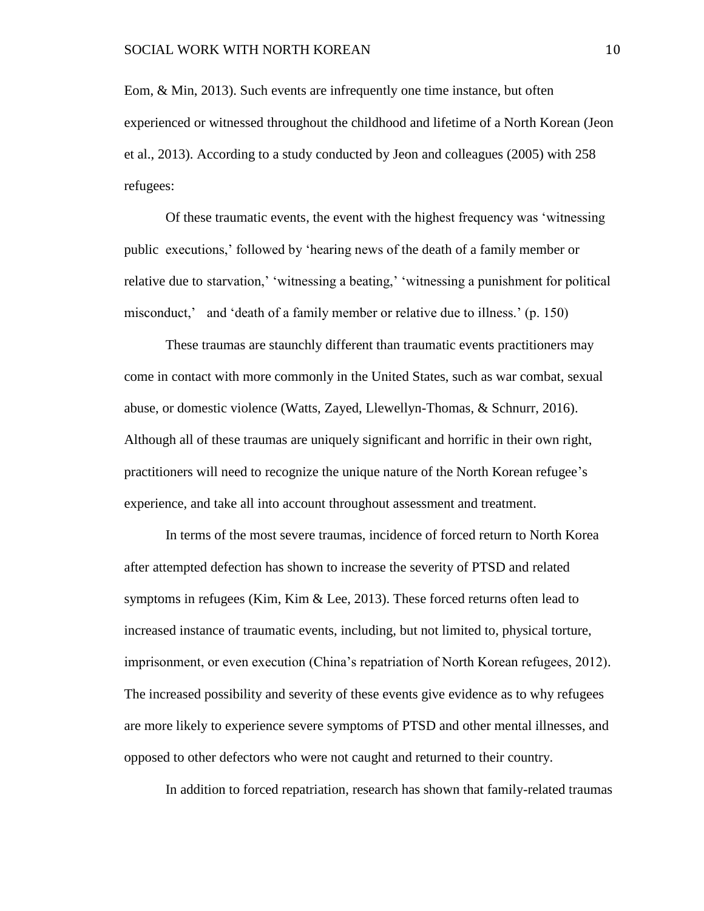Eom, & Min, 2013). Such events are infrequently one time instance, but often experienced or witnessed throughout the childhood and lifetime of a North Korean (Jeon et al., 2013). According to a study conducted by Jeon and colleagues (2005) with 258 refugees:

> Of these traumatic events, the event with the highest frequency was 'witnessing public executions,' followed by 'hearing news of the death of a family member or relative due to starvation,' 'witnessing a beating,' 'witnessing a punishment for political misconduct,' and 'death of a family member or relative due to illness.' (p. 150)

These traumas are staunchly different than traumatic events practitioners may come in contact with more commonly in the United States, such as war combat, sexual abuse, or domestic violence (Watts, Zayed, Llewellyn-Thomas, & Schnurr, 2016). Although all of these traumas are uniquely significant and horrific in their own right, practitioners will need to recognize the unique nature of the North Korean refugee's experience, and take all into account throughout assessment and treatment.

In terms of the most severe traumas, incidence of forced return to North Korea after attempted defection has shown to increase the severity of PTSD and related symptoms in refugees (Kim, Kim & Lee, 2013). These forced returns often lead to increased instance of traumatic events, including, but not limited to, physical torture, imprisonment, or even execution (China's repatriation of North Korean refugees, 2012). The increased possibility and severity of these events give evidence as to why refugees are more likely to experience severe symptoms of PTSD and other mental illnesses, and opposed to other defectors who were not caught and returned to their country.

In addition to forced repatriation, research has shown that family-related traumas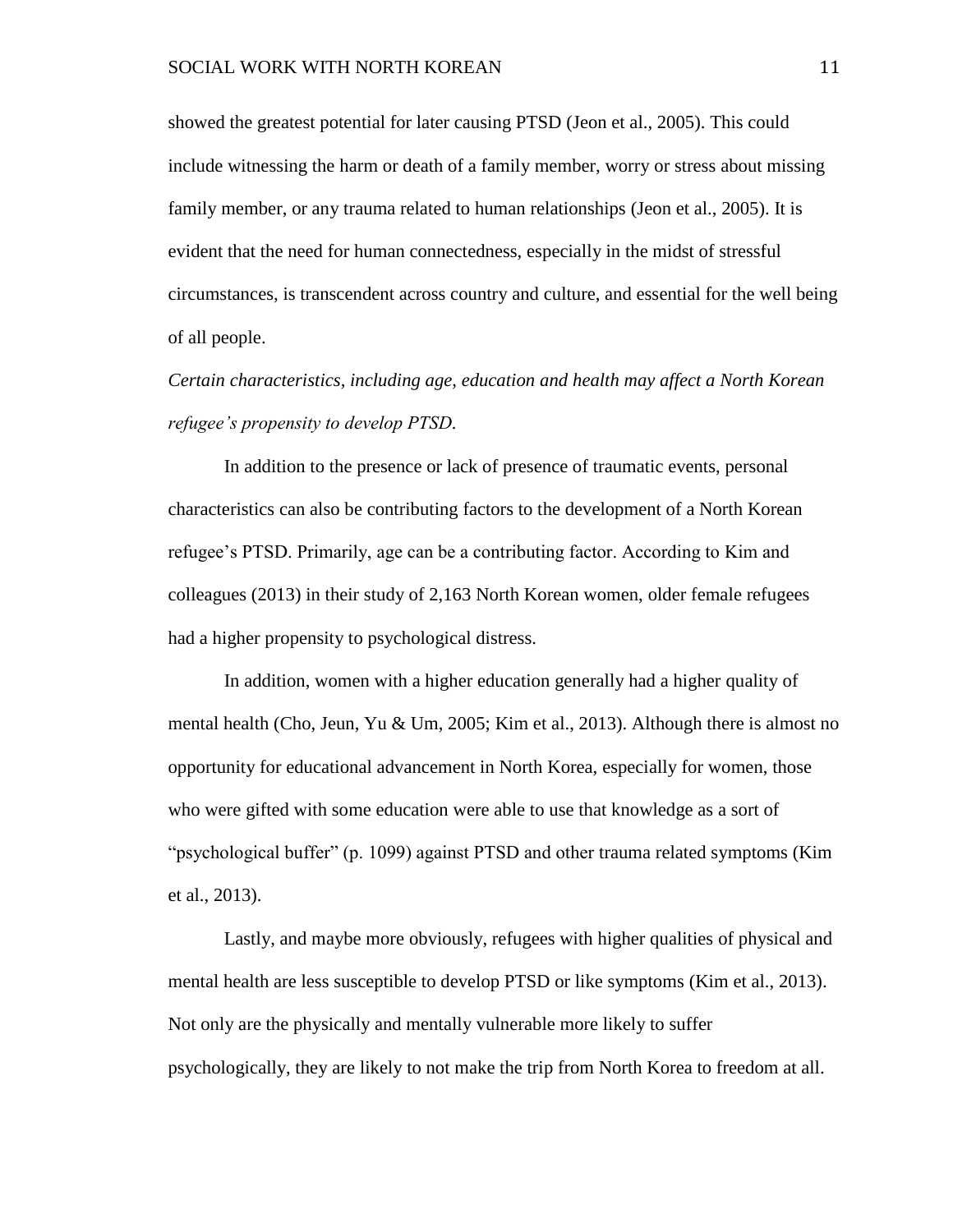showed the greatest potential for later causing PTSD (Jeon et al., 2005). This could include witnessing the harm or death of a family member, worry or stress about missing family member, or any trauma related to human relationships (Jeon et al., 2005). It is evident that the need for human connectedness, especially in the midst of stressful circumstances, is transcendent across country and culture, and essential for the well being of all people.

*Certain characteristics, including age, education and health may affect a North Korean refugee's propensity to develop PTSD.*

In addition to the presence or lack of presence of traumatic events, personal characteristics can also be contributing factors to the development of a North Korean refugee's PTSD. Primarily, age can be a contributing factor. According to Kim and colleagues (2013) in their study of 2,163 North Korean women, older female refugees had a higher propensity to psychological distress.

In addition, women with a higher education generally had a higher quality of mental health (Cho, Jeun, Yu & Um, 2005; Kim et al., 2013). Although there is almost no opportunity for educational advancement in North Korea, especially for women, those who were gifted with some education were able to use that knowledge as a sort of "psychological buffer" (p. 1099) against PTSD and other trauma related symptoms (Kim et al., 2013).

Lastly, and maybe more obviously, refugees with higher qualities of physical and mental health are less susceptible to develop PTSD or like symptoms (Kim et al., 2013). Not only are the physically and mentally vulnerable more likely to suffer psychologically, they are likely to not make the trip from North Korea to freedom at all.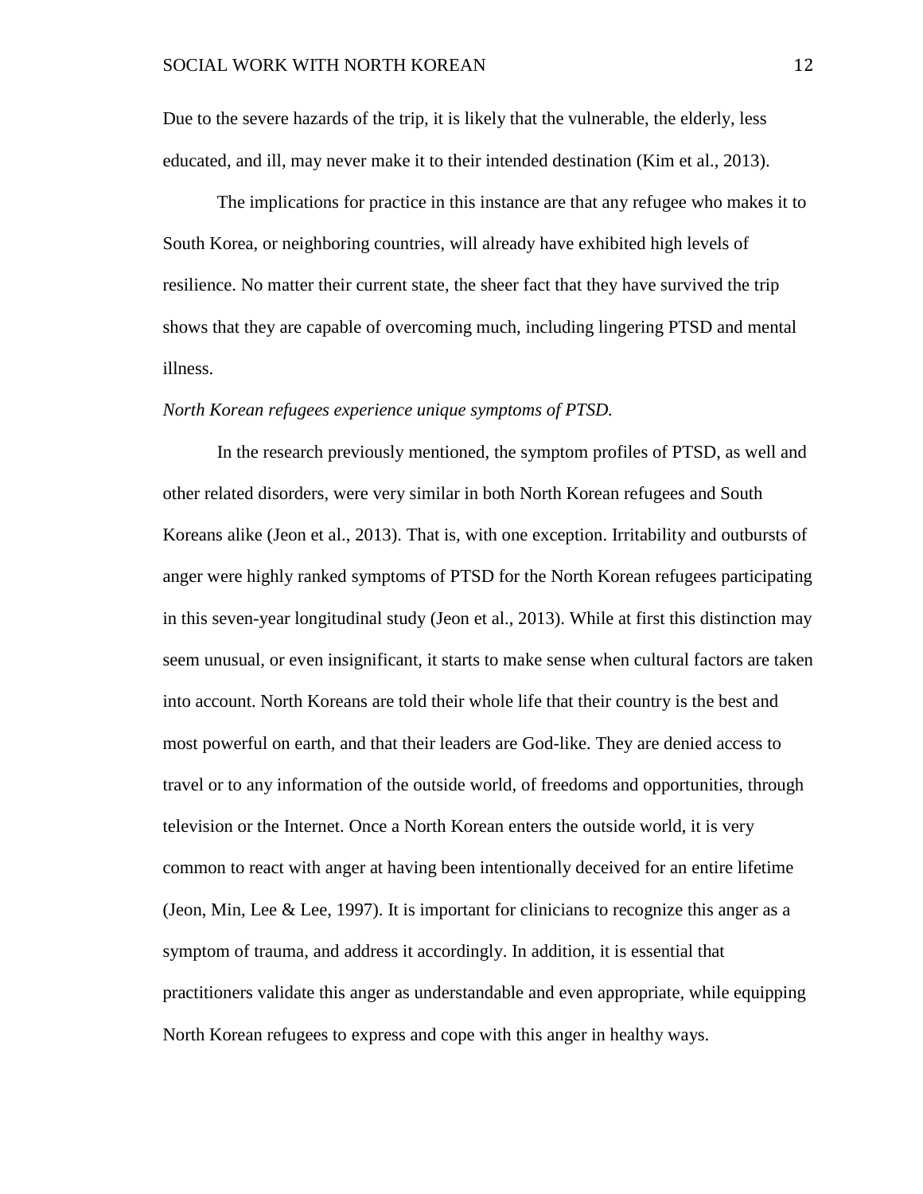Due to the severe hazards of the trip, it is likely that the vulnerable, the elderly, less educated, and ill, may never make it to their intended destination (Kim et al., 2013).

The implications for practice in this instance are that any refugee who makes it to South Korea, or neighboring countries, will already have exhibited high levels of resilience. No matter their current state, the sheer fact that they have survived the trip shows that they are capable of overcoming much, including lingering PTSD and mental illness.

*North Korean refugees experience unique symptoms of PTSD.*

In the research previously mentioned, the symptom profiles of PTSD, as well and other related disorders, were very similar in both North Korean refugees and South Koreans alike (Jeon et al., 2013). That is, with one exception. Irritability and outbursts of anger were highly ranked symptoms of PTSD for the North Korean refugees participating in this seven-year longitudinal study (Jeon et al., 2013). While at first this distinction may seem unusual, or even insignificant, it starts to make sense when cultural factors are taken into account. North Koreans are told their whole life that their country is the best and most powerful on earth, and that their leaders are God-like. They are denied access to travel or to any information of the outside world, of freedoms and opportunities, through television or the Internet. Once a North Korean enters the outside world, it is very common to react with anger at having been intentionally deceived for an entire lifetime (Jeon, Min, Lee & Lee, 1997). It is important for clinicians to recognize this anger as a symptom of trauma, and address it accordingly. In addition, it is essential that practitioners validate this anger as understandable and even appropriate, while equipping North Korean refugees to express and cope with this anger in healthy ways.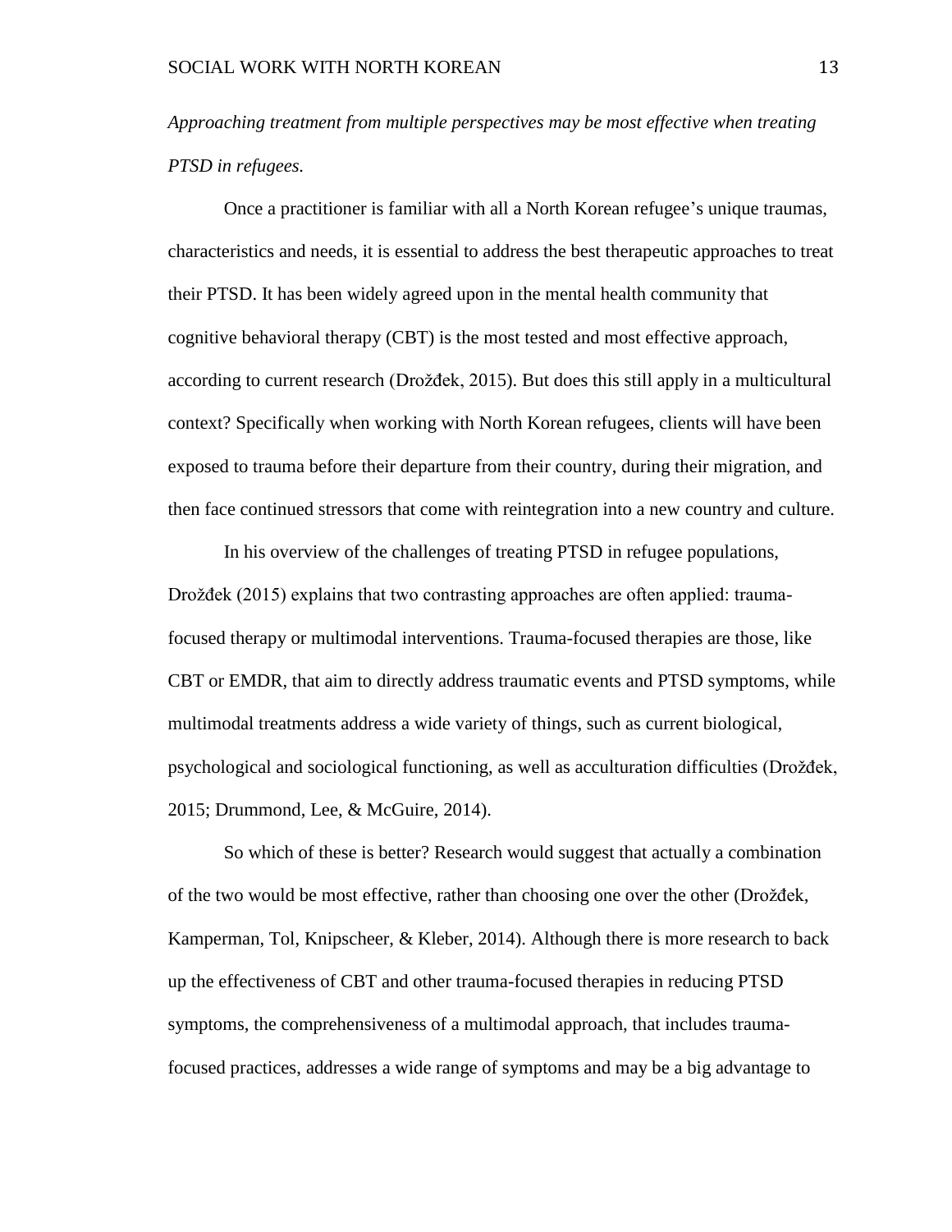*Approaching treatment from multiple perspectives may be most effective when treating PTSD in refugees.*

Once a practitioner is familiar with all a North Korean refugee's unique traumas, characteristics and needs, it is essential to address the best therapeutic approaches to treat their PTSD. It has been widely agreed upon in the mental health community that cognitive behavioral therapy (CBT) is the most tested and most effective approach, according to current research (Drožđek, 2015). But does this still apply in a multicultural context? Specifically when working with North Korean refugees, clients will have been exposed to trauma before their departure from their country, during their migration, and then face continued stressors that come with reintegration into a new country and culture.

In his overview of the challenges of treating PTSD in refugee populations, Drožđek (2015) explains that two contrasting approaches are often applied: trauma-focused therapy or multimodal interventions. Trauma-focused therapies are those, like CBT or EMDR, that aim to directly address traumatic events and PTSD symptoms, while multimodal treatments address a wide variety of things, such as current biological, psychological and sociological functioning, as well as acculturation difficulties (Drožđek, 2015; Drummond, Lee, & McGuire, 2014).

So which of these is better? Research would suggest that actually a combination of the two would be most effective, rather than choosing one over the other (Drožđek, Kamperman, Tol, Knipscheer, & Kleber, 2014). Although there is more research to back up the effectiveness of CBT and other trauma-focused therapies in reducing PTSD symptoms, the comprehensiveness of a multimodal approach, that includes trauma-focused practices, addresses a wide range of symptoms and may be a big advantage to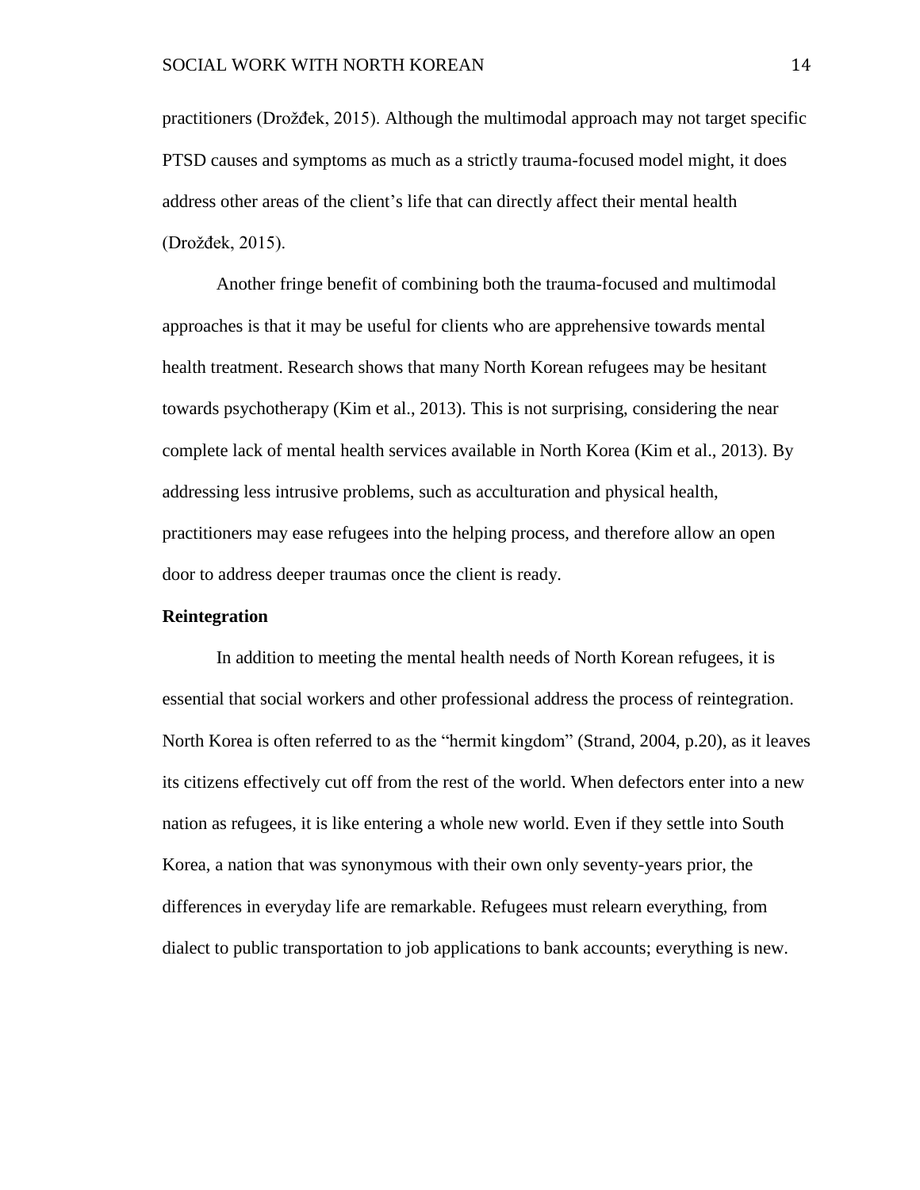practitioners (Drožđek, 2015). Although the multimodal approach may not target specific PTSD causes and symptoms as much as a strictly trauma-focused model might, it does address other areas of the client's life that can directly affect their mental health (Drožđek, 2015).

Another fringe benefit of combining both the trauma-focused and multimodal approaches is that it may be useful for clients who are apprehensive towards mental health treatment. Research shows that many North Korean refugees may be hesitant towards psychotherapy (Kim et al., 2013). This is not surprising, considering the near complete lack of mental health services available in North Korea (Kim et al., 2013). By addressing less intrusive problems, such as acculturation and physical health, practitioners may ease refugees into the helping process, and therefore allow an open door to address deeper traumas once the client is ready.

**Reintegration**

In addition to meeting the mental health needs of North Korean refugees, it is essential that social workers and other professional address the process of reintegration. North Korea is often referred to as the "hermit kingdom" (Strand, 2004, p.20), as it leaves its citizens effectively cut off from the rest of the world. When defectors enter into a new nation as refugees, it is like entering a whole new world. Even if they settle into South Korea, a nation that was synonymous with their own only seventy-years prior, the differences in everyday life are remarkable. Refugees must relearn everything, from dialect to public transportation to job applications to bank accounts; everything is new.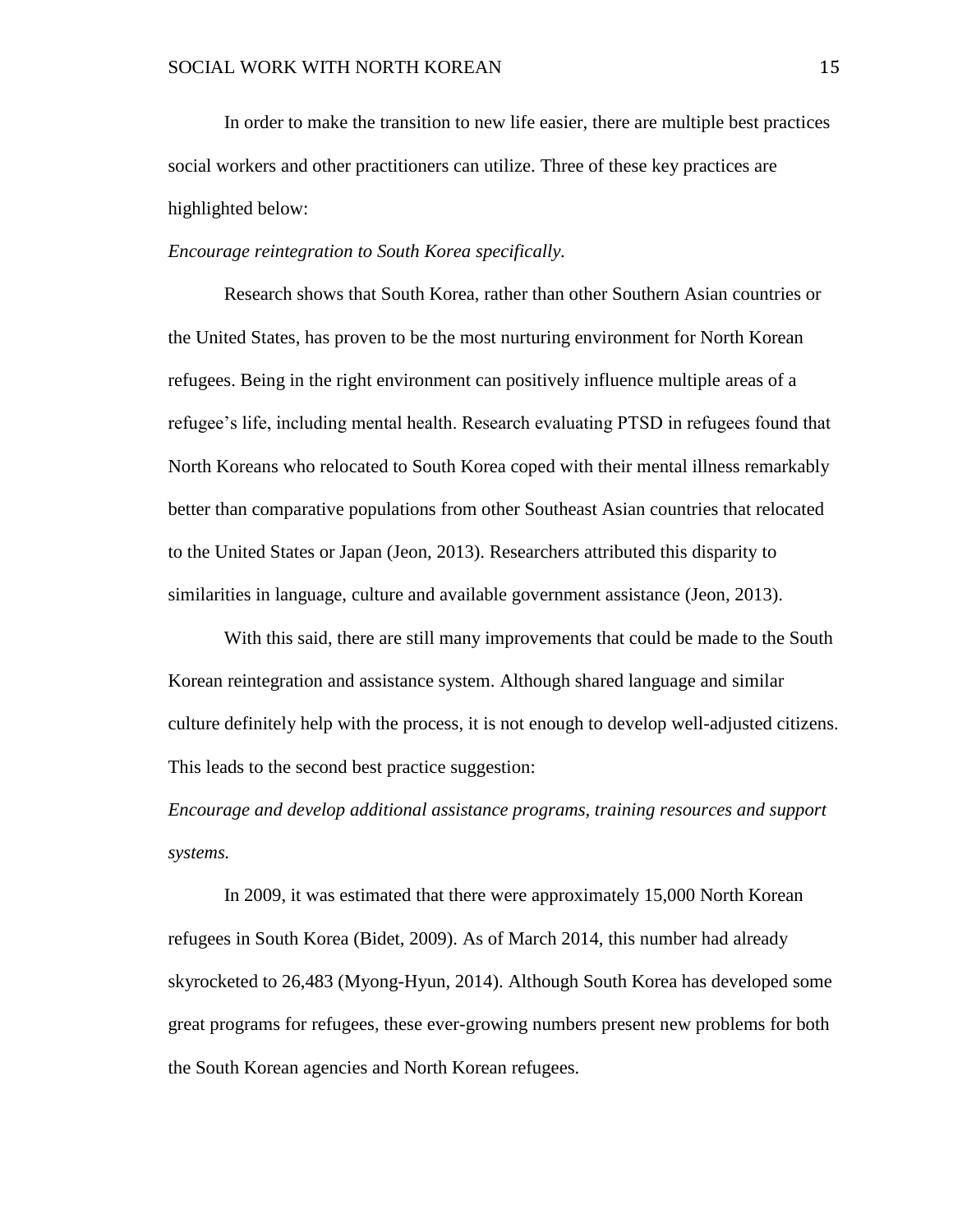In order to make the transition to new life easier, there are multiple best practices social workers and other practitioners can utilize. Three of these key practices are highlighted below:

*Encourage reintegration to South Korea specifically.*

Research shows that South Korea, rather than other Southern Asian countries or the United States, has proven to be the most nurturing environment for North Korean refugees. Being in the right environment can positively influence multiple areas of a refugee's life, including mental health. Research evaluating PTSD in refugees found that North Koreans who relocated to South Korea coped with their mental illness remarkably better than comparative populations from other Southeast Asian countries that relocated to the United States or Japan (Jeon, 2013). Researchers attributed this disparity to similarities in language, culture and available government assistance (Jeon, 2013).

With this said, there are still many improvements that could be made to the South Korean reintegration and assistance system. Although shared language and similar culture definitely help with the process, it is not enough to develop well-adjusted citizens. This leads to the second best practice suggestion:

*Encourage and develop additional assistance programs, training resources and support systems.*

In 2009, it was estimated that there were approximately 15,000 North Korean refugees in South Korea (Bidet, 2009). As of March 2014, this number had already skyrocketed to 26,483 (Myong-Hyun, 2014). Although South Korea has developed some great programs for refugees, these ever-growing numbers present new problems for both the South Korean agencies and North Korean refugees.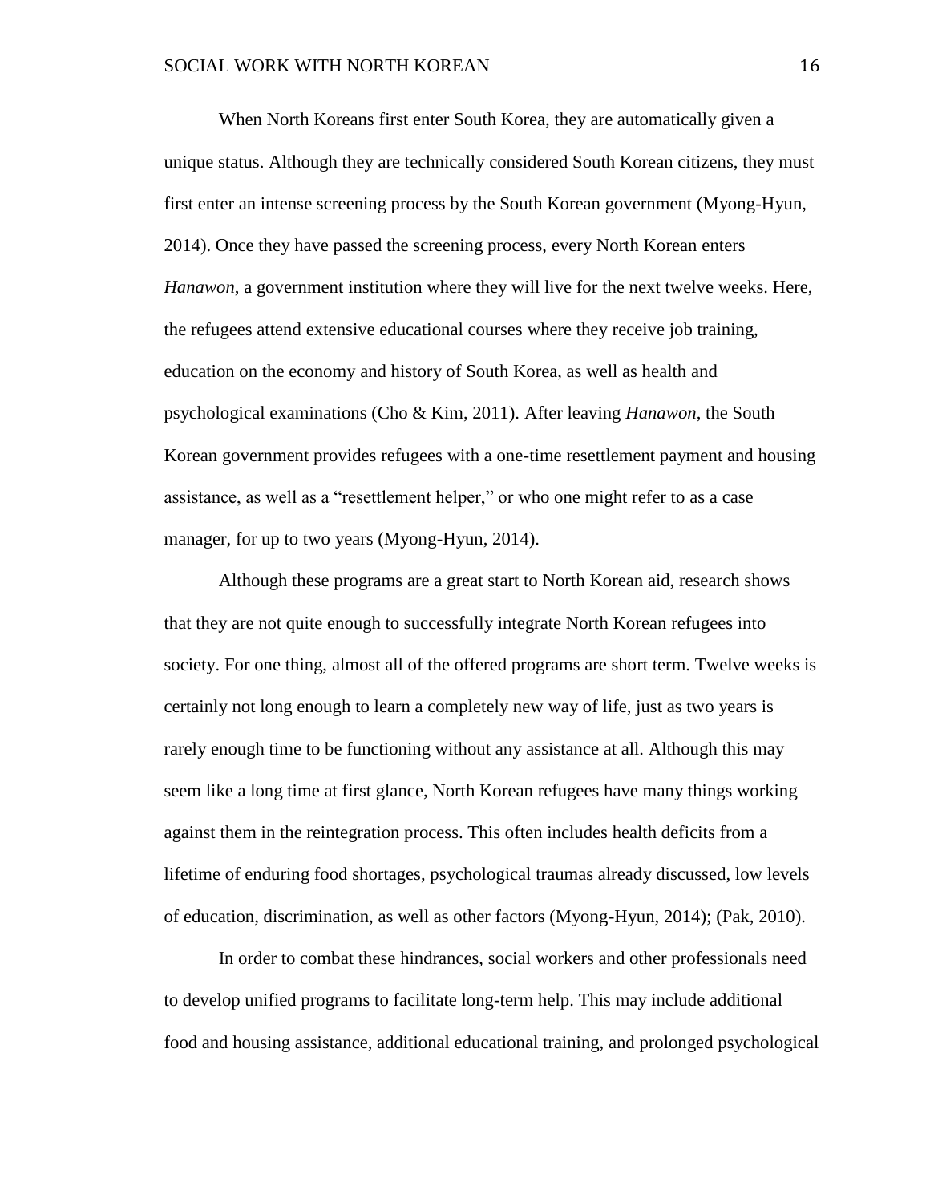When North Koreans first enter South Korea, they are automatically given a unique status. Although they are technically considered South Korean citizens, they must first enter an intense screening process by the South Korean government (Myong-Hyun, 2014). Once they have passed the screening process, every North Korean enters *Hanawon*, a government institution where they will live for the next twelve weeks. Here, the refugees attend extensive educational courses where they receive job training, education on the economy and history of South Korea, as well as health and psychological examinations (Cho & Kim, 2011). After leaving *Hanawon*, the South Korean government provides refugees with a one-time resettlement payment and housing assistance, as well as a "resettlement helper," or who one might refer to as a case manager, for up to two years (Myong-Hyun, 2014).

Although these programs are a great start to North Korean aid, research shows that they are not quite enough to successfully integrate North Korean refugees into society. For one thing, almost all of the offered programs are short term. Twelve weeks is certainly not long enough to learn a completely new way of life, just as two years is rarely enough time to be functioning without any assistance at all. Although this may seem like a long time at first glance, North Korean refugees have many things working against them in the reintegration process. This often includes health deficits from a lifetime of enduring food shortages, psychological traumas already discussed, low levels of education, discrimination, as well as other factors (Myong-Hyun, 2014); (Pak, 2010).

In order to combat these hindrances, social workers and other professionals need to develop unified programs to facilitate long-term help. This may include additional food and housing assistance, additional educational training, and prolonged psychological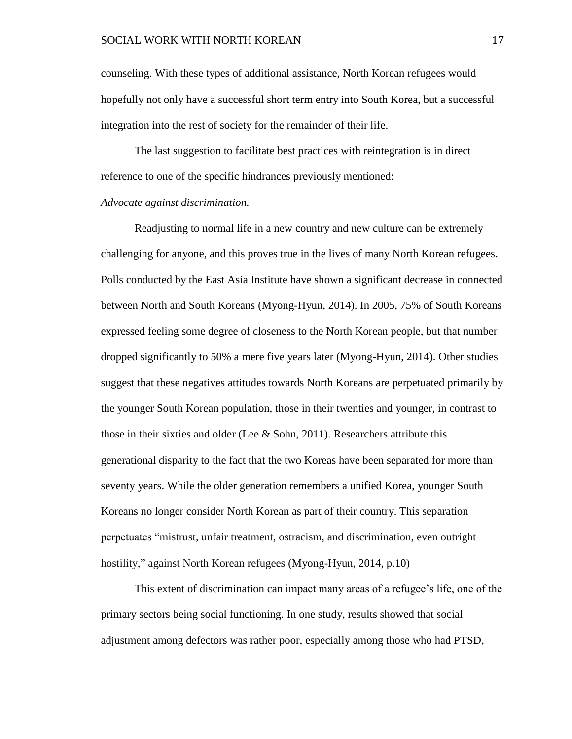counseling. With these types of additional assistance, North Korean refugees would hopefully not only have a successful short term entry into South Korea, but a successful integration into the rest of society for the remainder of their life.

The last suggestion to facilitate best practices with reintegration is in direct reference to one of the specific hindrances previously mentioned:

*Advocate against discrimination.*

Readjusting to normal life in a new country and new culture can be extremely challenging for anyone, and this proves true in the lives of many North Korean refugees. Polls conducted by the East Asia Institute have shown a significant decrease in connected between North and South Koreans (Myong-Hyun, 2014). In 2005, 75% of South Koreans expressed feeling some degree of closeness to the North Korean people, but that number dropped significantly to 50% a mere five years later (Myong-Hyun, 2014). Other studies suggest that these negatives attitudes towards North Koreans are perpetuated primarily by the younger South Korean population, those in their twenties and younger, in contrast to those in their sixties and older (Lee & Sohn, 2011). Researchers attribute this generational disparity to the fact that the two Koreas have been separated for more than seventy years. While the older generation remembers a unified Korea, younger South Koreans no longer consider North Korean as part of their country. This separation perpetuates "mistrust, unfair treatment, ostracism, and discrimination, even outright hostility," against North Korean refugees (Myong-Hyun, 2014, p.10)

This extent of discrimination can impact many areas of a refugee's life, one of the primary sectors being social functioning. In one study, results showed that social adjustment among defectors was rather poor, especially among those who had PTSD,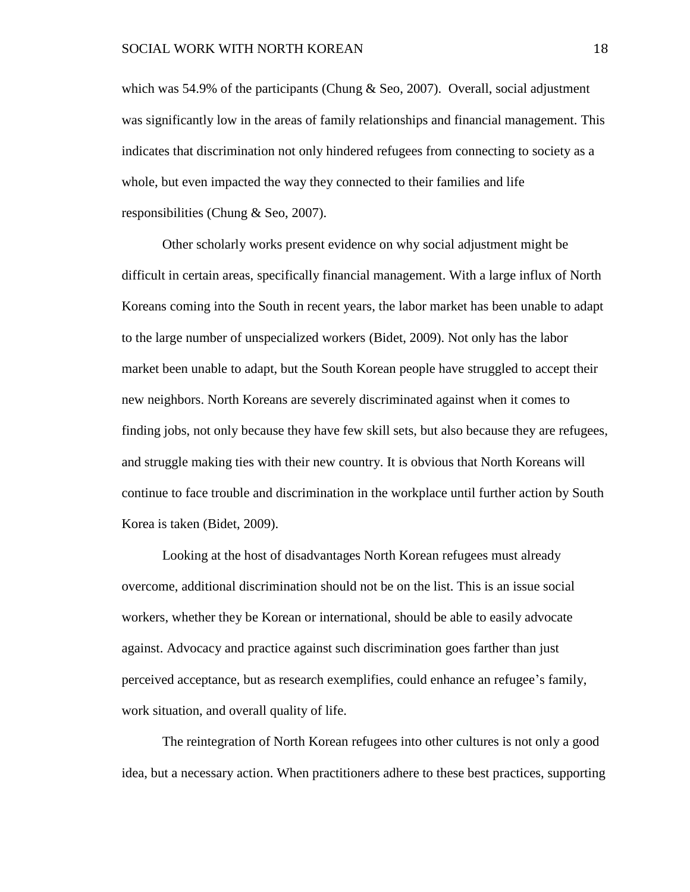which was 54.9% of the participants (Chung & Seo, 2007). Overall, social adjustment was significantly low in the areas of family relationships and financial management. This indicates that discrimination not only hindered refugees from connecting to society as a whole, but even impacted the way they connected to their families and life responsibilities (Chung & Seo, 2007).

Other scholarly works present evidence on why social adjustment might be difficult in certain areas, specifically financial management. With a large influx of North Koreans coming into the South in recent years, the labor market has been unable to adapt to the large number of unspecialized workers (Bidet, 2009). Not only has the labor market been unable to adapt, but the South Korean people have struggled to accept their new neighbors. North Koreans are severely discriminated against when it comes to finding jobs, not only because they have few skill sets, but also because they are refugees, and struggle making ties with their new country. It is obvious that North Koreans will continue to face trouble and discrimination in the workplace until further action by South Korea is taken (Bidet, 2009).

Looking at the host of disadvantages North Korean refugees must already overcome, additional discrimination should not be on the list. This is an issue social workers, whether they be Korean or international, should be able to easily advocate against. Advocacy and practice against such discrimination goes farther than just perceived acceptance, but as research exemplifies, could enhance an refugee's family, work situation, and overall quality of life.

The reintegration of North Korean refugees into other cultures is not only a good idea, but a necessary action. When practitioners adhere to these best practices, supporting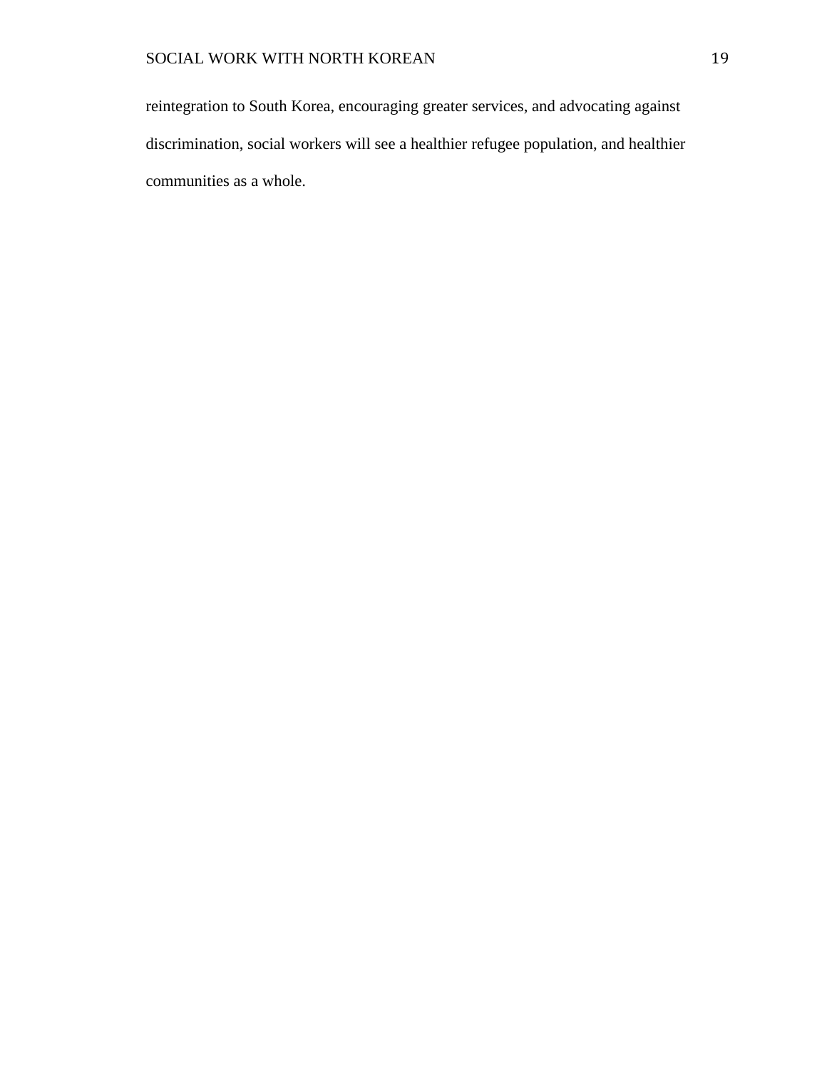reintegration to South Korea, encouraging greater services, and advocating against discrimination, social workers will see a healthier refugee population, and healthier communities as a whole.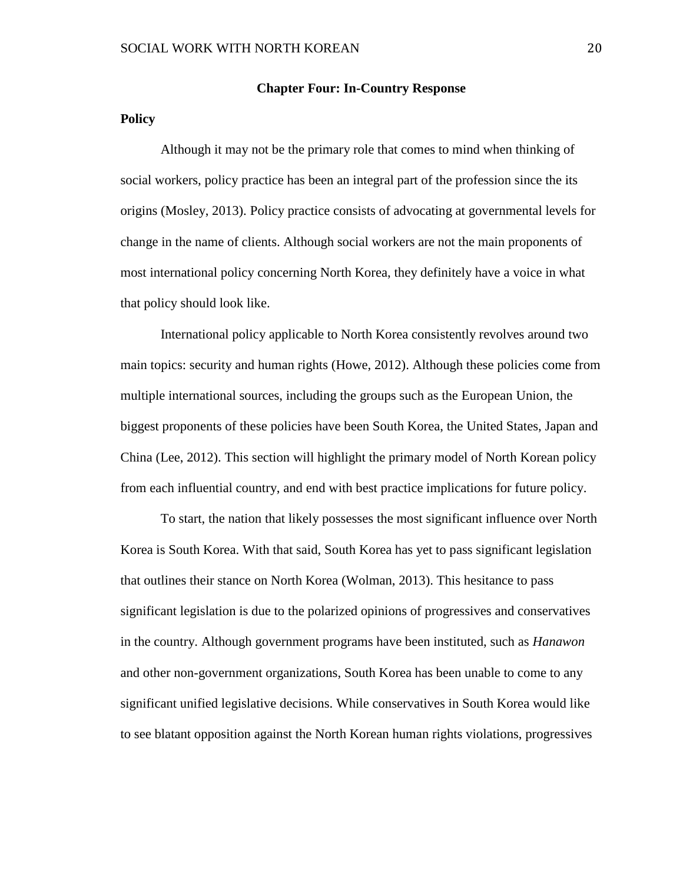## Chapter Four: In-Country Response

### Policy

Although it may not be the primary role that comes to mind when thinking of social workers, policy practice has been an integral part of the profession since the its origins (Mosley, 2013). Policy practice consists of advocating at governmental levels for change in the name of clients. Although social workers are not the main proponents of most international policy concerning North Korea, they definitely have a voice in what that policy should look like.

International policy applicable to North Korea consistently revolves around two main topics: security and human rights (Howe, 2012). Although these policies come from multiple international sources, including the groups such as the European Union, the biggest proponents of these policies have been South Korea, the United States, Japan and China (Lee, 2012). This section will highlight the primary model of North Korean policy from each influential country, and end with best practice implications for future policy.

To start, the nation that likely possesses the most significant influence over North Korea is South Korea. With that said, South Korea has yet to pass significant legislation that outlines their stance on North Korea (Wolman, 2013). This hesitance to pass significant legislation is due to the polarized opinions of progressives and conservatives in the country. Although government programs have been instituted, such as *Hanawon* and other non-government organizations, South Korea has been unable to come to any significant unified legislative decisions. While conservatives in South Korea would like to see blatant opposition against the North Korean human rights violations, progressives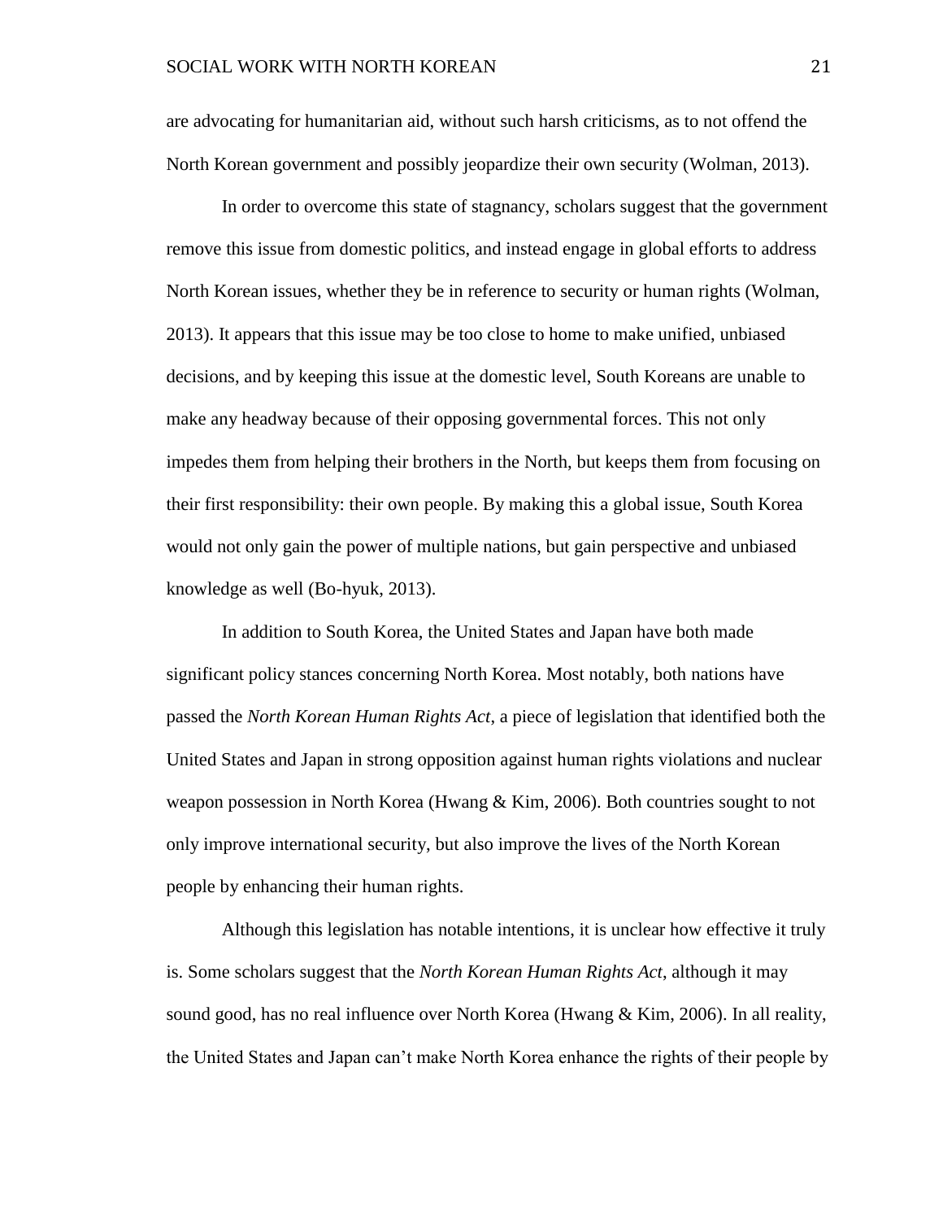are advocating for humanitarian aid, without such harsh criticisms, as to not offend the North Korean government and possibly jeopardize their own security (Wolman, 2013).

In order to overcome this state of stagnancy, scholars suggest that the government remove this issue from domestic politics, and instead engage in global efforts to address North Korean issues, whether they be in reference to security or human rights (Wolman, 2013). It appears that this issue may be too close to home to make unified, unbiased decisions, and by keeping this issue at the domestic level, South Koreans are unable to make any headway because of their opposing governmental forces. This not only impedes them from helping their brothers in the North, but keeps them from focusing on their first responsibility: their own people. By making this a global issue, South Korea would not only gain the power of multiple nations, but gain perspective and unbiased knowledge as well (Bo-hyuk, 2013).

In addition to South Korea, the United States and Japan have both made significant policy stances concerning North Korea. Most notably, both nations have passed the *North Korean Human Rights Act*, a piece of legislation that identified both the United States and Japan in strong opposition against human rights violations and nuclear weapon possession in North Korea (Hwang & Kim, 2006). Both countries sought to not only improve international security, but also improve the lives of the North Korean people by enhancing their human rights.

Although this legislation has notable intentions, it is unclear how effective it truly is. Some scholars suggest that the *North Korean Human Rights Act*, although it may sound good, has no real influence over North Korea (Hwang & Kim, 2006). In all reality, the United States and Japan can't make North Korea enhance the rights of their people by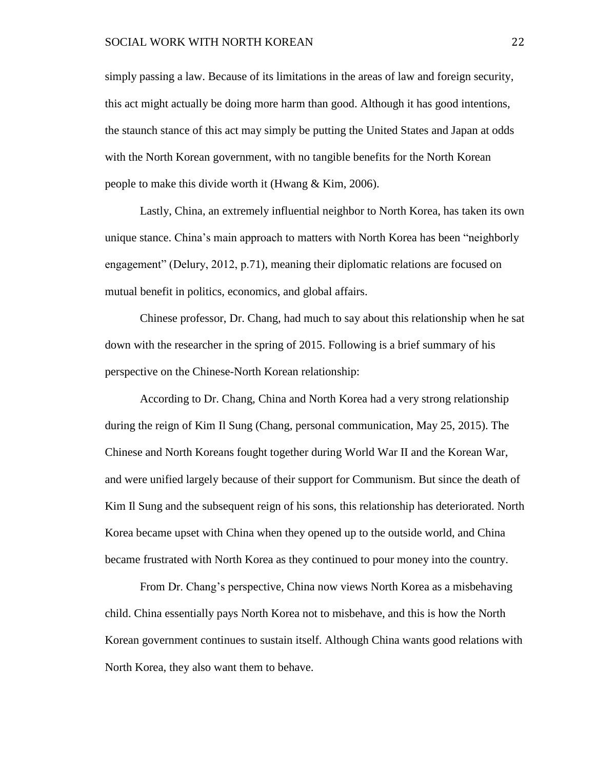simply passing a law. Because of its limitations in the areas of law and foreign security, this act might actually be doing more harm than good. Although it has good intentions, the staunch stance of this act may simply be putting the United States and Japan at odds with the North Korean government, with no tangible benefits for the North Korean people to make this divide worth it (Hwang & Kim, 2006).

Lastly, China, an extremely influential neighbor to North Korea, has taken its own unique stance. China's main approach to matters with North Korea has been "neighborly engagement" (Delury, 2012, p.71), meaning their diplomatic relations are focused on mutual benefit in politics, economics, and global affairs.

Chinese professor, Dr. Chang, had much to say about this relationship when he sat down with the researcher in the spring of 2015. Following is a brief summary of his perspective on the Chinese-North Korean relationship:

According to Dr. Chang, China and North Korea had a very strong relationship during the reign of Kim Il Sung (Chang, personal communication, May 25, 2015). The Chinese and North Koreans fought together during World War II and the Korean War, and were unified largely because of their support for Communism. But since the death of Kim Il Sung and the subsequent reign of his sons, this relationship has deteriorated. North Korea became upset with China when they opened up to the outside world, and China became frustrated with North Korea as they continued to pour money into the country.

From Dr. Chang's perspective, China now views North Korea as a misbehaving child. China essentially pays North Korea not to misbehave, and this is how the North Korean government continues to sustain itself. Although China wants good relations with North Korea, they also want them to behave.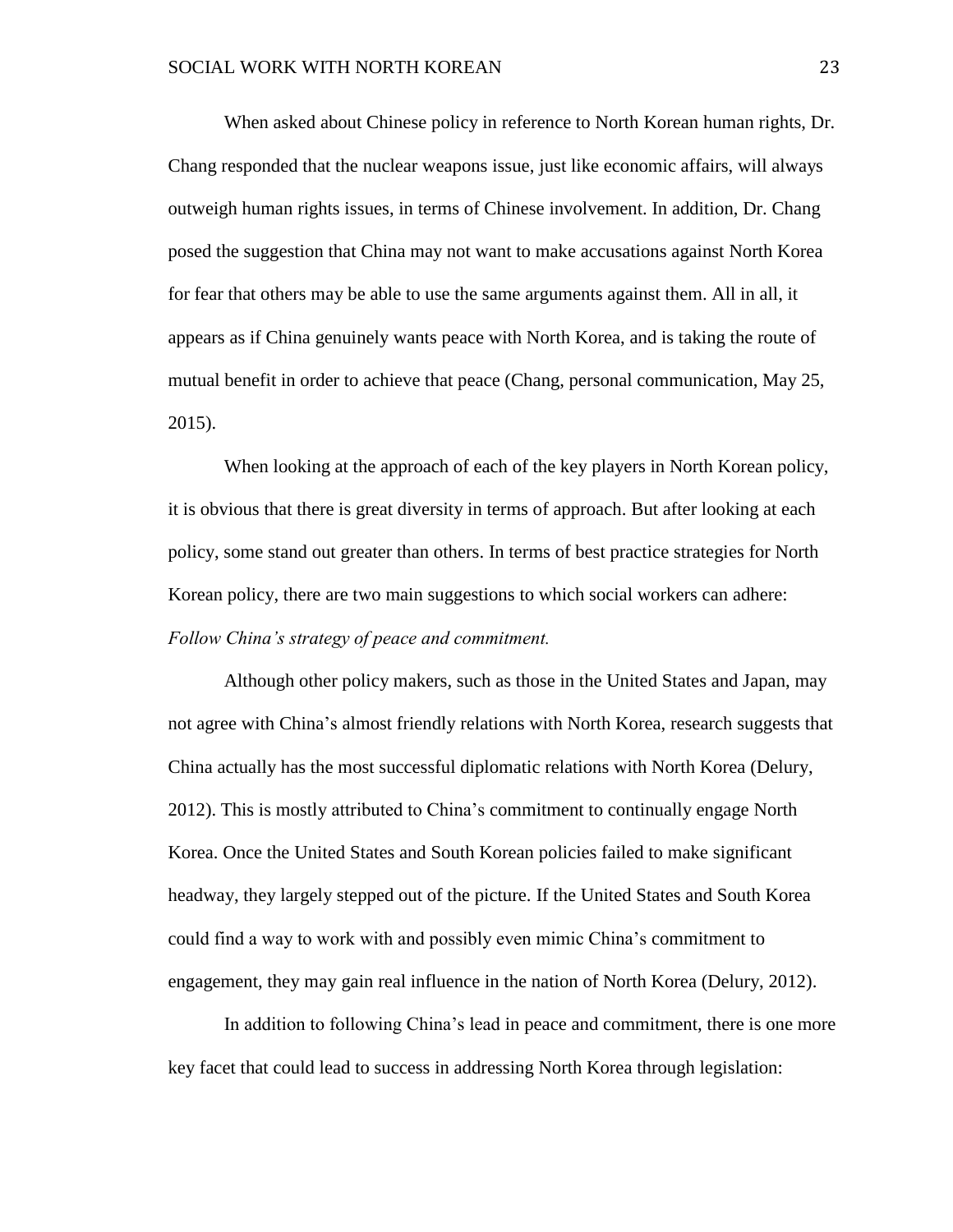When asked about Chinese policy in reference to North Korean human rights, Dr. Chang responded that the nuclear weapons issue, just like economic affairs, will always outweigh human rights issues, in terms of Chinese involvement. In addition, Dr. Chang posed the suggestion that China may not want to make accusations against North Korea for fear that others may be able to use the same arguments against them. All in all, it appears as if China genuinely wants peace with North Korea, and is taking the route of mutual benefit in order to achieve that peace (Chang, personal communication, May 25, 2015).

When looking at the approach of each of the key players in North Korean policy, it is obvious that there is great diversity in terms of approach. But after looking at each policy, some stand out greater than others. In terms of best practice strategies for North Korean policy, there are two main suggestions to which social workers can adhere:

*Follow China's strategy of peace and commitment.*

Although other policy makers, such as those in the United States and Japan, may not agree with China's almost friendly relations with North Korea, research suggests that China actually has the most successful diplomatic relations with North Korea (Delury, 2012). This is mostly attributed to China's commitment to continually engage North Korea. Once the United States and South Korean policies failed to make significant headway, they largely stepped out of the picture. If the United States and South Korea could find a way to work with and possibly even mimic China's commitment to engagement, they may gain real influence in the nation of North Korea (Delury, 2012).

In addition to following China's lead in peace and commitment, there is one more key facet that could lead to success in addressing North Korea through legislation: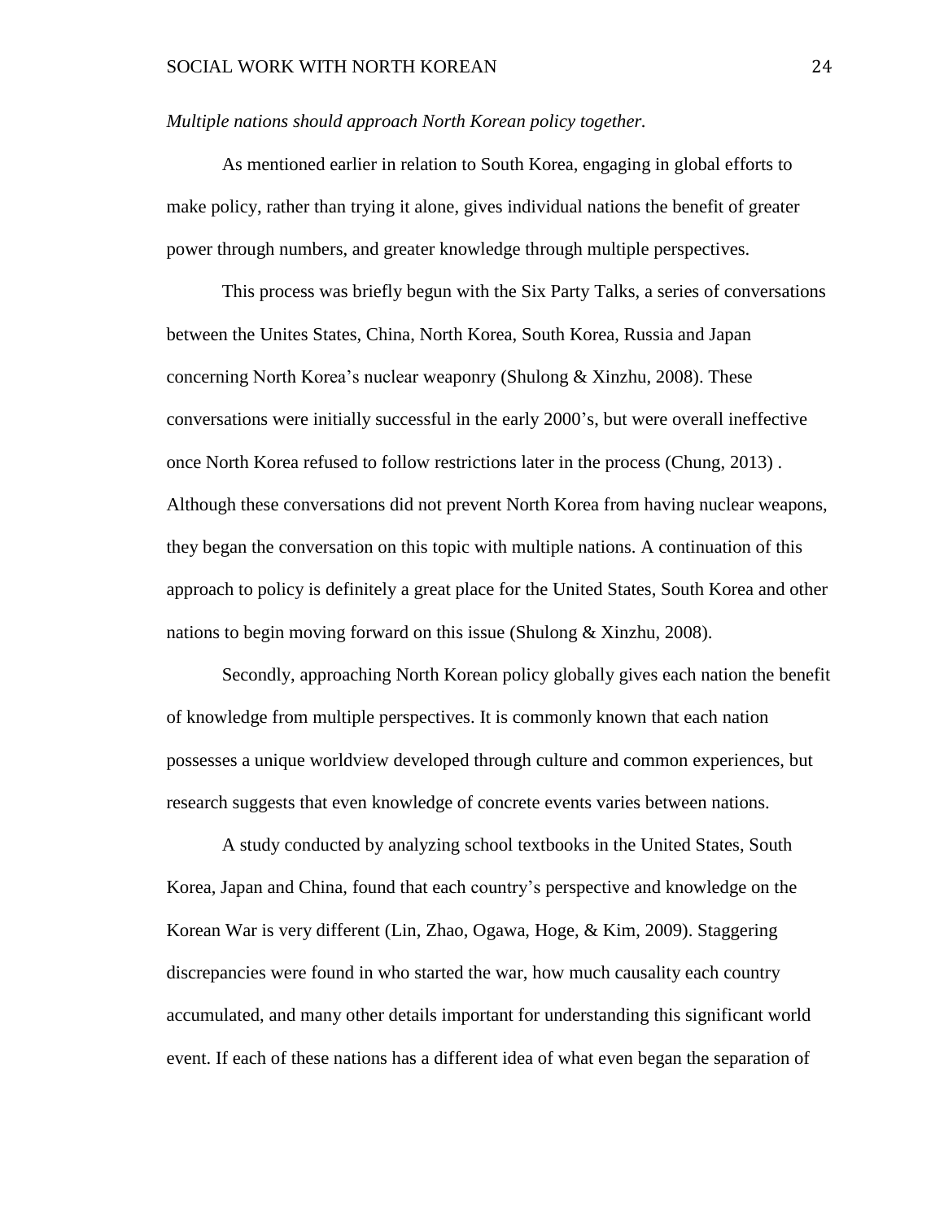*Multiple nations should approach North Korean policy together.*

As mentioned earlier in relation to South Korea, engaging in global efforts to make policy, rather than trying it alone, gives individual nations the benefit of greater power through numbers, and greater knowledge through multiple perspectives.

This process was briefly begun with the Six Party Talks, a series of conversations between the Unites States, China, North Korea, South Korea, Russia and Japan concerning North Korea's nuclear weaponry (Shulong & Xinzhu, 2008). These conversations were initially successful in the early 2000's, but were overall ineffective once North Korea refused to follow restrictions later in the process (Chung, 2013) . Although these conversations did not prevent North Korea from having nuclear weapons, they began the conversation on this topic with multiple nations. A continuation of this approach to policy is definitely a great place for the United States, South Korea and other nations to begin moving forward on this issue (Shulong & Xinzhu, 2008).

Secondly, approaching North Korean policy globally gives each nation the benefit of knowledge from multiple perspectives. It is commonly known that each nation possesses a unique worldview developed through culture and common experiences, but research suggests that even knowledge of concrete events varies between nations.

A study conducted by analyzing school textbooks in the United States, South Korea, Japan and China, found that each country's perspective and knowledge on the Korean War is very different (Lin, Zhao, Ogawa, Hoge, & Kim, 2009). Staggering discrepancies were found in who started the war, how much causality each country accumulated, and many other details important for understanding this significant world event. If each of these nations has a different idea of what even began the separation of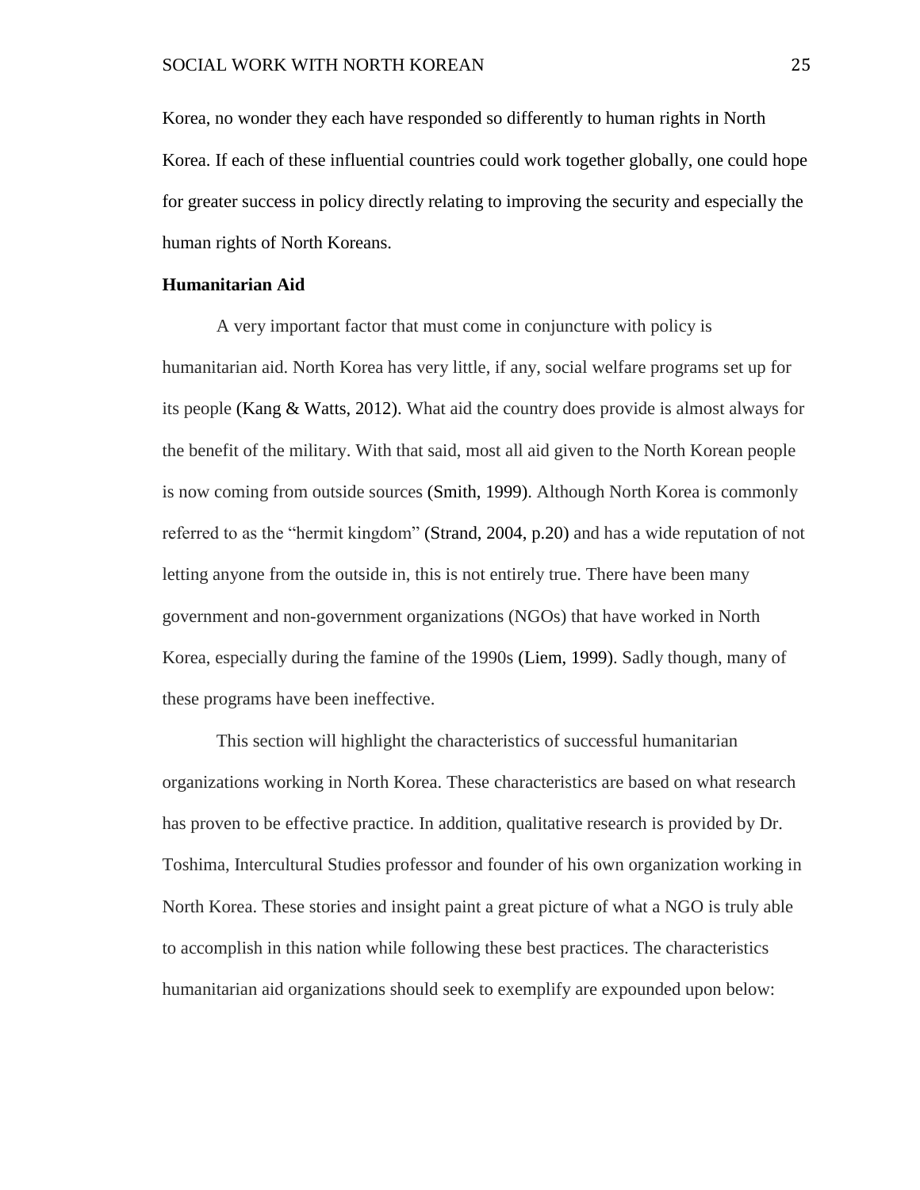Korea, no wonder they each have responded so differently to human rights in North Korea. If each of these influential countries could work together globally, one could hope for greater success in policy directly relating to improving the security and especially the human rights of North Koreans.

**Humanitarian Aid**

A very important factor that must come in conjuncture with policy is humanitarian aid. North Korea has very little, if any, social welfare programs set up for its people (Kang & Watts, 2012). What aid the country does provide is almost always for the benefit of the military. With that said, most all aid given to the North Korean people is now coming from outside sources (Smith, 1999). Although North Korea is commonly referred to as the "hermit kingdom" (Strand, 2004, p.20) and has a wide reputation of not letting anyone from the outside in, this is not entirely true. There have been many government and non-government organizations (NGOs) that have worked in North Korea, especially during the famine of the 1990s (Liem, 1999). Sadly though, many of these programs have been ineffective.

This section will highlight the characteristics of successful humanitarian organizations working in North Korea. These characteristics are based on what research has proven to be effective practice. In addition, qualitative research is provided by Dr. Toshima, Intercultural Studies professor and founder of his own organization working in North Korea. These stories and insight paint a great picture of what a NGO is truly able to accomplish in this nation while following these best practices. The characteristics humanitarian aid organizations should seek to exemplify are expounded upon below: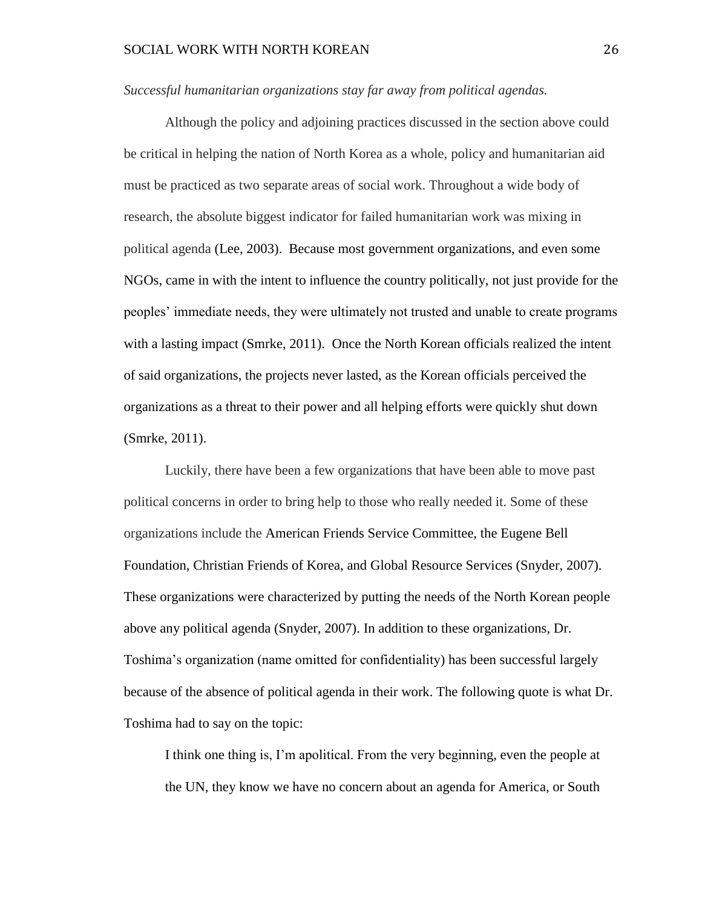*Successful humanitarian organizations stay far away from political agendas.*

Although the policy and adjoining practices discussed in the section above could be critical in helping the nation of North Korea as a whole, policy and humanitarian aid must be practiced as two separate areas of social work. Throughout a wide body of research, the absolute biggest indicator for failed humanitarian work was mixing in political agenda (Lee, 2003). Because most government organizations, and even some NGOs, came in with the intent to influence the country politically, not just provide for the peoples' immediate needs, they were ultimately not trusted and unable to create programs with a lasting impact (Smrke, 2011). Once the North Korean officials realized the intent of said organizations, the projects never lasted, as the Korean officials perceived the organizations as a threat to their power and all helping efforts were quickly shut down (Smrke, 2011).

Luckily, there have been a few organizations that have been able to move past political concerns in order to bring help to those who really needed it. Some of these organizations include the American Friends Service Committee, the Eugene Bell Foundation, Christian Friends of Korea, and Global Resource Services (Snyder, 2007). These organizations were characterized by putting the needs of the North Korean people above any political agenda (Snyder, 2007). In addition to these organizations, Dr. Toshima's organization (name omitted for confidentiality) has been successful largely because of the absence of political agenda in their work. The following quote is what Dr. Toshima had to say on the topic:

> I think one thing is, I'm apolitical. From the very beginning, even the people at the UN, they know we have no concern about an agenda for America, or South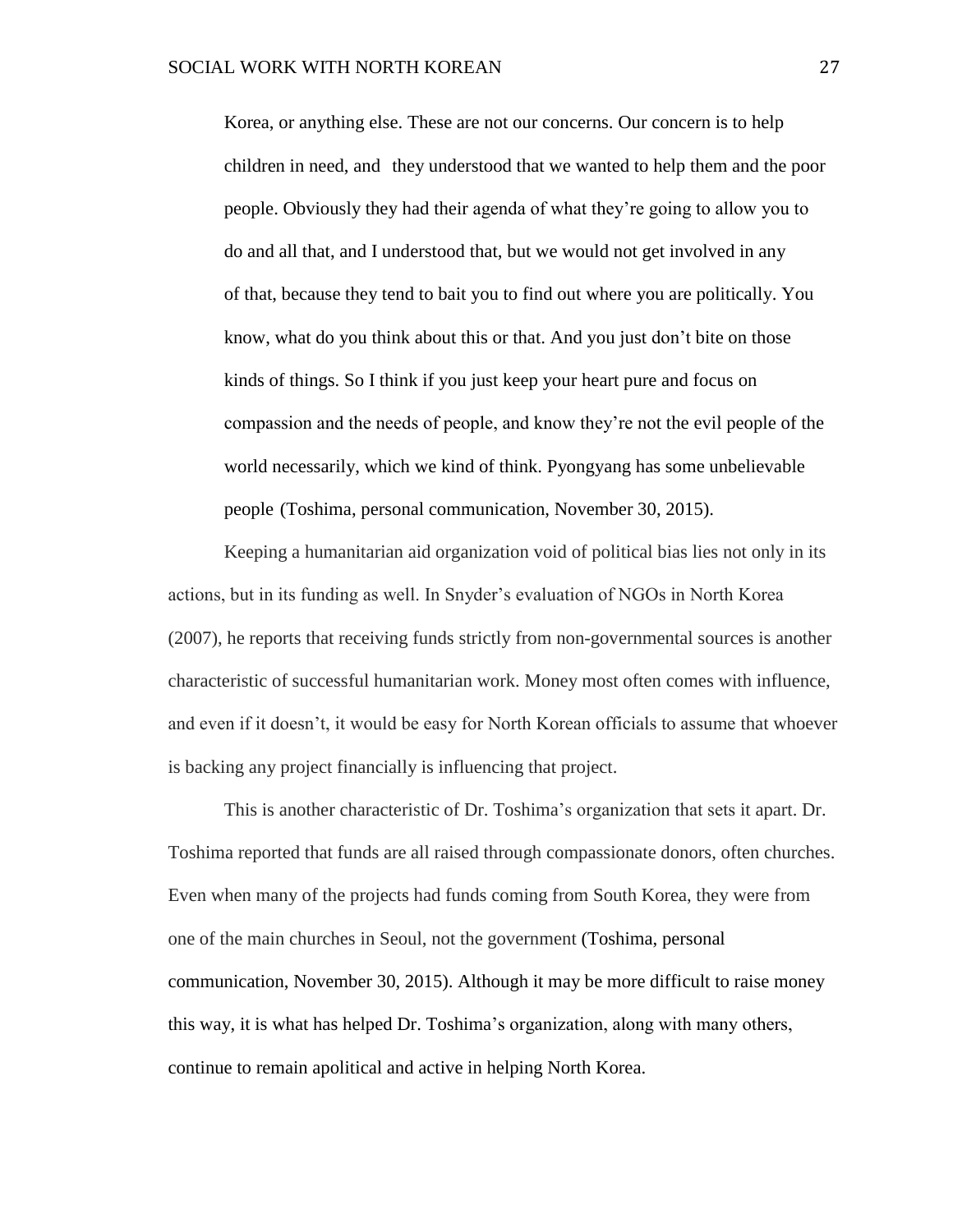> Korea, or anything else. These are not our concerns. Our concern is to help children in need, and they understood that we wanted to help them and the poor people. Obviously they had their agenda of what they're going to allow you to do and all that, and I understood that, but we would not get involved in any of that, because they tend to bait you to find out where you are politically. You know, what do you think about this or that. And you just don't bite on those kinds of things. So I think if you just keep your heart pure and focus on compassion and the needs of people, and know they're not the evil people of the world necessarily, which we kind of think. Pyongyang has some unbelievable people (Toshima, personal communication, November 30, 2015).

Keeping a humanitarian aid organization void of political bias lies not only in its actions, but in its funding as well. In Snyder's evaluation of NGOs in North Korea (2007), he reports that receiving funds strictly from non-governmental sources is another characteristic of successful humanitarian work. Money most often comes with influence, and even if it doesn't, it would be easy for North Korean officials to assume that whoever is backing any project financially is influencing that project.

This is another characteristic of Dr. Toshima's organization that sets it apart. Dr. Toshima reported that funds are all raised through compassionate donors, often churches. Even when many of the projects had funds coming from South Korea, they were from one of the main churches in Seoul, not the government (Toshima, personal communication, November 30, 2015). Although it may be more difficult to raise money this way, it is what has helped Dr. Toshima's organization, along with many others, continue to remain apolitical and active in helping North Korea.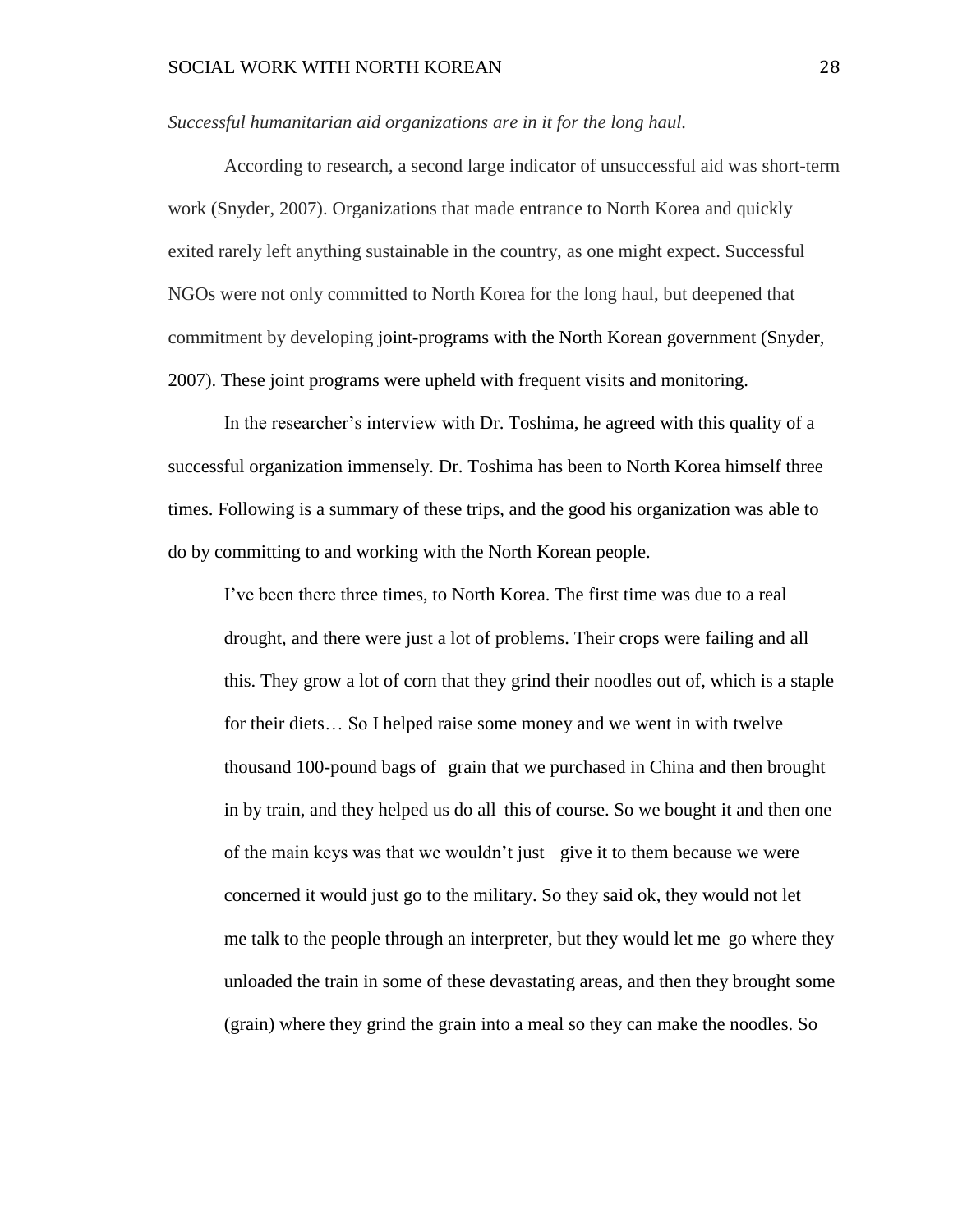*Successful humanitarian aid organizations are in it for the long haul.*

According to research, a second large indicator of unsuccessful aid was short-term work (Snyder, 2007). Organizations that made entrance to North Korea and quickly exited rarely left anything sustainable in the country, as one might expect. Successful NGOs were not only committed to North Korea for the long haul, but deepened that commitment by developing joint-programs with the North Korean government (Snyder, 2007). These joint programs were upheld with frequent visits and monitoring.

In the researcher's interview with Dr. Toshima, he agreed with this quality of a successful organization immensely. Dr. Toshima has been to North Korea himself three times. Following is a summary of these trips, and the good his organization was able to do by committing to and working with the North Korean people.

> I've been there three times, to North Korea. The first time was due to a real drought, and there were just a lot of problems. Their crops were failing and all this. They grow a lot of corn that they grind their noodles out of, which is a staple for their diets… So I helped raise some money and we went in with twelve thousand 100-pound bags of grain that we purchased in China and then brought in by train, and they helped us do all this of course. So we bought it and then one of the main keys was that we wouldn't just give it to them because we were concerned it would just go to the military. So they said ok, they would not let me talk to the people through an interpreter, but they would let me go where they unloaded the train in some of these devastating areas, and then they brought some (grain) where they grind the grain into a meal so they can make the noodles. So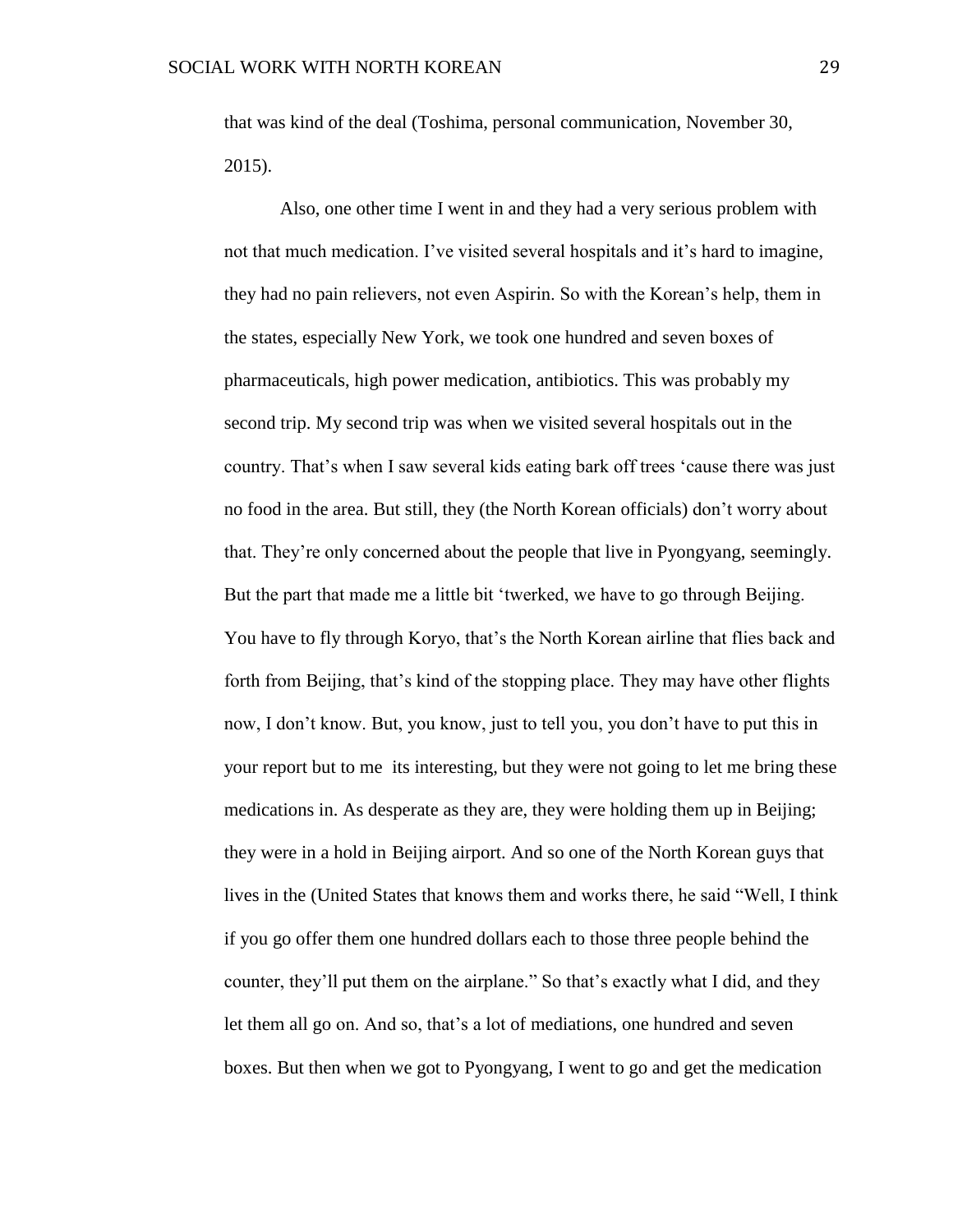that was kind of the deal (Toshima, personal communication, November 30, 2015).

Also, one other time I went in and they had a very serious problem with not that much medication. I've visited several hospitals and it's hard to imagine, they had no pain relievers, not even Aspirin. So with the Korean's help, them in the states, especially New York, we took one hundred and seven boxes of pharmaceuticals, high power medication, antibiotics. This was probably my second trip. My second trip was when we visited several hospitals out in the country. That's when I saw several kids eating bark off trees 'cause there was just no food in the area. But still, they (the North Korean officials) don't worry about that. They're only concerned about the people that live in Pyongyang, seemingly. But the part that made me a little bit 'twerked, we have to go through Beijing. You have to fly through Koryo, that's the North Korean airline that flies back and forth from Beijing, that's kind of the stopping place. They may have other flights now, I don't know. But, you know, just to tell you, you don't have to put this in your report but to me its interesting, but they were not going to let me bring these medications in. As desperate as they are, they were holding them up in Beijing; they were in a hold in Beijing airport. And so one of the North Korean guys that lives in the (United States that knows them and works there, he said "Well, I think if you go offer them one hundred dollars each to those three people behind the counter, they'll put them on the airplane." So that's exactly what I did, and they let them all go on. And so, that's a lot of mediations, one hundred and seven boxes. But then when we got to Pyongyang, I went to go and get the medication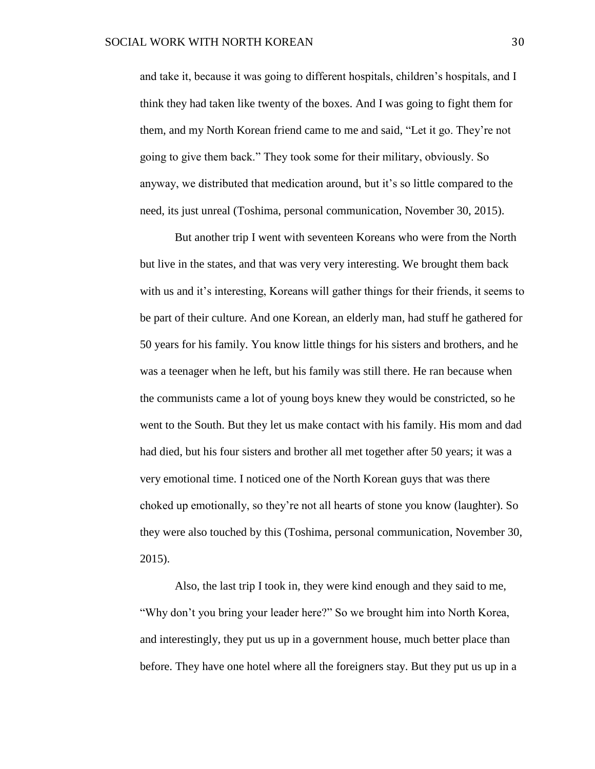and take it, because it was going to different hospitals, children's hospitals, and I think they had taken like twenty of the boxes. And I was going to fight them for them, and my North Korean friend came to me and said, "Let it go. They're not going to give them back." They took some for their military, obviously. So anyway, we distributed that medication around, but it's so little compared to the need, its just unreal (Toshima, personal communication, November 30, 2015).

But another trip I went with seventeen Koreans who were from the North but live in the states, and that was very very interesting. We brought them back with us and it's interesting, Koreans will gather things for their friends, it seems to be part of their culture. And one Korean, an elderly man, had stuff he gathered for 50 years for his family. You know little things for his sisters and brothers, and he was a teenager when he left, but his family was still there. He ran because when the communists came a lot of young boys knew they would be constricted, so he went to the South. But they let us make contact with his family. His mom and dad had died, but his four sisters and brother all met together after 50 years; it was a very emotional time. I noticed one of the North Korean guys that was there choked up emotionally, so they're not all hearts of stone you know (laughter). So they were also touched by this (Toshima, personal communication, November 30, 2015).

Also, the last trip I took in, they were kind enough and they said to me, "Why don't you bring your leader here?" So we brought him into North Korea, and interestingly, they put us up in a government house, much better place than before. They have one hotel where all the foreigners stay. But they put us up in a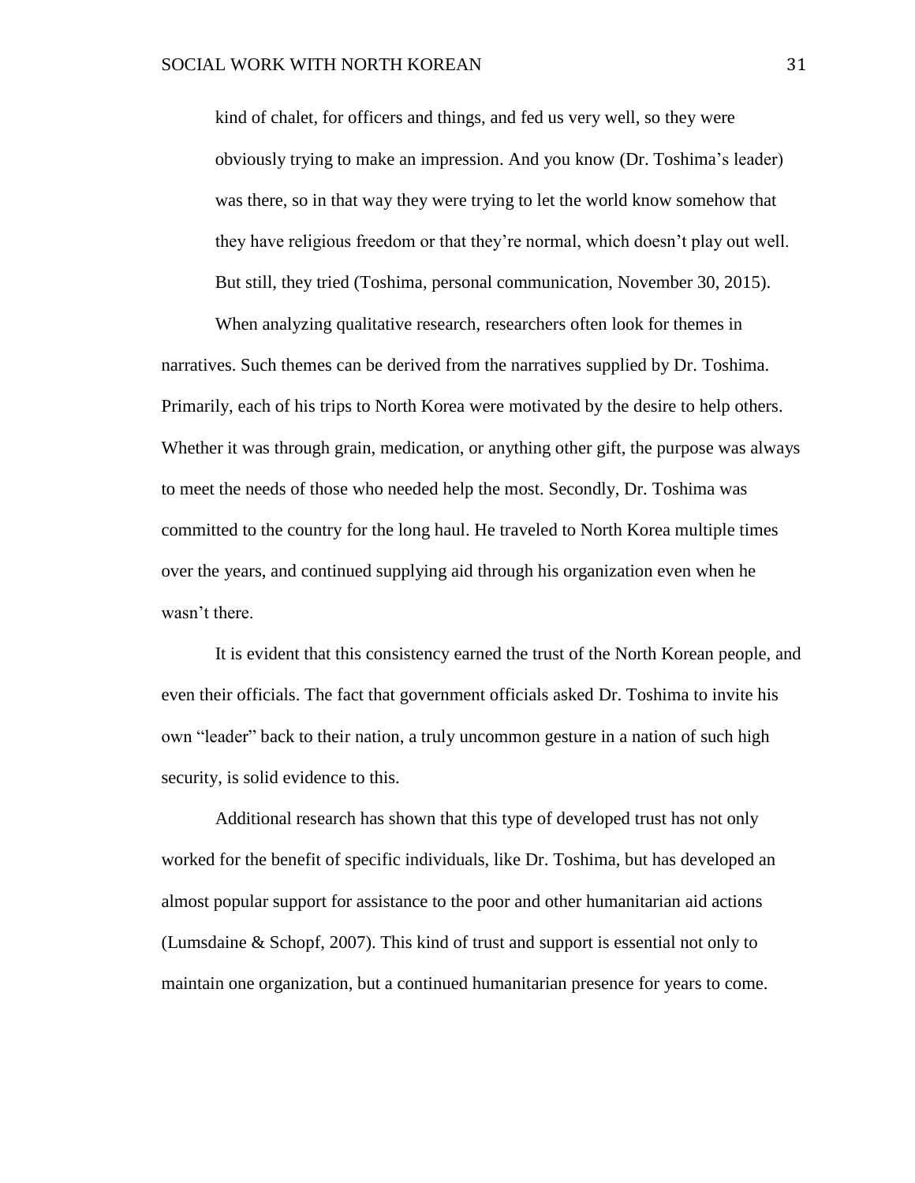> kind of chalet, for officers and things, and fed us very well, so they were obviously trying to make an impression. And you know (Dr. Toshima's leader) was there, so in that way they were trying to let the world know somehow that they have religious freedom or that they're normal, which doesn't play out well. But still, they tried (Toshima, personal communication, November 30, 2015).

When analyzing qualitative research, researchers often look for themes in narratives. Such themes can be derived from the narratives supplied by Dr. Toshima. Primarily, each of his trips to North Korea were motivated by the desire to help others. Whether it was through grain, medication, or anything other gift, the purpose was always to meet the needs of those who needed help the most. Secondly, Dr. Toshima was committed to the country for the long haul. He traveled to North Korea multiple times over the years, and continued supplying aid through his organization even when he wasn't there.

It is evident that this consistency earned the trust of the North Korean people, and even their officials. The fact that government officials asked Dr. Toshima to invite his own "leader" back to their nation, a truly uncommon gesture in a nation of such high security, is solid evidence to this.

Additional research has shown that this type of developed trust has not only worked for the benefit of specific individuals, like Dr. Toshima, but has developed an almost popular support for assistance to the poor and other humanitarian aid actions (Lumsdaine & Schopf, 2007). This kind of trust and support is essential not only to maintain one organization, but a continued humanitarian presence for years to come.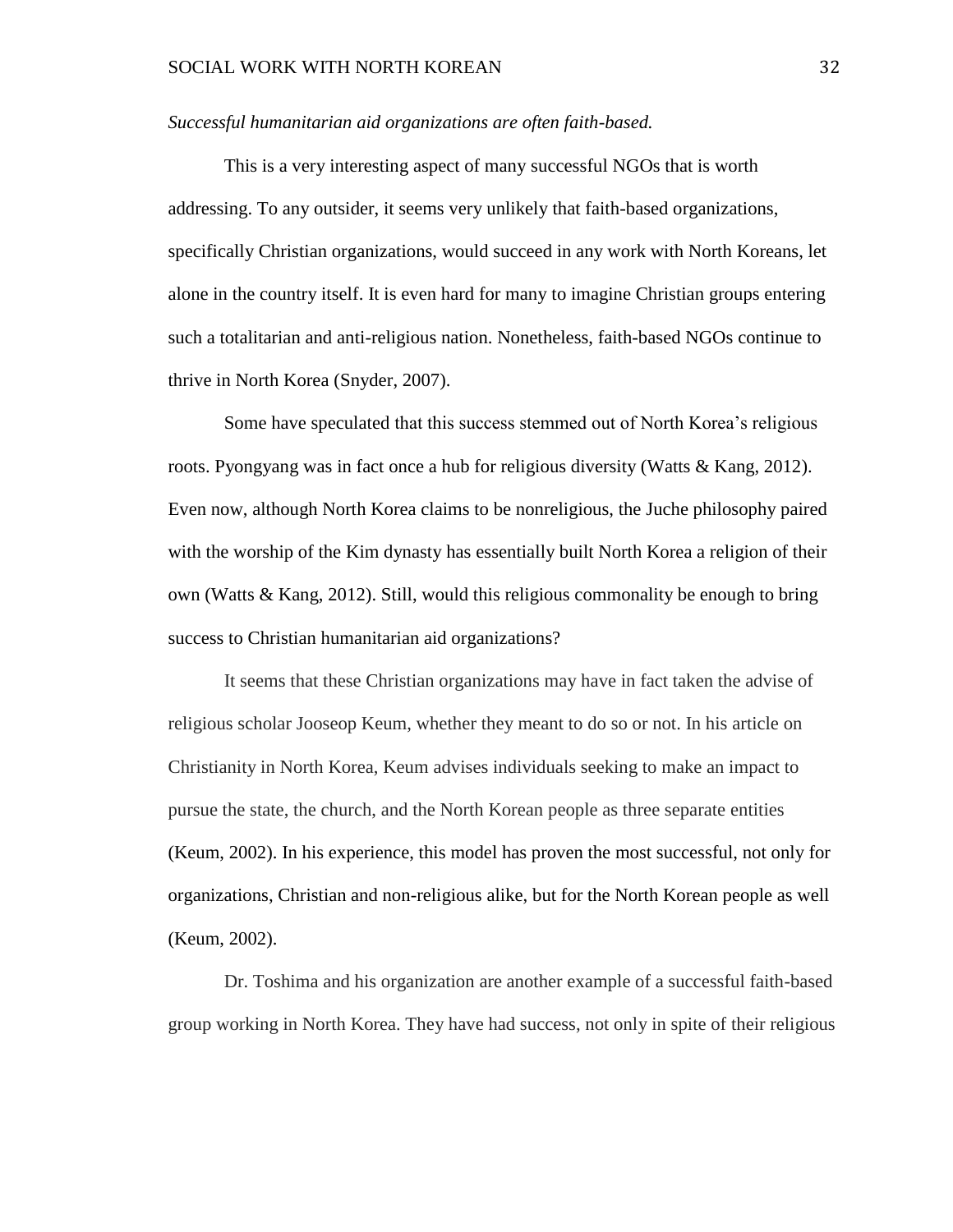*Successful humanitarian aid organizations are often faith-based.*

This is a very interesting aspect of many successful NGOs that is worth addressing. To any outsider, it seems very unlikely that faith-based organizations, specifically Christian organizations, would succeed in any work with North Koreans, let alone in the country itself. It is even hard for many to imagine Christian groups entering such a totalitarian and anti-religious nation. Nonetheless, faith-based NGOs continue to thrive in North Korea (Snyder, 2007).

Some have speculated that this success stemmed out of North Korea's religious roots. Pyongyang was in fact once a hub for religious diversity (Watts & Kang, 2012). Even now, although North Korea claims to be nonreligious, the Juche philosophy paired with the worship of the Kim dynasty has essentially built North Korea a religion of their own (Watts & Kang, 2012). Still, would this religious commonality be enough to bring success to Christian humanitarian aid organizations?

It seems that these Christian organizations may have in fact taken the advise of religious scholar Jooseop Keum, whether they meant to do so or not. In his article on Christianity in North Korea, Keum advises individuals seeking to make an impact to pursue the state, the church, and the North Korean people as three separate entities (Keum, 2002). In his experience, this model has proven the most successful, not only for organizations, Christian and non-religious alike, but for the North Korean people as well (Keum, 2002).

Dr. Toshima and his organization are another example of a successful faith-based group working in North Korea. They have had success, not only in spite of their religious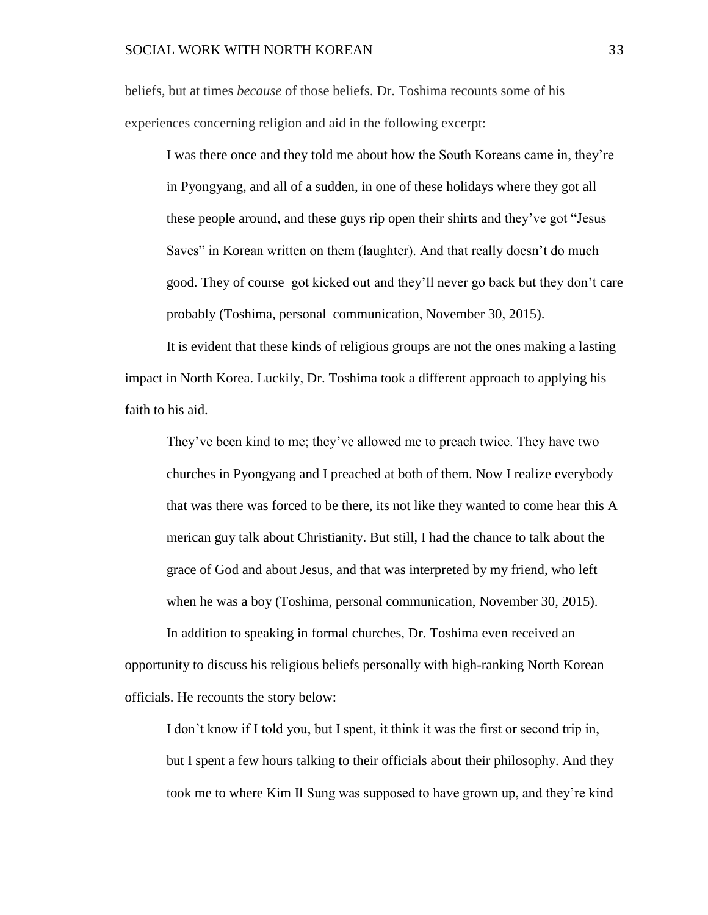beliefs, but at times *because* of those beliefs. Dr. Toshima recounts some of his experiences concerning religion and aid in the following excerpt:

> I was there once and they told me about how the South Koreans came in, they're in Pyongyang, and all of a sudden, in one of these holidays where they got all these people around, and these guys rip open their shirts and they've got "Jesus Saves" in Korean written on them (laughter). And that really doesn't do much good. They of course got kicked out and they'll never go back but they don't care probably (Toshima, personal communication, November 30, 2015).

It is evident that these kinds of religious groups are not the ones making a lasting impact in North Korea. Luckily, Dr. Toshima took a different approach to applying his faith to his aid.

> They've been kind to me; they've allowed me to preach twice. They have two churches in Pyongyang and I preached at both of them. Now I realize everybody that was there was forced to be there, its not like they wanted to come hear this A merican guy talk about Christianity. But still, I had the chance to talk about the grace of God and about Jesus, and that was interpreted by my friend, who left when he was a boy (Toshima, personal communication, November 30, 2015).

In addition to speaking in formal churches, Dr. Toshima even received an opportunity to discuss his religious beliefs personally with high-ranking North Korean officials. He recounts the story below:

> I don't know if I told you, but I spent, it think it was the first or second trip in, but I spent a few hours talking to their officials about their philosophy. And they took me to where Kim Il Sung was supposed to have grown up, and they're kind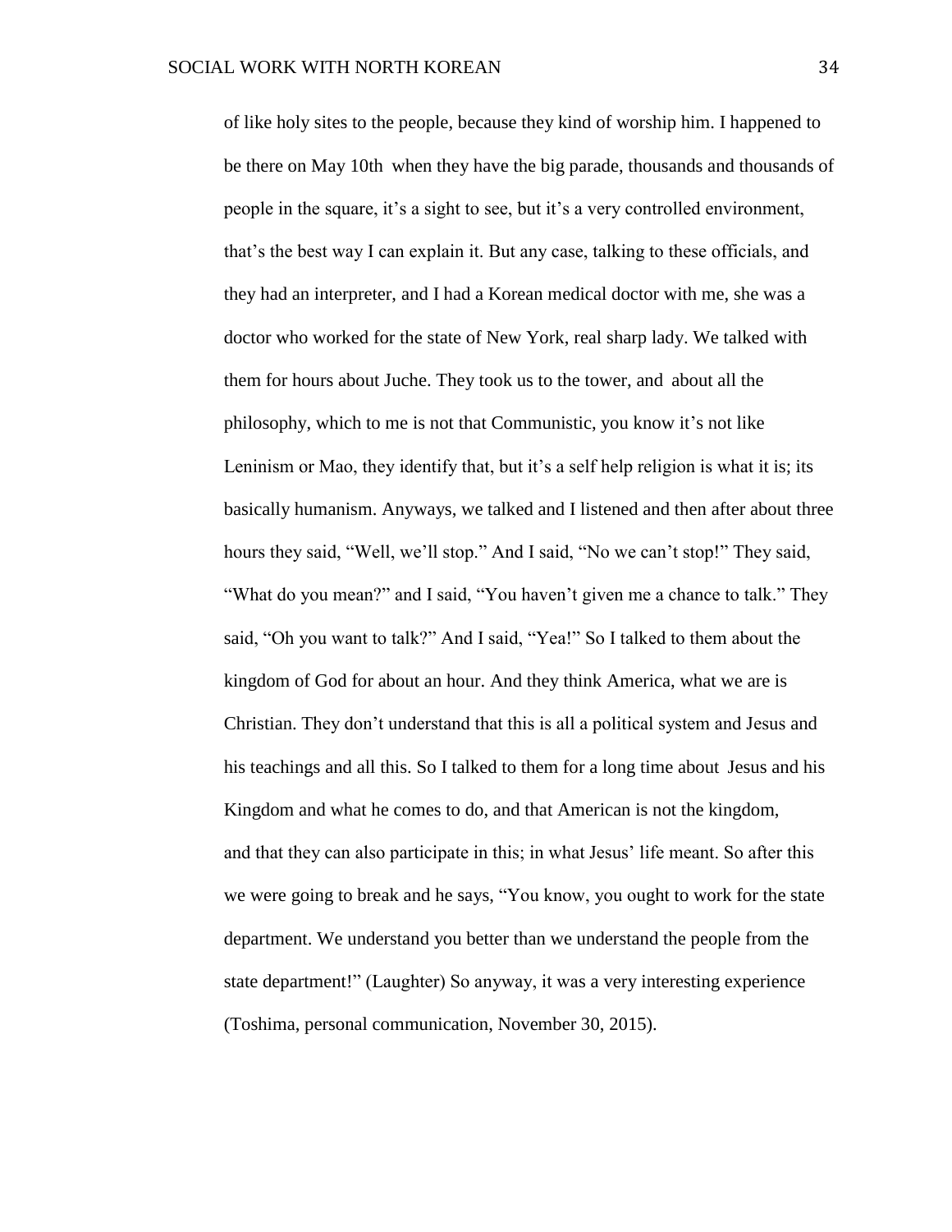of like holy sites to the people, because they kind of worship him. I happened to be there on May 10th when they have the big parade, thousands and thousands of people in the square, it's a sight to see, but it's a very controlled environment, that's the best way I can explain it. But any case, talking to these officials, and they had an interpreter, and I had a Korean medical doctor with me, she was a doctor who worked for the state of New York, real sharp lady. We talked with them for hours about Juche. They took us to the tower, and about all the philosophy, which to me is not that Communistic, you know it's not like Leninism or Mao, they identify that, but it's a self help religion is what it is; its basically humanism. Anyways, we talked and I listened and then after about three hours they said, "Well, we'll stop." And I said, "No we can't stop!" They said, "What do you mean?" and I said, "You haven't given me a chance to talk." They said, "Oh you want to talk?" And I said, "Yea!" So I talked to them about the kingdom of God for about an hour. And they think America, what we are is Christian. They don't understand that this is all a political system and Jesus and his teachings and all this. So I talked to them for a long time about Jesus and his Kingdom and what he comes to do, and that American is not the kingdom, and that they can also participate in this; in what Jesus' life meant. So after this we were going to break and he says, "You know, you ought to work for the state department. We understand you better than we understand the people from the state department!" (Laughter) So anyway, it was a very interesting experience (Toshima, personal communication, November 30, 2015).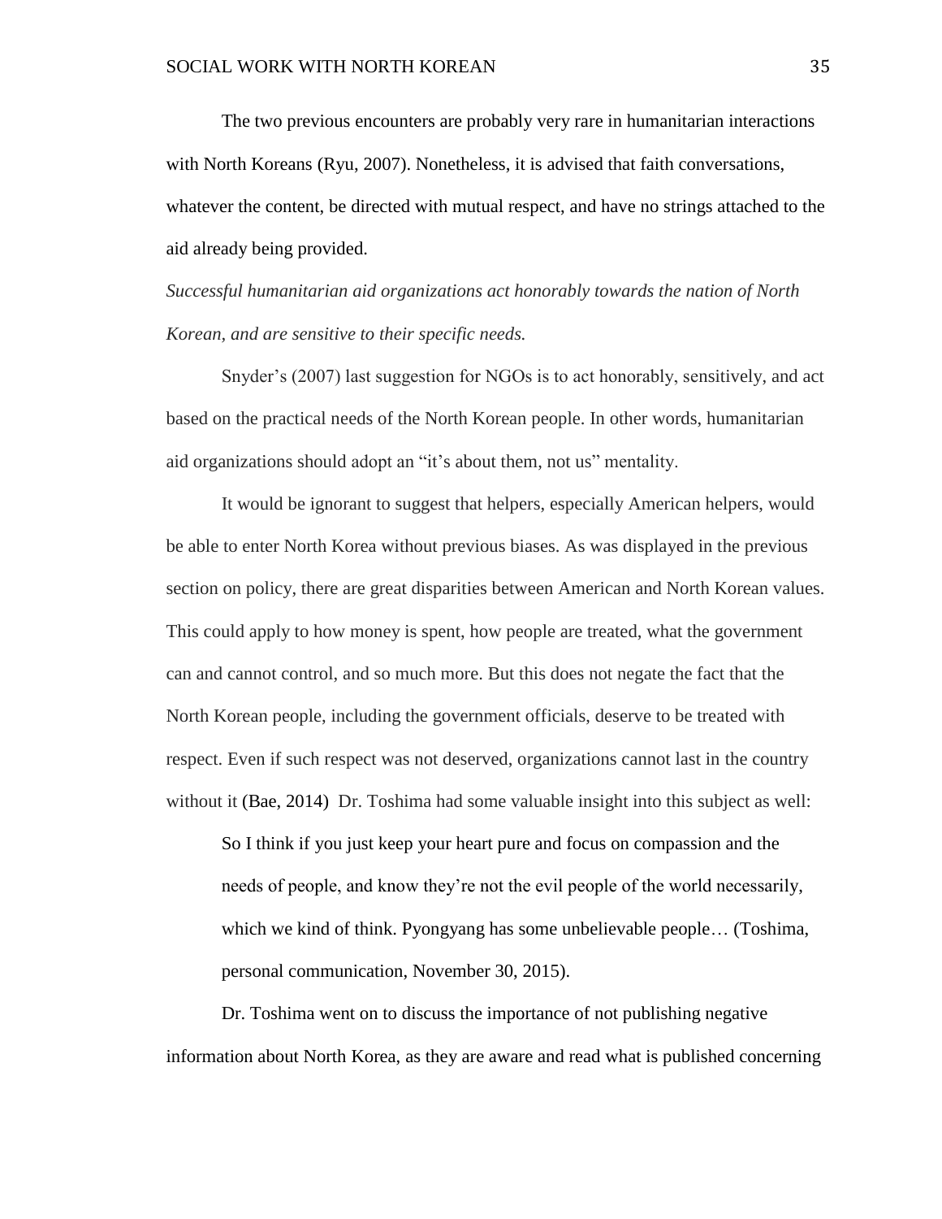The two previous encounters are probably very rare in humanitarian interactions with North Koreans (Ryu, 2007). Nonetheless, it is advised that faith conversations, whatever the content, be directed with mutual respect, and have no strings attached to the aid already being provided.

*Successful humanitarian aid organizations act honorably towards the nation of North Korean, and are sensitive to their specific needs.*

Snyder's (2007) last suggestion for NGOs is to act honorably, sensitively, and act based on the practical needs of the North Korean people. In other words, humanitarian aid organizations should adopt an "it's about them, not us" mentality.

It would be ignorant to suggest that helpers, especially American helpers, would be able to enter North Korea without previous biases. As was displayed in the previous section on policy, there are great disparities between American and North Korean values. This could apply to how money is spent, how people are treated, what the government can and cannot control, and so much more. But this does not negate the fact that the North Korean people, including the government officials, deserve to be treated with respect. Even if such respect was not deserved, organizations cannot last in the country without it (Bae, 2014) Dr. Toshima had some valuable insight into this subject as well:

> So I think if you just keep your heart pure and focus on compassion and the needs of people, and know they're not the evil people of the world necessarily, which we kind of think. Pyongyang has some unbelievable people… (Toshima, personal communication, November 30, 2015).

Dr. Toshima went on to discuss the importance of not publishing negative information about North Korea, as they are aware and read what is published concerning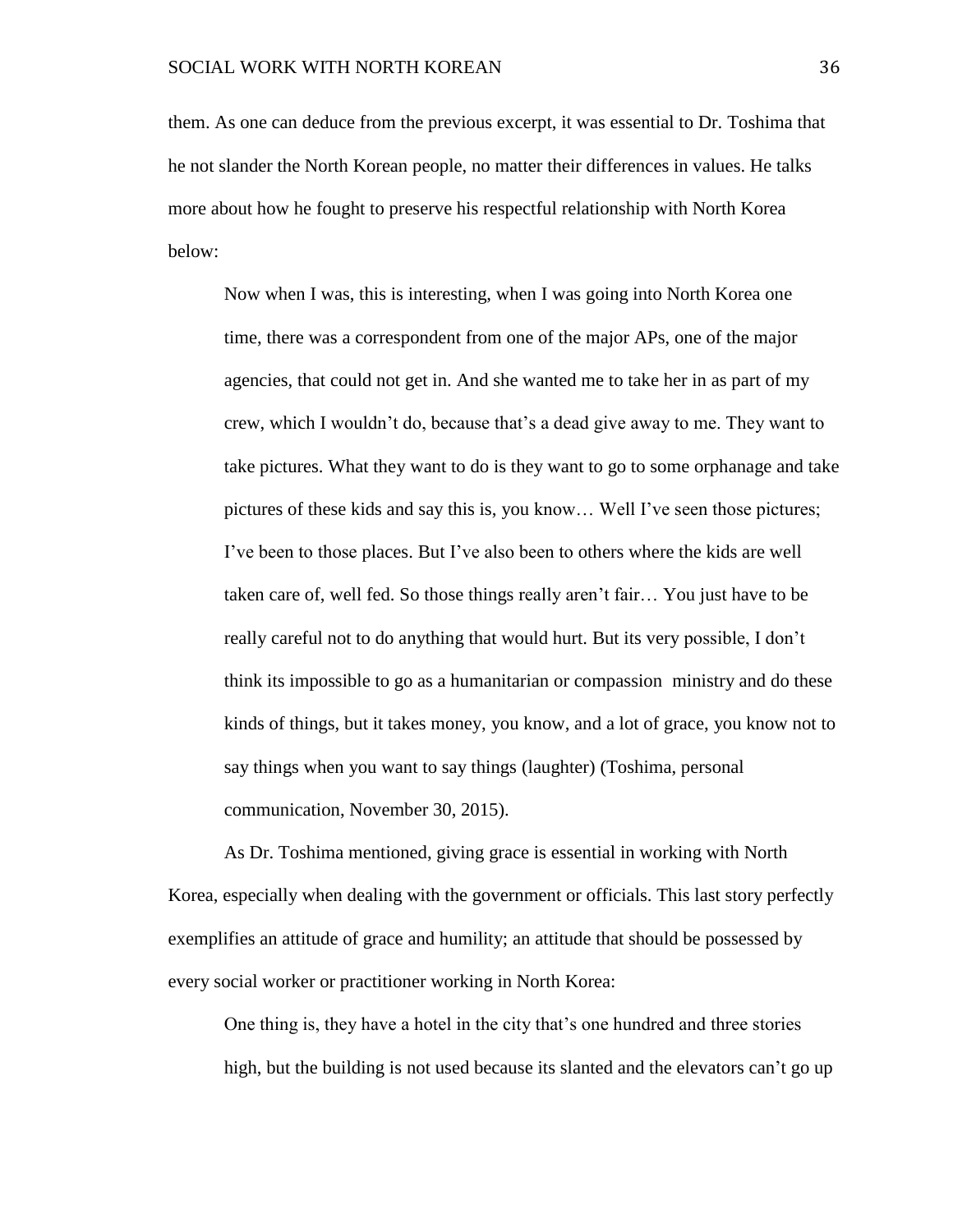them. As one can deduce from the previous excerpt, it was essential to Dr. Toshima that he not slander the North Korean people, no matter their differences in values. He talks more about how he fought to preserve his respectful relationship with North Korea below:

> Now when I was, this is interesting, when I was going into North Korea one time, there was a correspondent from one of the major APs, one of the major agencies, that could not get in. And she wanted me to take her in as part of my crew, which I wouldn't do, because that's a dead give away to me. They want to take pictures. What they want to do is they want to go to some orphanage and take pictures of these kids and say this is, you know… Well I've seen those pictures; I've been to those places. But I've also been to others where the kids are well taken care of, well fed. So those things really aren't fair… You just have to be really careful not to do anything that would hurt. But its very possible, I don't think its impossible to go as a humanitarian or compassion ministry and do these kinds of things, but it takes money, you know, and a lot of grace, you know not to say things when you want to say things (laughter) (Toshima, personal communication, November 30, 2015).

As Dr. Toshima mentioned, giving grace is essential in working with North Korea, especially when dealing with the government or officials. This last story perfectly exemplifies an attitude of grace and humility; an attitude that should be possessed by every social worker or practitioner working in North Korea:

> One thing is, they have a hotel in the city that's one hundred and three stories high, but the building is not used because its slanted and the elevators can't go up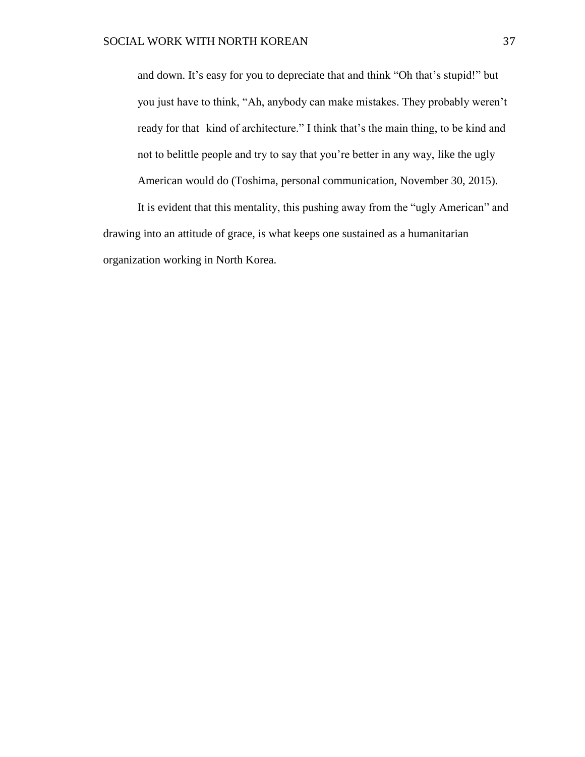> and down. It's easy for you to depreciate that and think "Oh that's stupid!" but you just have to think, "Ah, anybody can make mistakes. They probably weren't ready for that kind of architecture." I think that's the main thing, to be kind and not to belittle people and try to say that you're better in any way, like the ugly American would do (Toshima, personal communication, November 30, 2015).

It is evident that this mentality, this pushing away from the "ugly American" and drawing into an attitude of grace, is what keeps one sustained as a humanitarian organization working in North Korea.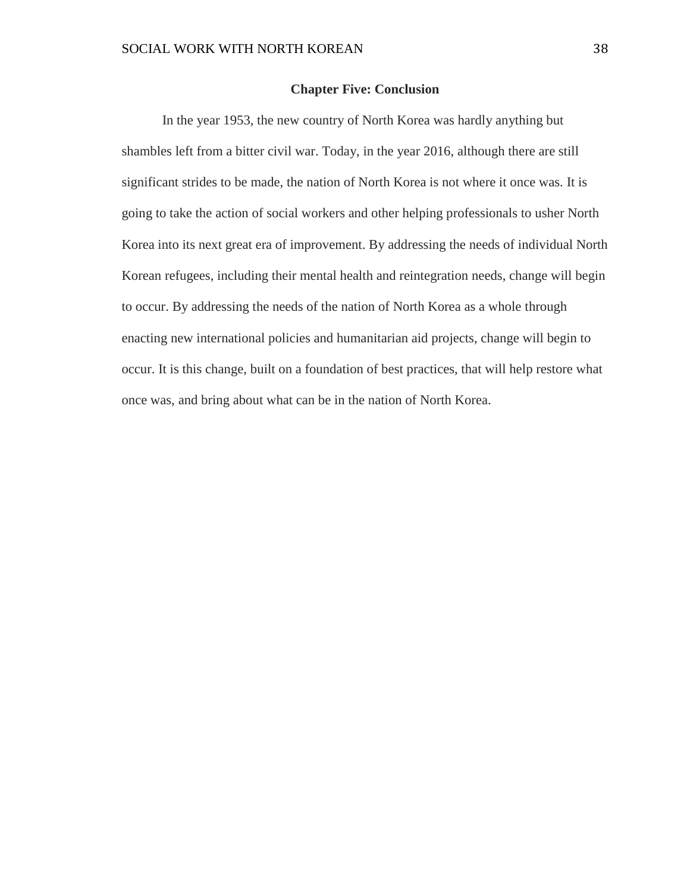## Chapter Five: Conclusion

In the year 1953, the new country of North Korea was hardly anything but shambles left from a bitter civil war. Today, in the year 2016, although there are still significant strides to be made, the nation of North Korea is not where it once was. It is going to take the action of social workers and other helping professionals to usher North Korea into its next great era of improvement. By addressing the needs of individual North Korean refugees, including their mental health and reintegration needs, change will begin to occur. By addressing the needs of the nation of North Korea as a whole through enacting new international policies and humanitarian aid projects, change will begin to occur. It is this change, built on a foundation of best practices, that will help restore what once was, and bring about what can be in the nation of North Korea.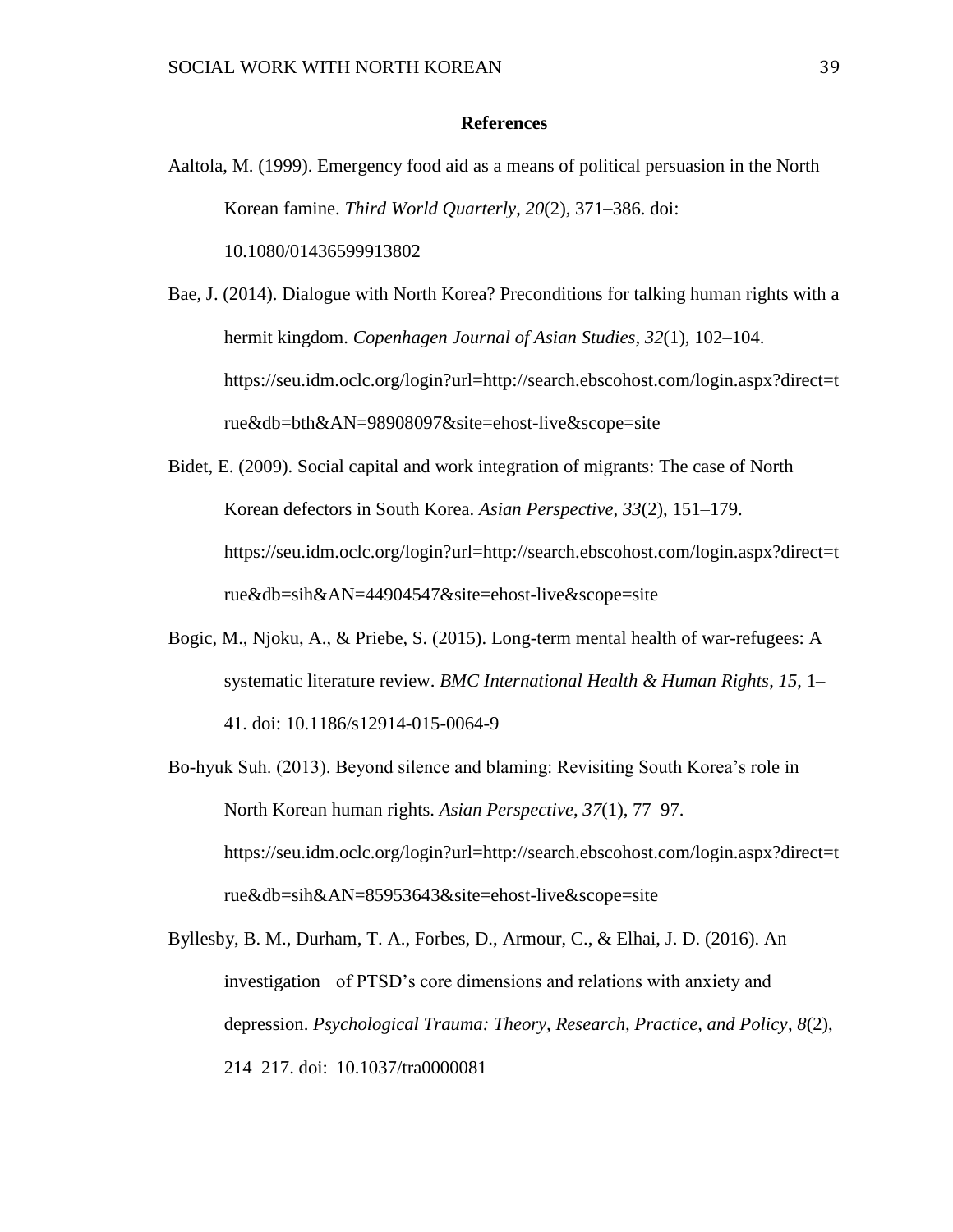**References**

Aaltola, M. (1999). Emergency food aid as a means of political persuasion in the North Korean famine. *Third World Quarterly*, *20*(2), 371–386. doi: 10.1080/01436599913802

Bae, J. (2014). Dialogue with North Korea? Preconditions for talking human rights with a hermit kingdom. *Copenhagen Journal of Asian Studies*, *32*(1), 102–104. https://seu.idm.oclc.org/login?url=http://search.ebscohost.com/login.aspx?direct=true&db=bth&AN=98908097&site=ehost-live&scope=site

Bidet, E. (2009). Social capital and work integration of migrants: The case of North Korean defectors in South Korea. *Asian Perspective*, *33*(2), 151–179. https://seu.idm.oclc.org/login?url=http://search.ebscohost.com/login.aspx?direct=true&db=sih&AN=44904547&site=ehost-live&scope=site

Bogic, M., Njoku, A., & Priebe, S. (2015). Long-term mental health of war-refugees: A systematic literature review. *BMC International Health & Human Rights*, *15*, 1–41. doi: 10.1186/s12914-015-0064-9

Bo-hyuk Suh. (2013). Beyond silence and blaming: Revisiting South Korea's role in North Korean human rights. *Asian Perspective*, *37*(1), 77–97. https://seu.idm.oclc.org/login?url=http://search.ebscohost.com/login.aspx?direct=true&db=sih&AN=85953643&site=ehost-live&scope=site

Byllesby, B. M., Durham, T. A., Forbes, D., Armour, C., & Elhai, J. D. (2016). An investigation of PTSD's core dimensions and relations with anxiety and depression. *Psychological Trauma: Theory, Research, Practice, and Policy*, *8*(2), 214–217. doi: 10.1037/tra0000081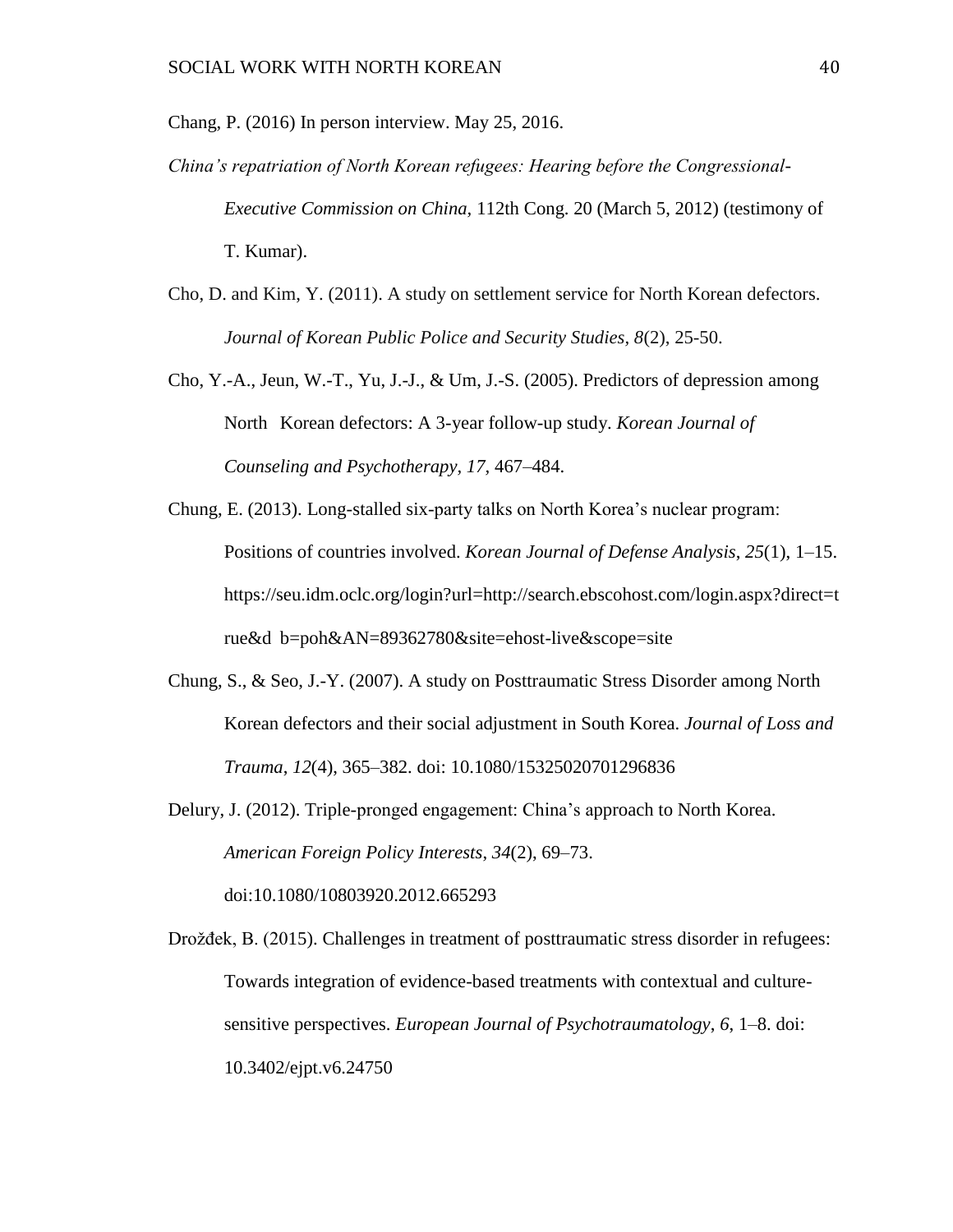Chang, P. (2016) In person interview. May 25, 2016.

*China's repatriation of North Korean refugees: Hearing before the Congressional-Executive Commission on China,* 112th Cong. 20 (March 5, 2012) (testimony of T. Kumar).

Cho, D. and Kim, Y. (2011). A study on settlement service for North Korean defectors. *Journal of Korean Public Police and Security Studies*, *8*(2), 25-50.

Cho, Y.-A., Jeun, W.-T., Yu, J.-J., & Um, J.-S. (2005). Predictors of depression among North Korean defectors: A 3-year follow-up study. *Korean Journal of Counseling and Psychotherapy, 17,* 467–484.

Chung, E. (2013). Long-stalled six-party talks on North Korea's nuclear program: Positions of countries involved. *Korean Journal of Defense Analysis*, *25*(1), 1–15. https://seu.idm.oclc.org/login?url=http://search.ebscohost.com/login.aspx?direct=true&d b=poh&AN=89362780&site=ehost-live&scope=site

Chung, S., & Seo, J.-Y. (2007). A study on Posttraumatic Stress Disorder among North Korean defectors and their social adjustment in South Korea. *Journal of Loss and Trauma*, *12*(4), 365–382. doi: 10.1080/15325020701296836

Delury, J. (2012). Triple-pronged engagement: China's approach to North Korea. *American Foreign Policy Interests*, *34*(2), 69–73. doi:10.1080/10803920.2012.665293

Drožđek, B. (2015). Challenges in treatment of posttraumatic stress disorder in refugees: Towards integration of evidence-based treatments with contextual and culture-sensitive perspectives. *European Journal of Psychotraumatology*, *6*, 1–8. doi: 10.3402/ejpt.v6.24750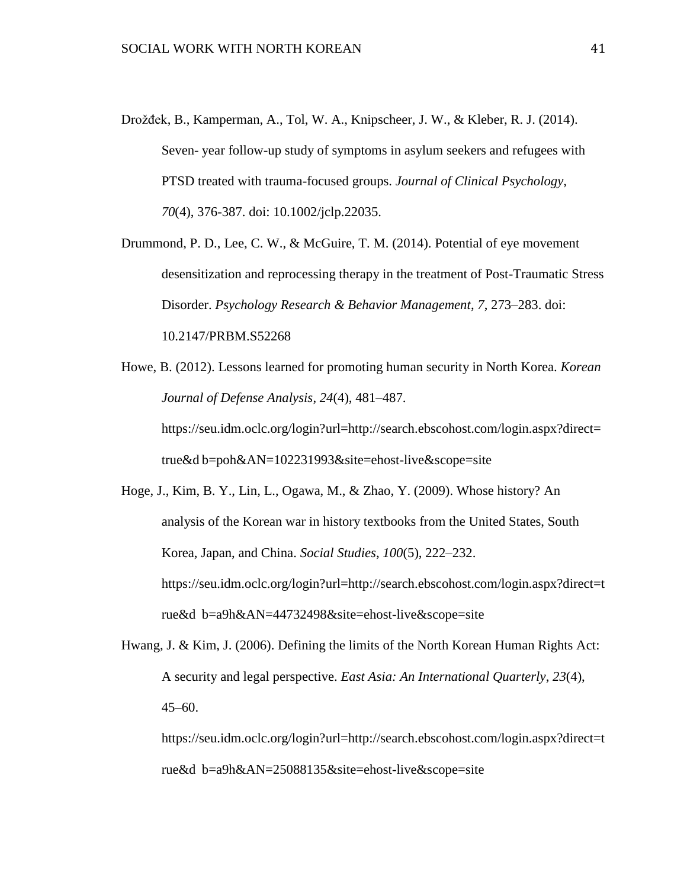Drožđek, B., Kamperman, A., Tol, W. A., Knipscheer, J. W., & Kleber, R. J. (2014). Seven- year follow-up study of symptoms in asylum seekers and refugees with PTSD treated with trauma-focused groups. *Journal of Clinical Psychology*, *70*(4), 376-387. doi: 10.1002/jclp.22035.

Drummond, P. D., Lee, C. W., & McGuire, T. M. (2014). Potential of eye movement desensitization and reprocessing therapy in the treatment of Post-Traumatic Stress Disorder. *Psychology Research & Behavior Management*, *7*, 273–283. doi: 10.2147/PRBM.S52268

Howe, B. (2012). Lessons learned for promoting human security in North Korea. *Korean Journal of Defense Analysis*, *24*(4), 481–487. https://seu.idm.oclc.org/login?url=http://search.ebscohost.com/login.aspx?direct=true&d b=poh&AN=102231993&site=ehost-live&scope=site

Hoge, J., Kim, B. Y., Lin, L., Ogawa, M., & Zhao, Y. (2009). Whose history? An analysis of the Korean war in history textbooks from the United States, South Korea, Japan, and China. *Social Studies*, *100*(5), 222–232. https://seu.idm.oclc.org/login?url=http://search.ebscohost.com/login.aspx?direct=true&d b=a9h&AN=44732498&site=ehost-live&scope=site

Hwang, J. & Kim, J. (2006). Defining the limits of the North Korean Human Rights Act: A security and legal perspective. *East Asia: An International Quarterly*, *23*(4), 45–60. https://seu.idm.oclc.org/login?url=http://search.ebscohost.com/login.aspx?direct=true&d b=a9h&AN=25088135&site=ehost-live&scope=site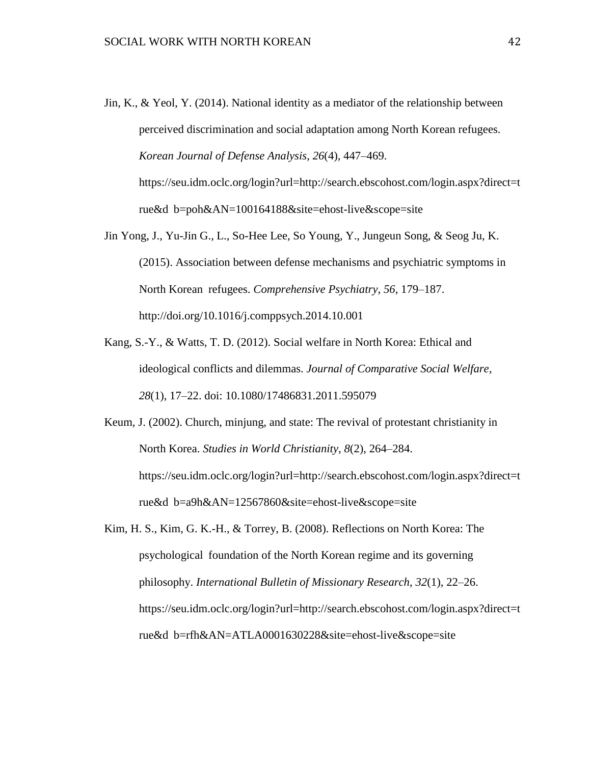Jin, K., & Yeol, Y. (2014). National identity as a mediator of the relationship between perceived discrimination and social adaptation among North Korean refugees. *Korean Journal of Defense Analysis*, *26*(4), 447–469. https://seu.idm.oclc.org/login?url=http://search.ebscohost.com/login.aspx?direct=true&d b=poh&AN=100164188&site=ehost-live&scope=site

Jin Yong, J., Yu-Jin G., L., So-Hee Lee, So Young, Y., Jungeun Song, & Seog Ju, K. (2015). Association between defense mechanisms and psychiatric symptoms in North Korean refugees. *Comprehensive Psychiatry*, *56*, 179–187. http://doi.org/10.1016/j.comppsych.2014.10.001

Kang, S.-Y., & Watts, T. D. (2012). Social welfare in North Korea: Ethical and ideological conflicts and dilemmas. *Journal of Comparative Social Welfare*, *28*(1), 17–22. doi: 10.1080/17486831.2011.595079

Keum, J. (2002). Church, minjung, and state: The revival of protestant christianity in North Korea. *Studies in World Christianity*, *8*(2), 264–284. https://seu.idm.oclc.org/login?url=http://search.ebscohost.com/login.aspx?direct=true&d b=a9h&AN=12567860&site=ehost-live&scope=site

Kim, H. S., Kim, G. K.-H., & Torrey, B. (2008). Reflections on North Korea: The psychological foundation of the North Korean regime and its governing philosophy. *International Bulletin of Missionary Research*, *32*(1), 22–26. https://seu.idm.oclc.org/login?url=http://search.ebscohost.com/login.aspx?direct=true&d b=rfh&AN=ATLA0001630228&site=ehost-live&scope=site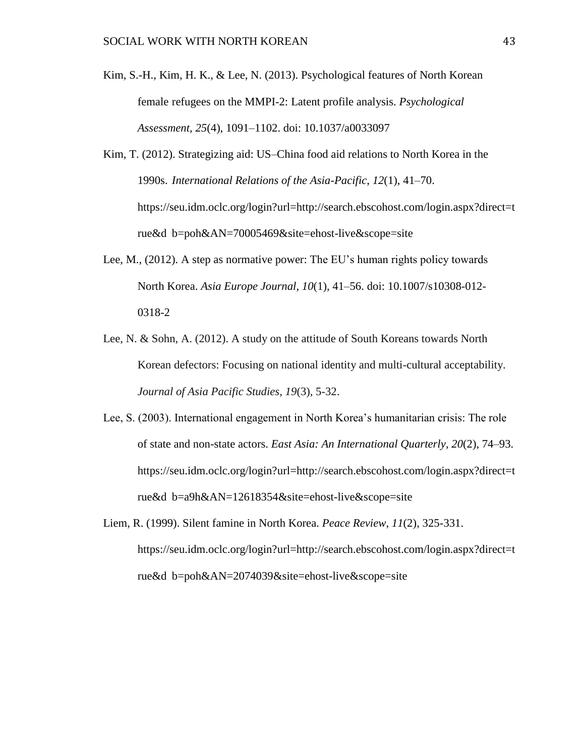Kim, S.-H., Kim, H. K., & Lee, N. (2013). Psychological features of North Korean female refugees on the MMPI-2: Latent profile analysis. *Psychological Assessment*, *25*(4), 1091–1102. doi: 10.1037/a0033097

Kim, T. (2012). Strategizing aid: US–China food aid relations to North Korea in the 1990s. *International Relations of the Asia-Pacific*, *12*(1), 41–70. https://seu.idm.oclc.org/login?url=http://search.ebscohost.com/login.aspx?direct=true&d b=poh&AN=70005469&site=ehost-live&scope=site

Lee, M., (2012). A step as normative power: The EU's human rights policy towards North Korea. *Asia Europe Journal*, *10*(1), 41–56. doi: 10.1007/s10308-012-0318-2

Lee, N. & Sohn, A. (2012). A study on the attitude of South Koreans towards North Korean defectors: Focusing on national identity and multi-cultural acceptability. *Journal of Asia Pacific Studies*, *19*(3), 5-32.

Lee, S. (2003). International engagement in North Korea's humanitarian crisis: The role of state and non-state actors. *East Asia: An International Quarterly*, *20*(2), 74–93. https://seu.idm.oclc.org/login?url=http://search.ebscohost.com/login.aspx?direct=true&d b=a9h&AN=12618354&site=ehost-live&scope=site

Liem, R. (1999). Silent famine in North Korea. *Peace Review*, *11*(2), 325-331. https://seu.idm.oclc.org/login?url=http://search.ebscohost.com/login.aspx?direct=true&d b=poh&AN=2074039&site=ehost-live&scope=site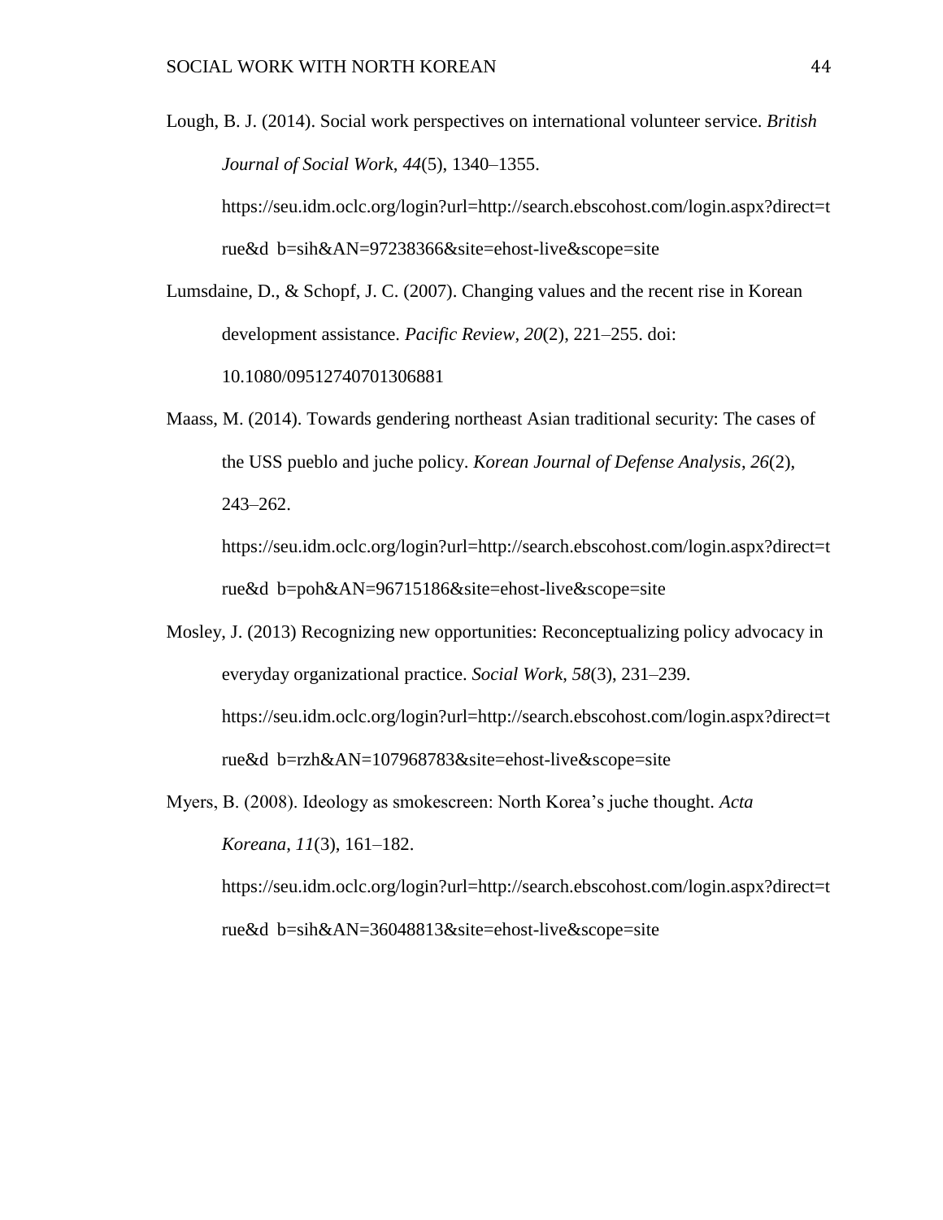Lough, B. J. (2014). Social work perspectives on international volunteer service. *British Journal of Social Work*, *44*(5), 1340–1355. https://seu.idm.oclc.org/login?url=http://search.ebscohost.com/login.aspx?direct=true&d b=sih&AN=97238366&site=ehost-live&scope=site

Lumsdaine, D., & Schopf, J. C. (2007). Changing values and the recent rise in Korean development assistance. *Pacific Review*, *20*(2), 221–255. doi: 10.1080/09512740701306881

Maass, M. (2014). Towards gendering northeast Asian traditional security: The cases of the USS pueblo and juche policy. *Korean Journal of Defense Analysis*, *26*(2), 243–262. https://seu.idm.oclc.org/login?url=http://search.ebscohost.com/login.aspx?direct=true&d b=poh&AN=96715186&site=ehost-live&scope=site

Mosley, J. (2013) Recognizing new opportunities: Reconceptualizing policy advocacy in everyday organizational practice. *Social Work*, *58*(3), 231–239. https://seu.idm.oclc.org/login?url=http://search.ebscohost.com/login.aspx?direct=true&d b=rzh&AN=107968783&site=ehost-live&scope=site

Myers, B. (2008). Ideology as smokescreen: North Korea's juche thought. *Acta Koreana*, *11*(3), 161–182. https://seu.idm.oclc.org/login?url=http://search.ebscohost.com/login.aspx?direct=true&d b=sih&AN=36048813&site=ehost-live&scope=site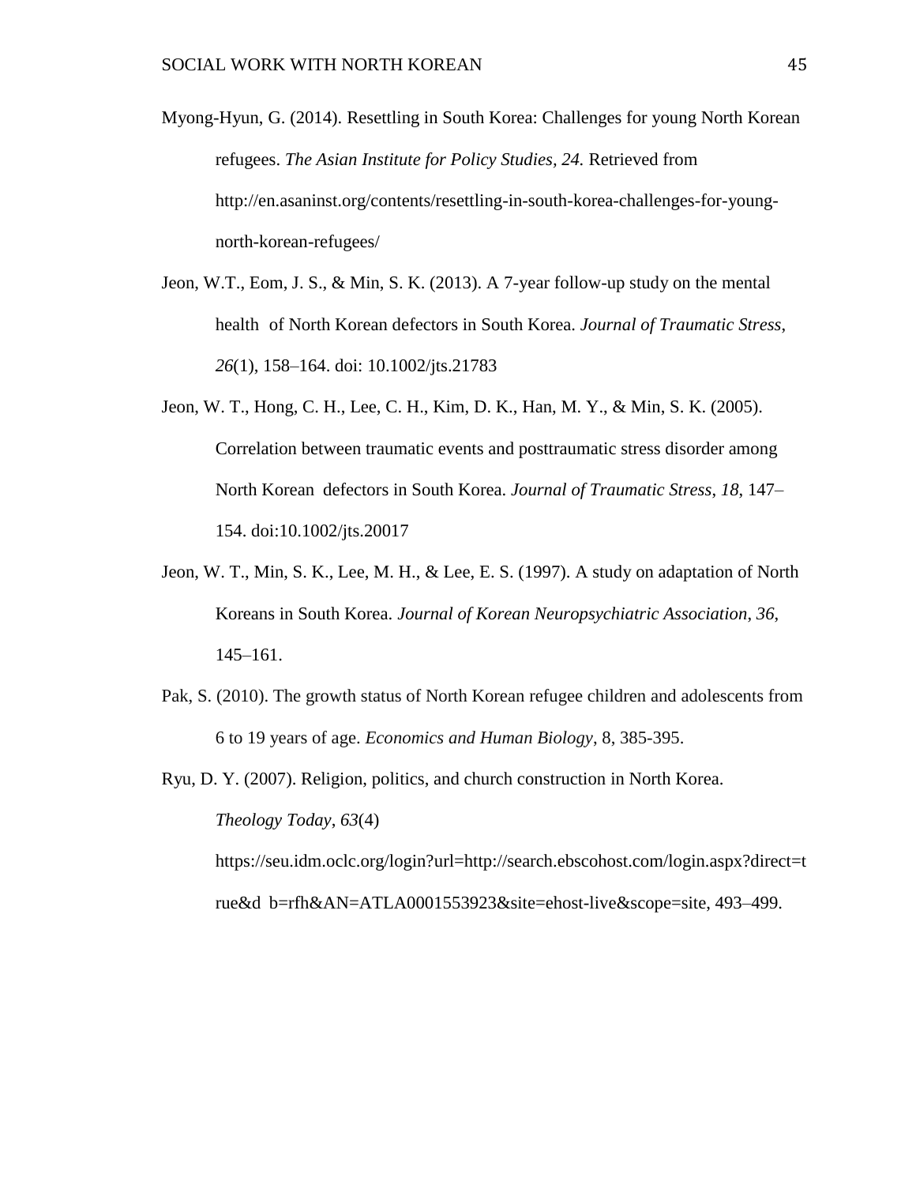Myong-Hyun, G. (2014). Resettling in South Korea: Challenges for young North Korean refugees. *The Asian Institute for Policy Studies, 24.* Retrieved from http://en.asaninst.org/contents/resettling-in-south-korea-challenges-for-young-north-korean-refugees/

Jeon, W.T., Eom, J. S., & Min, S. K. (2013). A 7-year follow-up study on the mental health of North Korean defectors in South Korea. *Journal of Traumatic Stress*, *26*(1), 158–164. doi: 10.1002/jts.21783

Jeon, W. T., Hong, C. H., Lee, C. H., Kim, D. K., Han, M. Y., & Min, S. K. (2005). Correlation between traumatic events and posttraumatic stress disorder among North Korean defectors in South Korea. *Journal of Traumatic Stress*, *18*, 147–154. doi:10.1002/jts.20017

Jeon, W. T., Min, S. K., Lee, M. H., & Lee, E. S. (1997). A study on adaptation of North Koreans in South Korea. *Journal of Korean Neuropsychiatric Association*, *36*, 145–161.

Pak, S. (2010). The growth status of North Korean refugee children and adolescents from 6 to 19 years of age. *Economics and Human Biology*, 8, 385-395.

Ryu, D. Y. (2007). Religion, politics, and church construction in North Korea. *Theology Today*, *63*(4) https://seu.idm.oclc.org/login?url=http://search.ebscohost.com/login.aspx?direct=true&d b=rfh&AN=ATLA0001553923&site=ehost-live&scope=site, 493–499.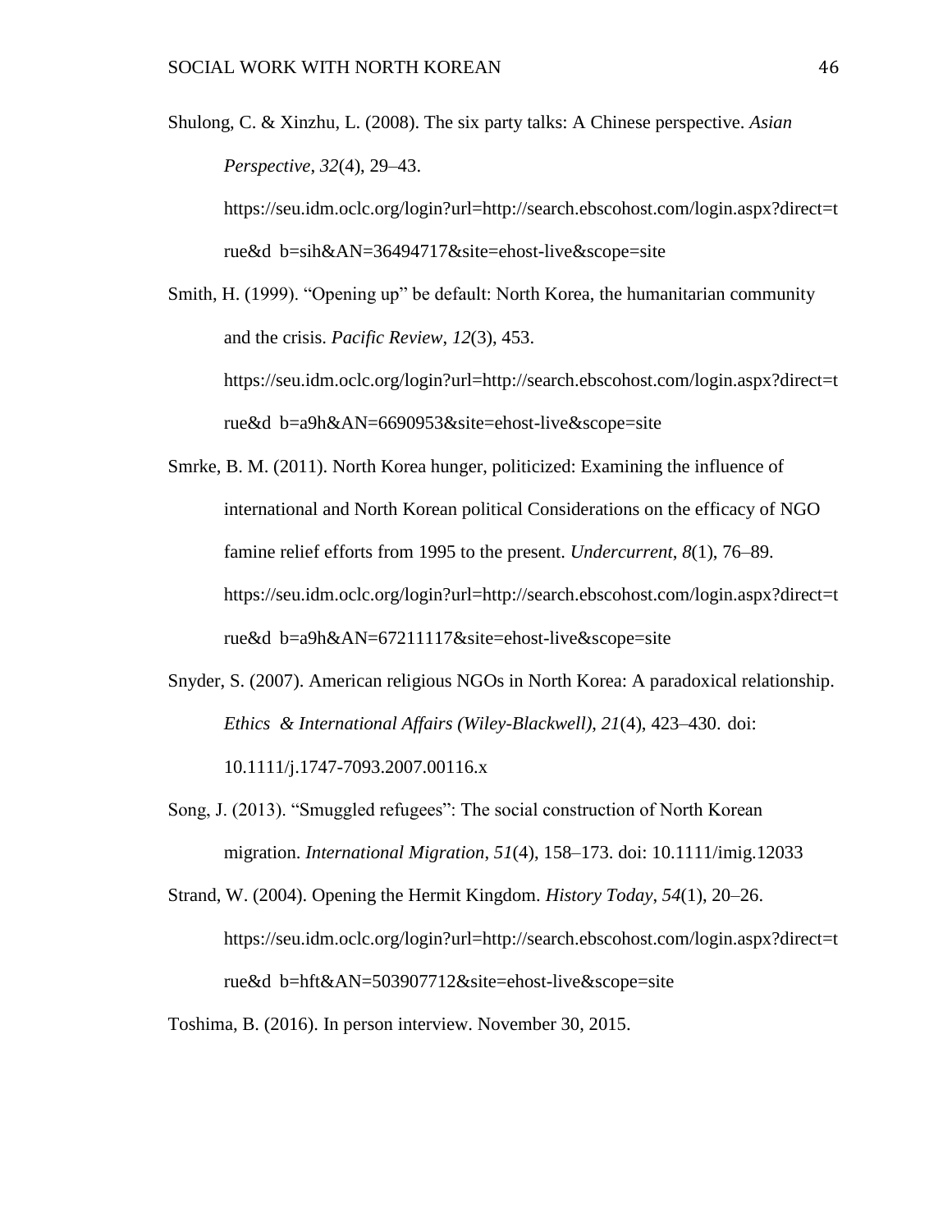Shulong, C. & Xinzhu, L. (2008). The six party talks: A Chinese perspective. *Asian Perspective*, *32*(4), 29–43. https://seu.idm.oclc.org/login?url=http://search.ebscohost.com/login.aspx?direct=true&d b=sih&AN=36494717&site=ehost-live&scope=site

Smith, H. (1999). "Opening up" be default: North Korea, the humanitarian community and the crisis. *Pacific Review*, *12*(3), 453. https://seu.idm.oclc.org/login?url=http://search.ebscohost.com/login.aspx?direct=true&d b=a9h&AN=6690953&site=ehost-live&scope=site

Smrke, B. M. (2011). North Korea hunger, politicized: Examining the influence of international and North Korean political Considerations on the efficacy of NGO famine relief efforts from 1995 to the present. *Undercurrent*, *8*(1), 76–89. https://seu.idm.oclc.org/login?url=http://search.ebscohost.com/login.aspx?direct=true&d b=a9h&AN=67211117&site=ehost-live&scope=site

Snyder, S. (2007). American religious NGOs in North Korea: A paradoxical relationship. *Ethics & International Affairs (Wiley-Blackwell)*, *21*(4), 423–430. doi: 10.1111/j.1747-7093.2007.00116.x

Song, J. (2013). "Smuggled refugees": The social construction of North Korean migration. *International Migration*, *51*(4), 158–173. doi: 10.1111/imig.12033

Strand, W. (2004). Opening the Hermit Kingdom. *History Today*, *54*(1), 20–26. https://seu.idm.oclc.org/login?url=http://search.ebscohost.com/login.aspx?direct=true&d b=hft&AN=503907712&site=ehost-live&scope=site

Toshima, B. (2016). In person interview. November 30, 2015.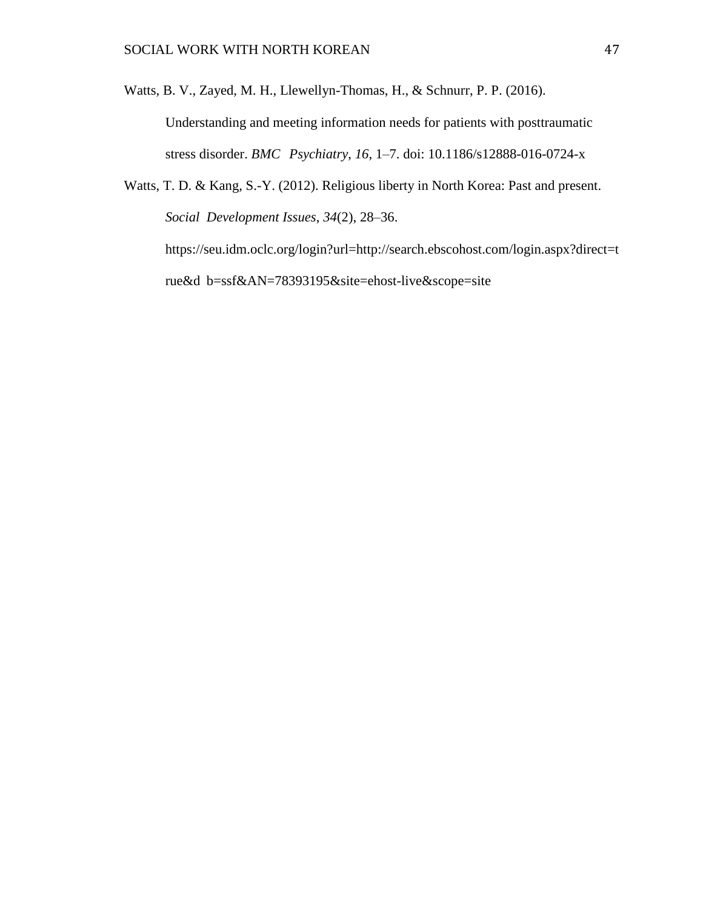Watts, B. V., Zayed, M. H., Llewellyn-Thomas, H., & Schnurr, P. P. (2016). Understanding and meeting information needs for patients with posttraumatic stress disorder. *BMC Psychiatry*, *16*, 1–7. doi: 10.1186/s12888-016-0724-x

Watts, T. D. & Kang, S.-Y. (2012). Religious liberty in North Korea: Past and present. *Social Development Issues*, *34*(2), 28–36. https://seu.idm.oclc.org/login?url=http://search.ebscohost.com/login.aspx?direct=true&db=ssf&AN=78393195&site=ehost-live&scope=site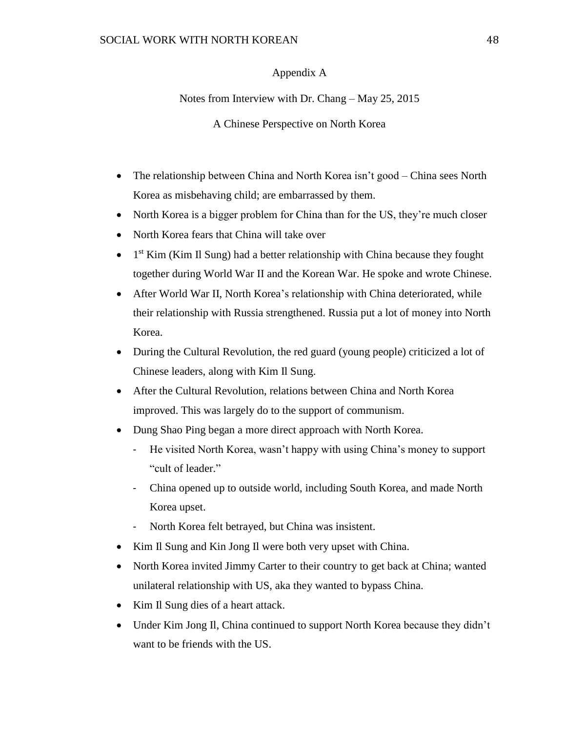# Appendix A

## Notes from Interview with Dr. Chang – May 25, 2015

### A Chinese Perspective on North Korea

- The relationship between China and North Korea isn't good – China sees North Korea as misbehaving child; are embarrassed by them.
- North Korea is a bigger problem for China than for the US, they're much closer
- North Korea fears that China will take over
- 1st Kim (Kim Il Sung) had a better relationship with China because they fought together during World War II and the Korean War. He spoke and wrote Chinese.
- After World War II, North Korea's relationship with China deteriorated, while their relationship with Russia strengthened. Russia put a lot of money into North Korea.
- During the Cultural Revolution, the red guard (young people) criticized a lot of Chinese leaders, along with Kim Il Sung.
- After the Cultural Revolution, relations between China and North Korea improved. This was largely do to the support of communism.
- Dung Shao Ping began a more direct approach with North Korea.
  - He visited North Korea, wasn't happy with using China's money to support "cult of leader."
  - China opened up to outside world, including South Korea, and made North Korea upset.
  - North Korea felt betrayed, but China was insistent.
- Kim Il Sung and Kin Jong Il were both very upset with China.
- North Korea invited Jimmy Carter to their country to get back at China; wanted unilateral relationship with US, aka they wanted to bypass China.
- Kim Il Sung dies of a heart attack.
- Under Kim Jong Il, China continued to support North Korea because they didn't want to be friends with the US.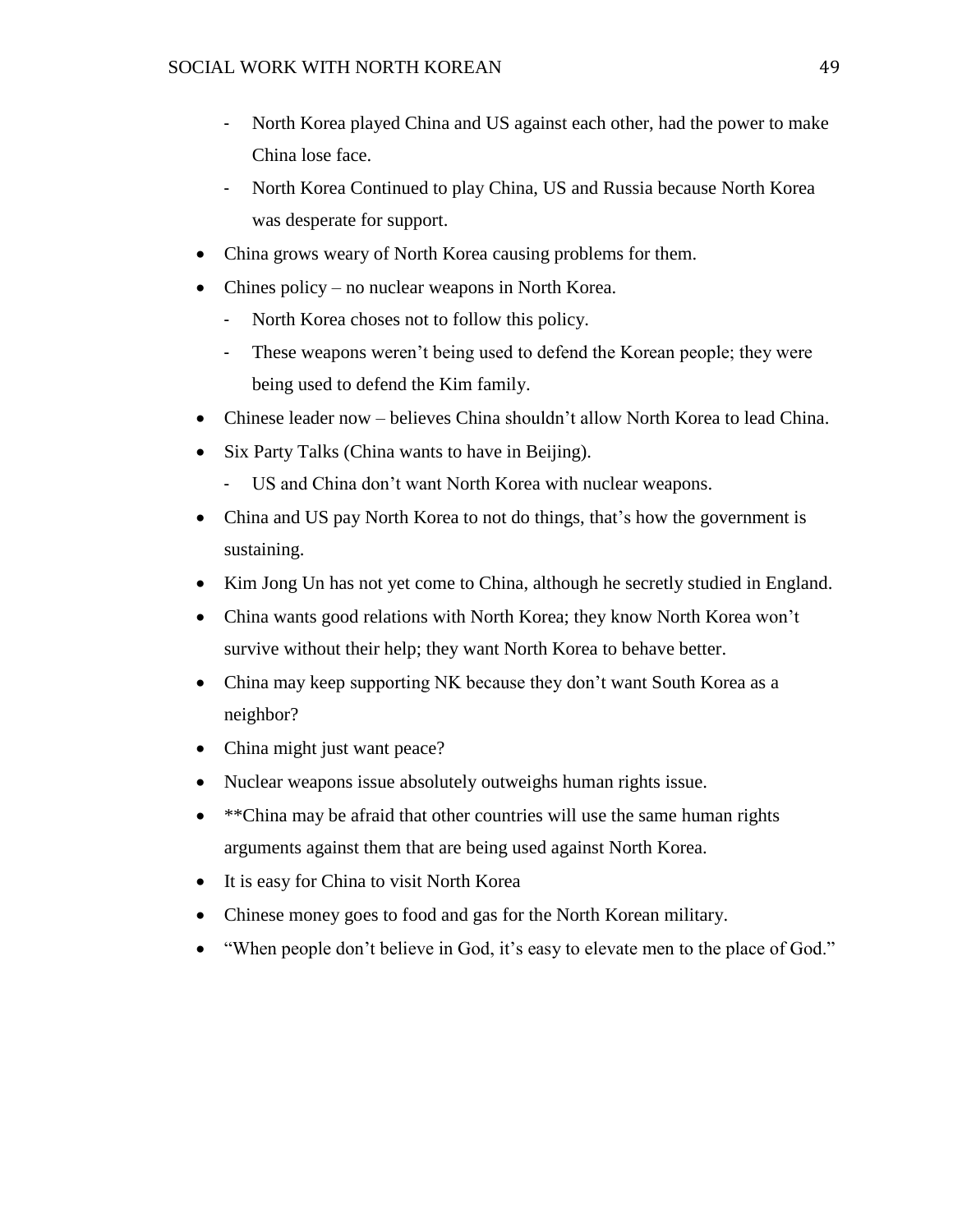- North Korea played China and US against each other, had the power to make China lose face.
    - North Korea Continued to play China, US and Russia because North Korea was desperate for support.
- China grows weary of North Korea causing problems for them.
- Chines policy – no nuclear weapons in North Korea.
    - North Korea choses not to follow this policy.
    - These weapons weren't being used to defend the Korean people; they were being used to defend the Kim family.
- Chinese leader now – believes China shouldn't allow North Korea to lead China.
- Six Party Talks (China wants to have in Beijing).
    - US and China don't want North Korea with nuclear weapons.
- China and US pay North Korea to not do things, that's how the government is sustaining.
- Kim Jong Un has not yet come to China, although he secretly studied in England.
- China wants good relations with North Korea; they know North Korea won't survive without their help; they want North Korea to behave better.
- China may keep supporting NK because they don't want South Korea as a neighbor?
- China might just want peace?
- Nuclear weapons issue absolutely outweighs human rights issue.
- **China may be afraid that other countries will use the same human rights arguments against them that are being used against North Korea.
- It is easy for China to visit North Korea
- Chinese money goes to food and gas for the North Korean military.
- "When people don't believe in God, it's easy to elevate men to the place of God."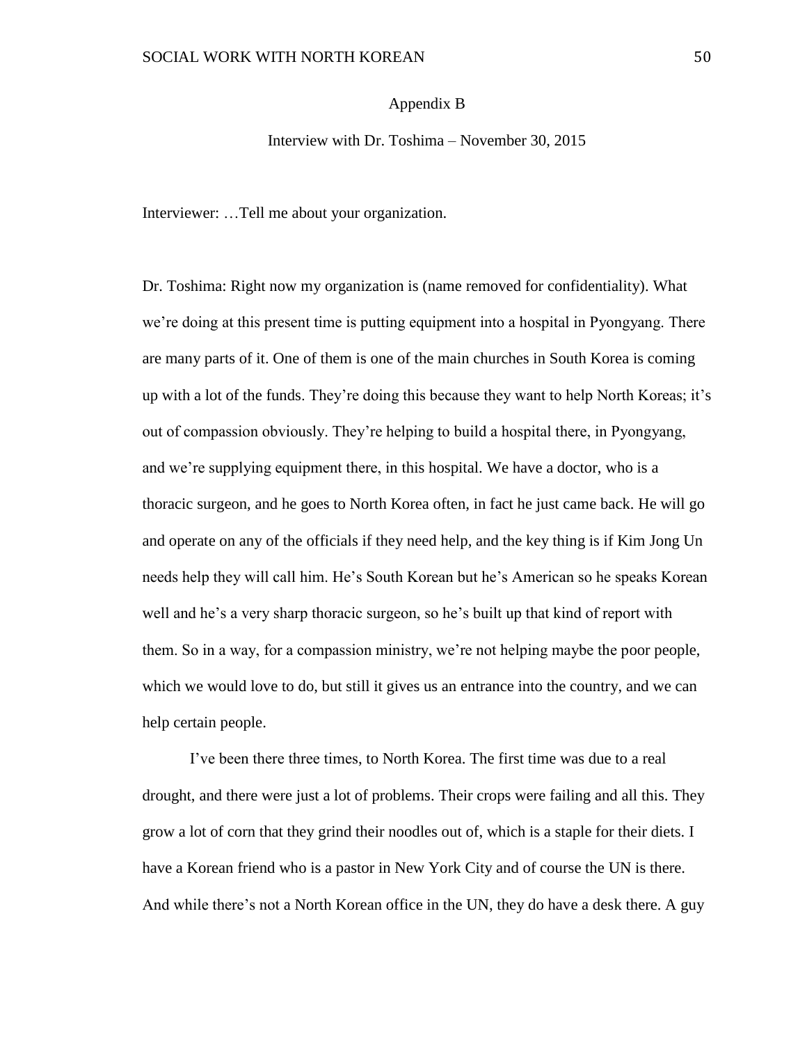## Appendix B

### Interview with Dr. Toshima – November 30, 2015

Interviewer: …Tell me about your organization.

Dr. Toshima: Right now my organization is (name removed for confidentiality). What we're doing at this present time is putting equipment into a hospital in Pyongyang. There are many parts of it. One of them is one of the main churches in South Korea is coming up with a lot of the funds. They're doing this because they want to help North Koreas; it's out of compassion obviously. They're helping to build a hospital there, in Pyongyang, and we're supplying equipment there, in this hospital. We have a doctor, who is a thoracic surgeon, and he goes to North Korea often, in fact he just came back. He will go and operate on any of the officials if they need help, and the key thing is if Kim Jong Un needs help they will call him. He's South Korean but he's American so he speaks Korean well and he's a very sharp thoracic surgeon, so he's built up that kind of report with them. So in a way, for a compassion ministry, we're not helping maybe the poor people, which we would love to do, but still it gives us an entrance into the country, and we can help certain people.

I've been there three times, to North Korea. The first time was due to a real drought, and there were just a lot of problems. Their crops were failing and all this. They grow a lot of corn that they grind their noodles out of, which is a staple for their diets. I have a Korean friend who is a pastor in New York City and of course the UN is there. And while there's not a North Korean office in the UN, they do have a desk there. A guy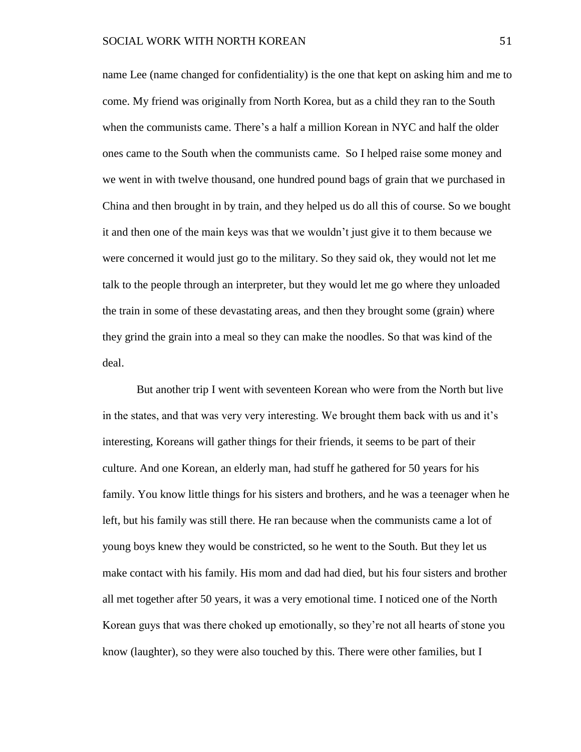name Lee (name changed for confidentiality) is the one that kept on asking him and me to come. My friend was originally from North Korea, but as a child they ran to the South when the communists came. There's a half a million Korean in NYC and half the older ones came to the South when the communists came. So I helped raise some money and we went in with twelve thousand, one hundred pound bags of grain that we purchased in China and then brought in by train, and they helped us do all this of course. So we bought it and then one of the main keys was that we wouldn't just give it to them because we were concerned it would just go to the military. So they said ok, they would not let me talk to the people through an interpreter, but they would let me go where they unloaded the train in some of these devastating areas, and then they brought some (grain) where they grind the grain into a meal so they can make the noodles. So that was kind of the deal.

But another trip I went with seventeen Korean who were from the North but live in the states, and that was very very interesting. We brought them back with us and it's interesting, Koreans will gather things for their friends, it seems to be part of their culture. And one Korean, an elderly man, had stuff he gathered for 50 years for his family. You know little things for his sisters and brothers, and he was a teenager when he left, but his family was still there. He ran because when the communists came a lot of young boys knew they would be constricted, so he went to the South. But they let us make contact with his family. His mom and dad had died, but his four sisters and brother all met together after 50 years, it was a very emotional time. I noticed one of the North Korean guys that was there choked up emotionally, so they're not all hearts of stone you know (laughter), so they were also touched by this. There were other families, but I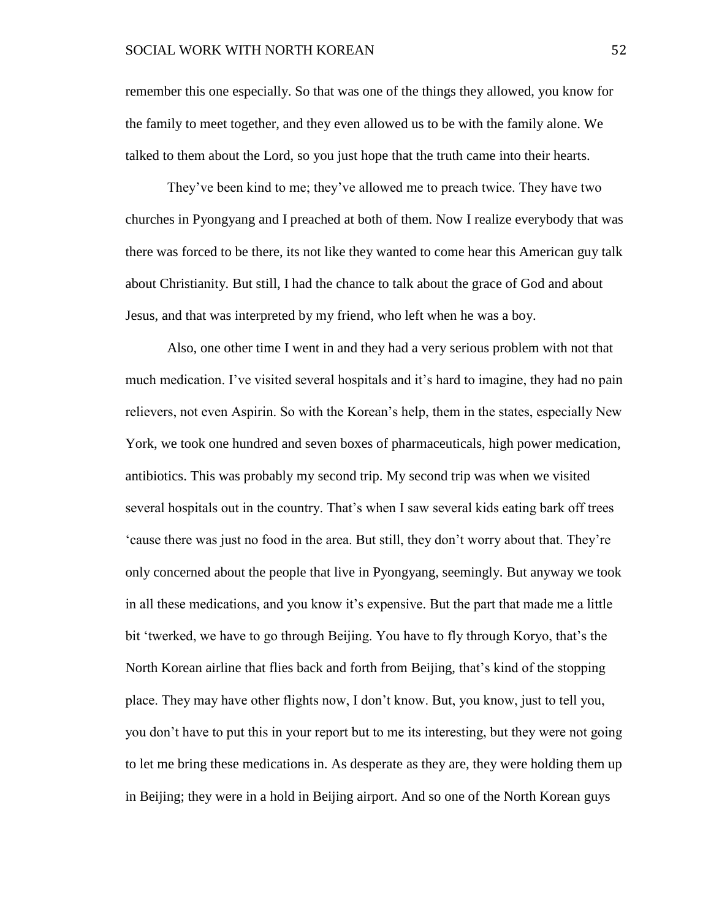remember this one especially. So that was one of the things they allowed, you know for the family to meet together, and they even allowed us to be with the family alone. We talked to them about the Lord, so you just hope that the truth came into their hearts.

They've been kind to me; they've allowed me to preach twice. They have two churches in Pyongyang and I preached at both of them. Now I realize everybody that was there was forced to be there, its not like they wanted to come hear this American guy talk about Christianity. But still, I had the chance to talk about the grace of God and about Jesus, and that was interpreted by my friend, who left when he was a boy.

Also, one other time I went in and they had a very serious problem with not that much medication. I've visited several hospitals and it's hard to imagine, they had no pain relievers, not even Aspirin. So with the Korean's help, them in the states, especially New York, we took one hundred and seven boxes of pharmaceuticals, high power medication, antibiotics. This was probably my second trip. My second trip was when we visited several hospitals out in the country. That's when I saw several kids eating bark off trees 'cause there was just no food in the area. But still, they don't worry about that. They're only concerned about the people that live in Pyongyang, seemingly. But anyway we took in all these medications, and you know it's expensive. But the part that made me a little bit 'twerked, we have to go through Beijing. You have to fly through Koryo, that's the North Korean airline that flies back and forth from Beijing, that's kind of the stopping place. They may have other flights now, I don't know. But, you know, just to tell you, you don't have to put this in your report but to me its interesting, but they were not going to let me bring these medications in. As desperate as they are, they were holding them up in Beijing; they were in a hold in Beijing airport. And so one of the North Korean guys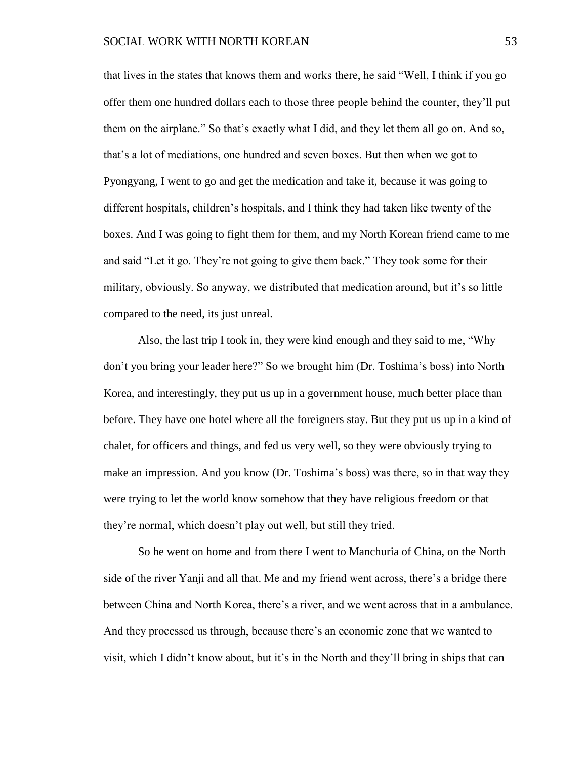that lives in the states that knows them and works there, he said "Well, I think if you go offer them one hundred dollars each to those three people behind the counter, they'll put them on the airplane." So that's exactly what I did, and they let them all go on. And so, that's a lot of mediations, one hundred and seven boxes. But then when we got to Pyongyang, I went to go and get the medication and take it, because it was going to different hospitals, children's hospitals, and I think they had taken like twenty of the boxes. And I was going to fight them for them, and my North Korean friend came to me and said "Let it go. They're not going to give them back." They took some for their military, obviously. So anyway, we distributed that medication around, but it's so little compared to the need, its just unreal.

Also, the last trip I took in, they were kind enough and they said to me, "Why don't you bring your leader here?" So we brought him (Dr. Toshima's boss) into North Korea, and interestingly, they put us up in a government house, much better place than before. They have one hotel where all the foreigners stay. But they put us up in a kind of chalet, for officers and things, and fed us very well, so they were obviously trying to make an impression. And you know (Dr. Toshima's boss) was there, so in that way they were trying to let the world know somehow that they have religious freedom or that they're normal, which doesn't play out well, but still they tried.

So he went on home and from there I went to Manchuria of China, on the North side of the river Yanji and all that. Me and my friend went across, there's a bridge there between China and North Korea, there's a river, and we went across that in a ambulance. And they processed us through, because there's an economic zone that we wanted to visit, which I didn't know about, but it's in the North and they'll bring in ships that can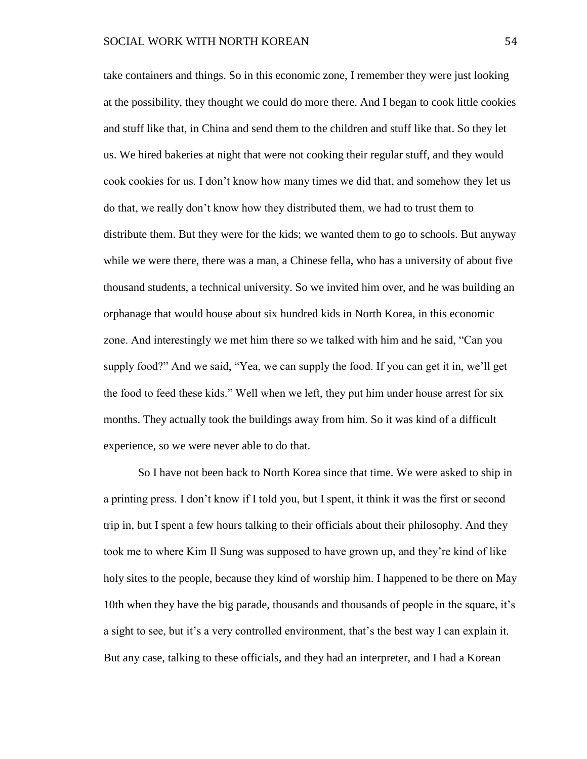take containers and things. So in this economic zone, I remember they were just looking at the possibility, they thought we could do more there. And I began to cook little cookies and stuff like that, in China and send them to the children and stuff like that. So they let us. We hired bakeries at night that were not cooking their regular stuff, and they would cook cookies for us. I don't know how many times we did that, and somehow they let us do that, we really don't know how they distributed them, we had to trust them to distribute them. But they were for the kids; we wanted them to go to schools. But anyway while we were there, there was a man, a Chinese fella, who has a university of about five thousand students, a technical university. So we invited him over, and he was building an orphanage that would house about six hundred kids in North Korea, in this economic zone. And interestingly we met him there so we talked with him and he said, "Can you supply food?" And we said, "Yea, we can supply the food. If you can get it in, we'll get the food to feed these kids." Well when we left, they put him under house arrest for six months. They actually took the buildings away from him. So it was kind of a difficult experience, so we were never able to do that.

So I have not been back to North Korea since that time. We were asked to ship in a printing press. I don't know if I told you, but I spent, it think it was the first or second trip in, but I spent a few hours talking to their officials about their philosophy. And they took me to where Kim Il Sung was supposed to have grown up, and they're kind of like holy sites to the people, because they kind of worship him. I happened to be there on May 10th when they have the big parade, thousands and thousands of people in the square, it's a sight to see, but it's a very controlled environment, that's the best way I can explain it. But any case, talking to these officials, and they had an interpreter, and I had a Korean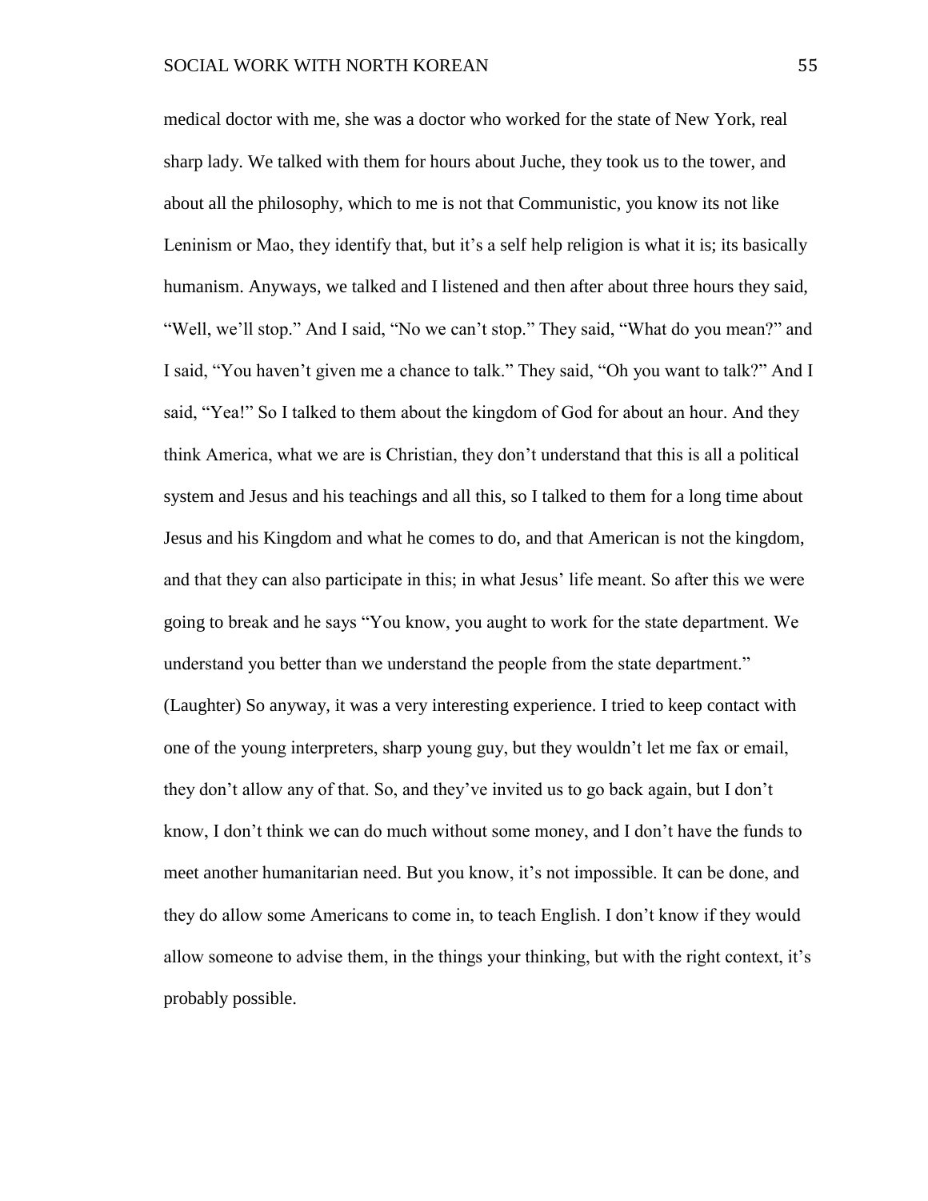medical doctor with me, she was a doctor who worked for the state of New York, real sharp lady. We talked with them for hours about Juche, they took us to the tower, and about all the philosophy, which to me is not that Communistic, you know its not like Leninism or Mao, they identify that, but it's a self help religion is what it is; its basically humanism. Anyways, we talked and I listened and then after about three hours they said, "Well, we'll stop." And I said, "No we can't stop." They said, "What do you mean?" and I said, "You haven't given me a chance to talk." They said, "Oh you want to talk?" And I said, "Yea!" So I talked to them about the kingdom of God for about an hour. And they think America, what we are is Christian, they don't understand that this is all a political system and Jesus and his teachings and all this, so I talked to them for a long time about Jesus and his Kingdom and what he comes to do, and that American is not the kingdom, and that they can also participate in this; in what Jesus' life meant. So after this we were going to break and he says "You know, you aught to work for the state department. We understand you better than we understand the people from the state department." (Laughter) So anyway, it was a very interesting experience. I tried to keep contact with one of the young interpreters, sharp young guy, but they wouldn't let me fax or email, they don't allow any of that. So, and they've invited us to go back again, but I don't know, I don't think we can do much without some money, and I don't have the funds to meet another humanitarian need. But you know, it's not impossible. It can be done, and they do allow some Americans to come in, to teach English. I don't know if they would allow someone to advise them, in the things your thinking, but with the right context, it's probably possible.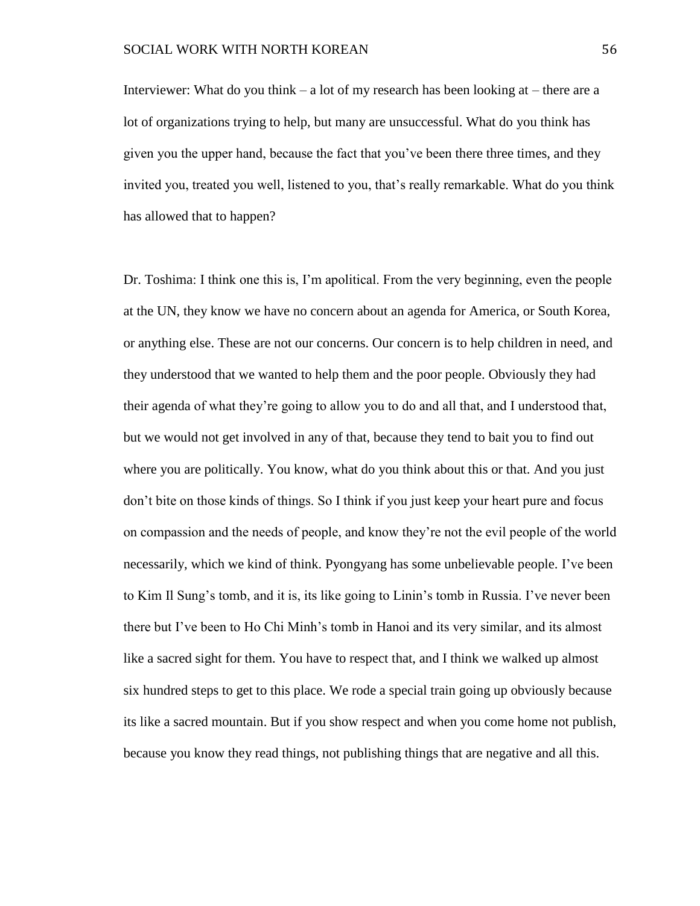Interviewer: What do you think – a lot of my research has been looking at – there are a lot of organizations trying to help, but many are unsuccessful. What do you think has given you the upper hand, because the fact that you've been there three times, and they invited you, treated you well, listened to you, that's really remarkable. What do you think has allowed that to happen?

Dr. Toshima: I think one this is, I'm apolitical. From the very beginning, even the people at the UN, they know we have no concern about an agenda for America, or South Korea, or anything else. These are not our concerns. Our concern is to help children in need, and they understood that we wanted to help them and the poor people. Obviously they had their agenda of what they're going to allow you to do and all that, and I understood that, but we would not get involved in any of that, because they tend to bait you to find out where you are politically. You know, what do you think about this or that. And you just don't bite on those kinds of things. So I think if you just keep your heart pure and focus on compassion and the needs of people, and know they're not the evil people of the world necessarily, which we kind of think. Pyongyang has some unbelievable people. I've been to Kim Il Sung's tomb, and it is, its like going to Linin's tomb in Russia. I've never been there but I've been to Ho Chi Minh's tomb in Hanoi and its very similar, and its almost like a sacred sight for them. You have to respect that, and I think we walked up almost six hundred steps to get to this place. We rode a special train going up obviously because its like a sacred mountain. But if you show respect and when you come home not publish, because you know they read things, not publishing things that are negative and all this.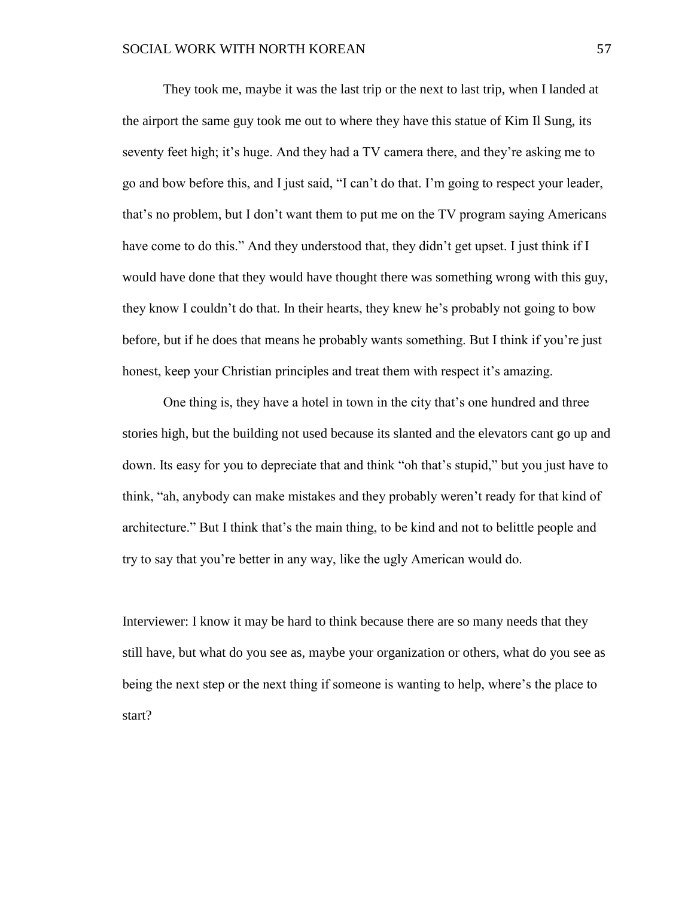They took me, maybe it was the last trip or the next to last trip, when I landed at the airport the same guy took me out to where they have this statue of Kim Il Sung, its seventy feet high; it's huge. And they had a TV camera there, and they're asking me to go and bow before this, and I just said, "I can't do that. I'm going to respect your leader, that's no problem, but I don't want them to put me on the TV program saying Americans have come to do this." And they understood that, they didn't get upset. I just think if I would have done that they would have thought there was something wrong with this guy, they know I couldn't do that. In their hearts, they knew he's probably not going to bow before, but if he does that means he probably wants something. But I think if you're just honest, keep your Christian principles and treat them with respect it's amazing.

One thing is, they have a hotel in town in the city that's one hundred and three stories high, but the building not used because its slanted and the elevators cant go up and down. Its easy for you to depreciate that and think "oh that's stupid," but you just have to think, "ah, anybody can make mistakes and they probably weren't ready for that kind of architecture." But I think that's the main thing, to be kind and not to belittle people and try to say that you're better in any way, like the ugly American would do.

Interviewer: I know it may be hard to think because there are so many needs that they still have, but what do you see as, maybe your organization or others, what do you see as being the next step or the next thing if someone is wanting to help, where's the place to start?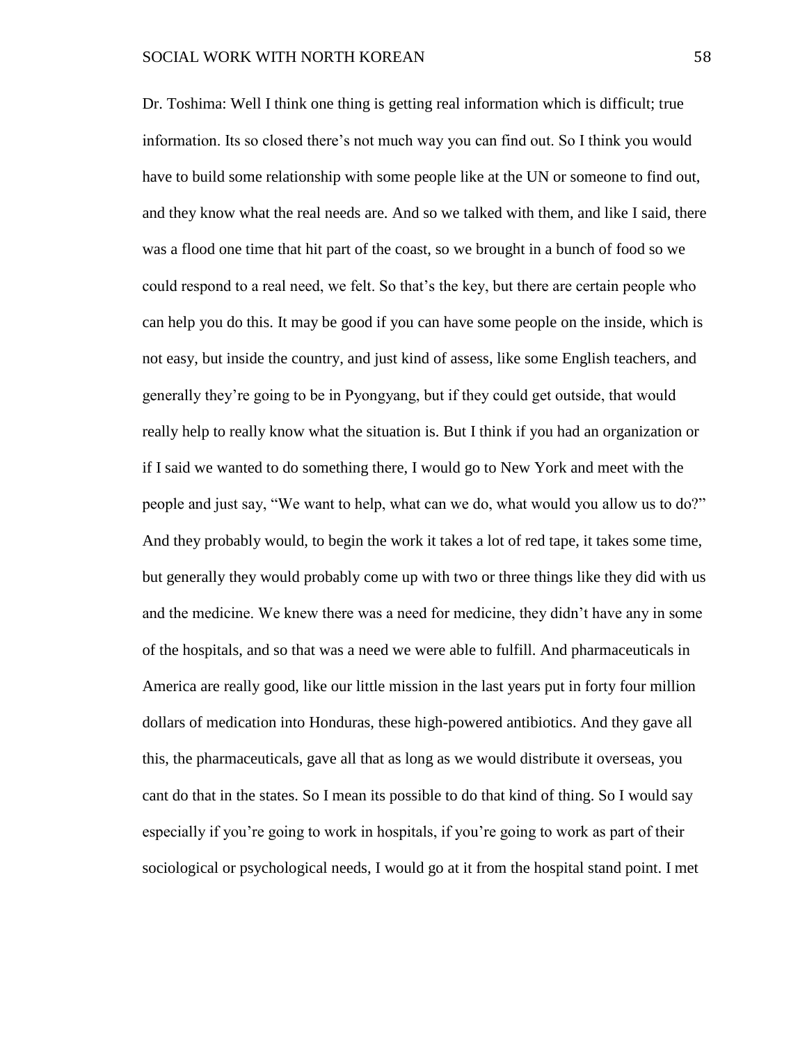Dr. Toshima: Well I think one thing is getting real information which is difficult; true information. Its so closed there's not much way you can find out. So I think you would have to build some relationship with some people like at the UN or someone to find out, and they know what the real needs are. And so we talked with them, and like I said, there was a flood one time that hit part of the coast, so we brought in a bunch of food so we could respond to a real need, we felt. So that's the key, but there are certain people who can help you do this. It may be good if you can have some people on the inside, which is not easy, but inside the country, and just kind of assess, like some English teachers, and generally they're going to be in Pyongyang, but if they could get outside, that would really help to really know what the situation is. But I think if you had an organization or if I said we wanted to do something there, I would go to New York and meet with the people and just say, "We want to help, what can we do, what would you allow us to do?" And they probably would, to begin the work it takes a lot of red tape, it takes some time, but generally they would probably come up with two or three things like they did with us and the medicine. We knew there was a need for medicine, they didn't have any in some of the hospitals, and so that was a need we were able to fulfill. And pharmaceuticals in America are really good, like our little mission in the last years put in forty four million dollars of medication into Honduras, these high-powered antibiotics. And they gave all this, the pharmaceuticals, gave all that as long as we would distribute it overseas, you cant do that in the states. So I mean its possible to do that kind of thing. So I would say especially if you're going to work in hospitals, if you're going to work as part of their sociological or psychological needs, I would go at it from the hospital stand point. I met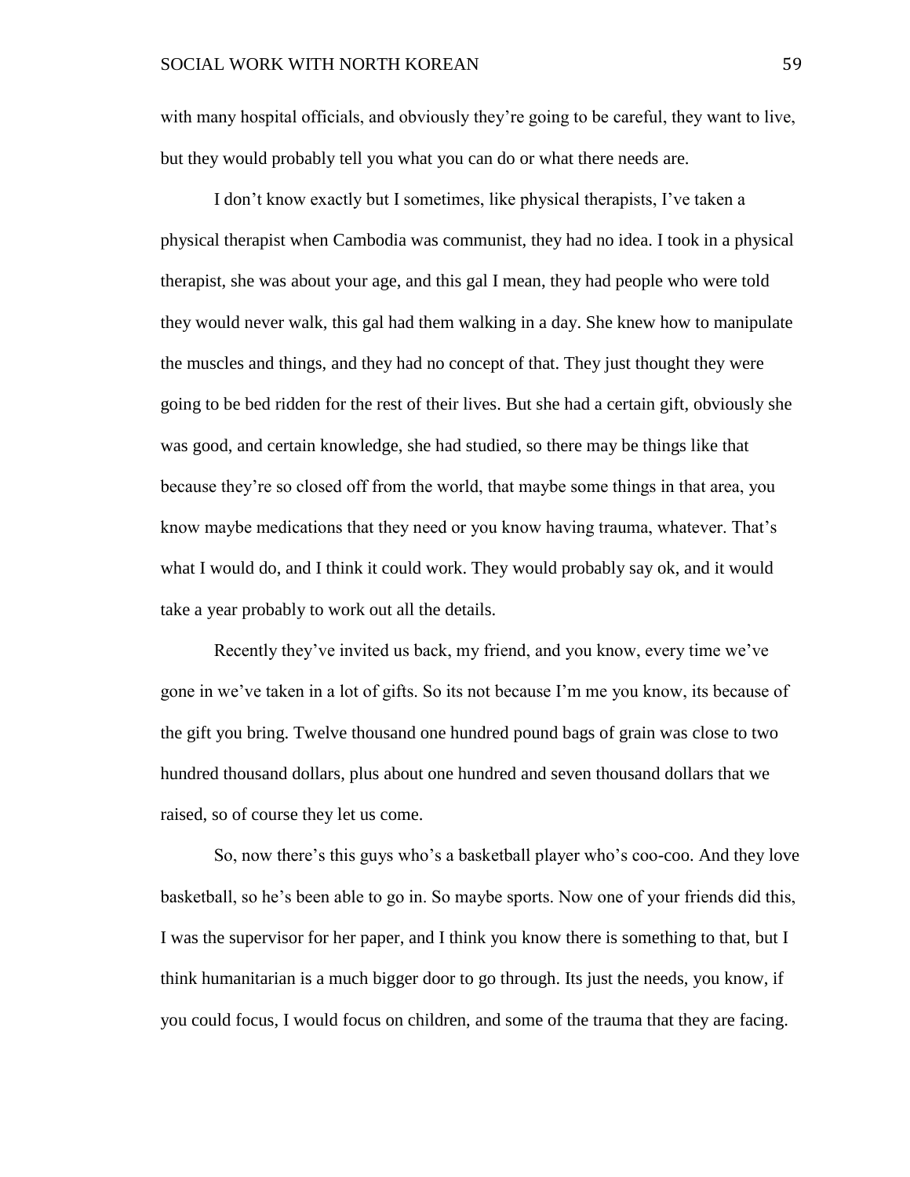with many hospital officials, and obviously they're going to be careful, they want to live, but they would probably tell you what you can do or what there needs are.

I don't know exactly but I sometimes, like physical therapists, I've taken a physical therapist when Cambodia was communist, they had no idea. I took in a physical therapist, she was about your age, and this gal I mean, they had people who were told they would never walk, this gal had them walking in a day. She knew how to manipulate the muscles and things, and they had no concept of that. They just thought they were going to be bed ridden for the rest of their lives. But she had a certain gift, obviously she was good, and certain knowledge, she had studied, so there may be things like that because they're so closed off from the world, that maybe some things in that area, you know maybe medications that they need or you know having trauma, whatever. That's what I would do, and I think it could work. They would probably say ok, and it would take a year probably to work out all the details.

Recently they've invited us back, my friend, and you know, every time we've gone in we've taken in a lot of gifts. So its not because I'm me you know, its because of the gift you bring. Twelve thousand one hundred pound bags of grain was close to two hundred thousand dollars, plus about one hundred and seven thousand dollars that we raised, so of course they let us come.

So, now there's this guys who's a basketball player who's coo-coo. And they love basketball, so he's been able to go in. So maybe sports. Now one of your friends did this, I was the supervisor for her paper, and I think you know there is something to that, but I think humanitarian is a much bigger door to go through. Its just the needs, you know, if you could focus, I would focus on children, and some of the trauma that they are facing.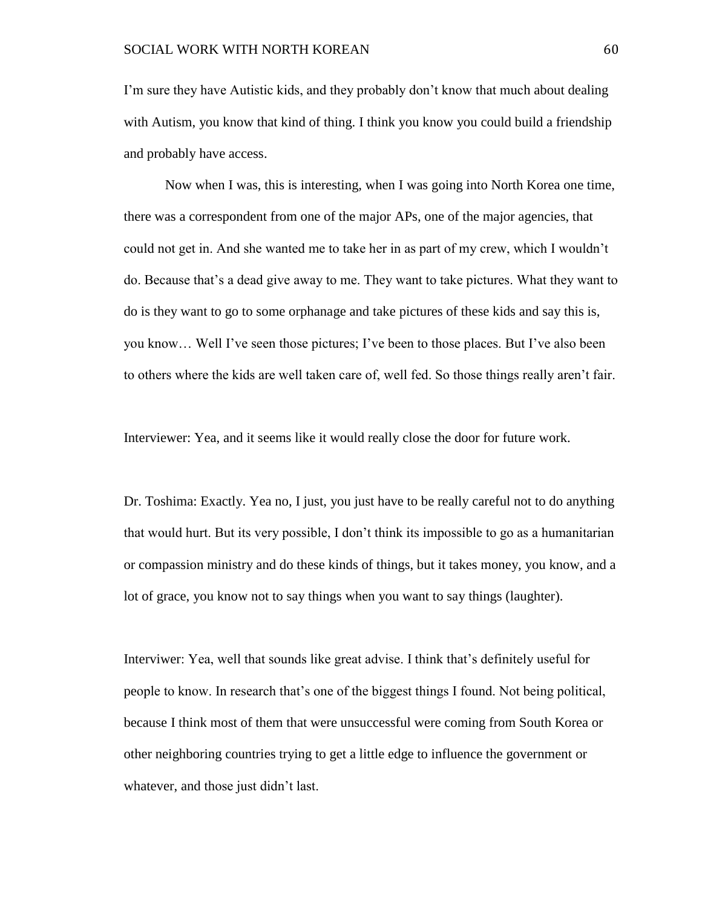I'm sure they have Autistic kids, and they probably don't know that much about dealing with Autism, you know that kind of thing. I think you know you could build a friendship and probably have access.

Now when I was, this is interesting, when I was going into North Korea one time, there was a correspondent from one of the major APs, one of the major agencies, that could not get in. And she wanted me to take her in as part of my crew, which I wouldn't do. Because that's a dead give away to me. They want to take pictures. What they want to do is they want to go to some orphanage and take pictures of these kids and say this is, you know… Well I've seen those pictures; I've been to those places. But I've also been to others where the kids are well taken care of, well fed. So those things really aren't fair.

Interviewer: Yea, and it seems like it would really close the door for future work.

Dr. Toshima: Exactly. Yea no, I just, you just have to be really careful not to do anything that would hurt. But its very possible, I don't think its impossible to go as a humanitarian or compassion ministry and do these kinds of things, but it takes money, you know, and a lot of grace, you know not to say things when you want to say things (laughter).

Interviwer: Yea, well that sounds like great advise. I think that's definitely useful for people to know. In research that's one of the biggest things I found. Not being political, because I think most of them that were unsuccessful were coming from South Korea or other neighboring countries trying to get a little edge to influence the government or whatever, and those just didn't last.